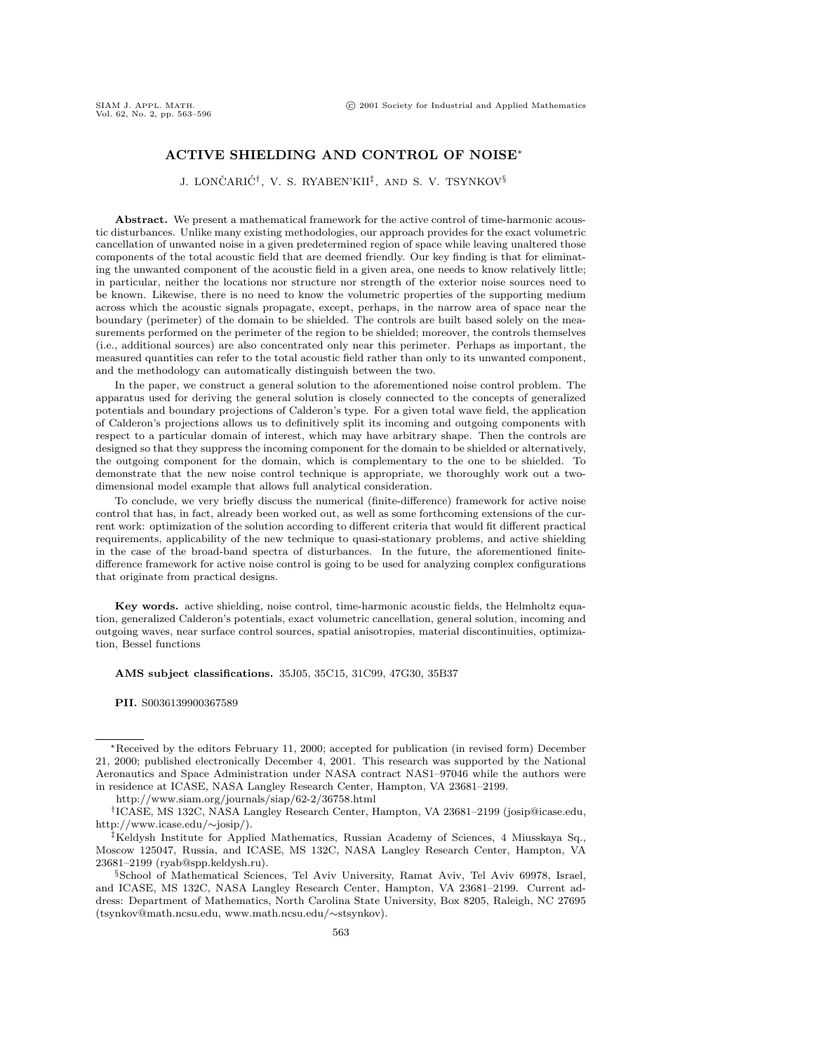# ACTIVE SHIELDING AND CONTROL OF NOISE*

J. LONČARIĆ[†], V. S. RYABEN'KII[‡], AND S. V. TSYNKOV[§]

**Abstract.** We present a mathematical framework for the active control of time-harmonic acoustic disturbances. Unlike many existing methodologies, our approach provides for the exact volumetric cancellation of unwanted noise in a given predetermined region of space while leaving unaltered those components of the total acoustic field that are deemed friendly. Our key finding is that for eliminating the unwanted component of the acoustic field in a given area, one needs to know relatively little; in particular, neither the locations nor structure nor strength of the exterior noise sources need to be known. Likewise, there is no need to know the volumetric properties of the supporting medium across which the acoustic signals propagate, except, perhaps, in the narrow area of space near the boundary (perimeter) of the domain to be shielded. The controls are built based solely on the measurements performed on the perimeter of the region to be shielded; moreover, the controls themselves (i.e., additional sources) are also concentrated only near this perimeter. Perhaps as important, the measured quantities can refer to the total acoustic field rather than only to its unwanted component, and the methodology can automatically distinguish between the two.

In the paper, we construct a general solution to the aforementioned noise control problem. The apparatus used for deriving the general solution is closely connected to the concepts of generalized potentials and boundary projections of Calderon's type. For a given total wave field, the application of Calderon's projections allows us to definitively split its incoming and outgoing components with respect to a particular domain of interest, which may have arbitrary shape. Then the controls are designed so that they suppress the incoming component for the domain to be shielded or alternatively, the outgoing component for the domain, which is complementary to the one to be shielded. To demonstrate that the new noise control technique is appropriate, we thoroughly work out a two-dimensional model example that allows full analytical consideration.

To conclude, we very briefly discuss the numerical (finite-difference) framework for active noise control that has, in fact, already been worked out, as well as some forthcoming extensions of the current work: optimization of the solution according to different criteria that would fit different practical requirements, applicability of the new technique to quasi-stationary problems, and active shielding in the case of the broad-band spectra of disturbances. In the future, the aforementioned finite-difference framework for active noise control is going to be used for analyzing complex configurations that originate from practical designs.

**Key words.** active shielding, noise control, time-harmonic acoustic fields, the Helmholtz equation, generalized Calderon's potentials, exact volumetric cancellation, general solution, incoming and outgoing waves, near surface control sources, spatial anisotropies, material discontinuities, optimization, Bessel functions

**AMS subject classifications.** 35J05, 35C15, 31C99, 47G30, 35B37

**PII.** S0036139900367589

---

*Received by the editors February 11, 2000; accepted for publication (in revised form) December 21, 2000; published electronically December 4, 2001. This research was supported by the National Aeronautics and Space Administration under NASA contract NAS1–97046 while the authors were in residence at ICASE, NASA Langley Research Center, Hampton, VA 23681–2199.

http://www.siam.org/journals/siap/62-2/36758.html

[†]ICASE, MS 132C, NASA Langley Research Center, Hampton, VA 23681–2199 (josip@icase.edu, http://www.icase.edu/∼josip/).

[‡]Keldysh Institute for Applied Mathematics, Russian Academy of Sciences, 4 Miusskaya Sq., Moscow 125047, Russia, and ICASE, MS 132C, NASA Langley Research Center, Hampton, VA 23681–2199 (ryab@spp.keldysh.ru).

[§]School of Mathematical Sciences, Tel Aviv University, Ramat Aviv, Tel Aviv 69978, Israel, and ICASE, MS 132C, NASA Langley Research Center, Hampton, VA 23681–2199. Current address: Department of Mathematics, North Carolina State University, Box 8205, Raleigh, NC 27695 (tsynkov@math.ncsu.edu, www.math.ncsu.edu/∼stsynkov).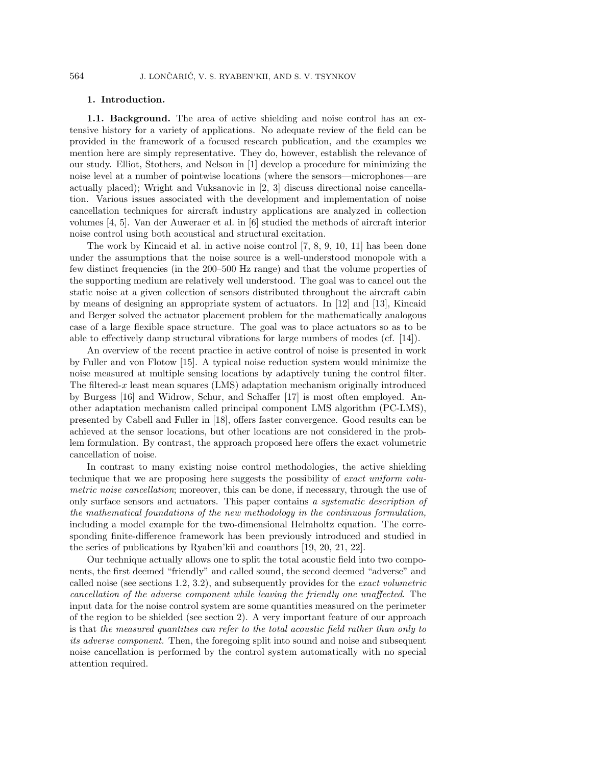## 1. Introduction.

**1.1. Background.** The area of active shielding and noise control has an extensive history for a variety of applications. No adequate review of the field can be provided in the framework of a focused research publication, and the examples we mention here are simply representative. They do, however, establish the relevance of our study. Elliot, Stothers, and Nelson in [1] develop a procedure for minimizing the noise level at a number of pointwise locations (where the sensors—microphones—are actually placed); Wright and Vuksanovic in [2, 3] discuss directional noise cancellation. Various issues associated with the development and implementation of noise cancellation techniques for aircraft industry applications are analyzed in collection volumes [4, 5]. Van der Auweraer et al. in [6] studied the methods of aircraft interior noise control using both acoustical and structural excitation.

The work by Kincaid et al. in active noise control [7, 8, 9, 10, 11] has been done under the assumptions that the noise source is a well-understood monopole with a few distinct frequencies (in the 200–500 Hz range) and that the volume properties of the supporting medium are relatively well understood. The goal was to cancel out the static noise at a given collection of sensors distributed throughout the aircraft cabin by means of designing an appropriate system of actuators. In [12] and [13], Kincaid and Berger solved the actuator placement problem for the mathematically analogous case of a large flexible space structure. The goal was to place actuators so as to be able to effectively damp structural vibrations for large numbers of modes (cf. [14]).

An overview of the recent practice in active control of noise is presented in work by Fuller and von Flotow [15]. A typical noise reduction system would minimize the noise measured at multiple sensing locations by adaptively tuning the control filter. The filtered-$x$ least mean squares (LMS) adaptation mechanism originally introduced by Burgess [16] and Widrow, Schur, and Schaffer [17] is most often employed. Another adaptation mechanism called principal component LMS algorithm (PC-LMS), presented by Cabell and Fuller in [18], offers faster convergence. Good results can be achieved at the sensor locations, but other locations are not considered in the problem formulation. By contrast, the approach proposed here offers the exact volumetric cancellation of noise.

In contrast to many existing noise control methodologies, the active shielding technique that we are proposing here suggests the possibility of *exact uniform volumetric noise cancellation*; moreover, this can be done, if necessary, through the use of only surface sensors and actuators. This paper contains *a systematic description of the mathematical foundations of the new methodology in the continuous formulation,* including a model example for the two-dimensional Helmholtz equation. The corresponding finite-difference framework has been previously introduced and studied in the series of publications by Ryaben'kii and coauthors [19, 20, 21, 22].

Our technique actually allows one to split the total acoustic field into two components, the first deemed "friendly" and called sound, the second deemed "adverse" and called noise (see sections 1.2, 3.2), and subsequently provides for the *exact volumetric cancellation of the adverse component while leaving the friendly one unaffected*. The input data for the noise control system are some quantities measured on the perimeter of the region to be shielded (see section 2). A very important feature of our approach is that *the measured quantities can refer to the total acoustic field rather than only to its adverse component.* Then, the foregoing split into sound and noise and subsequent noise cancellation is performed by the control system automatically with no special attention required.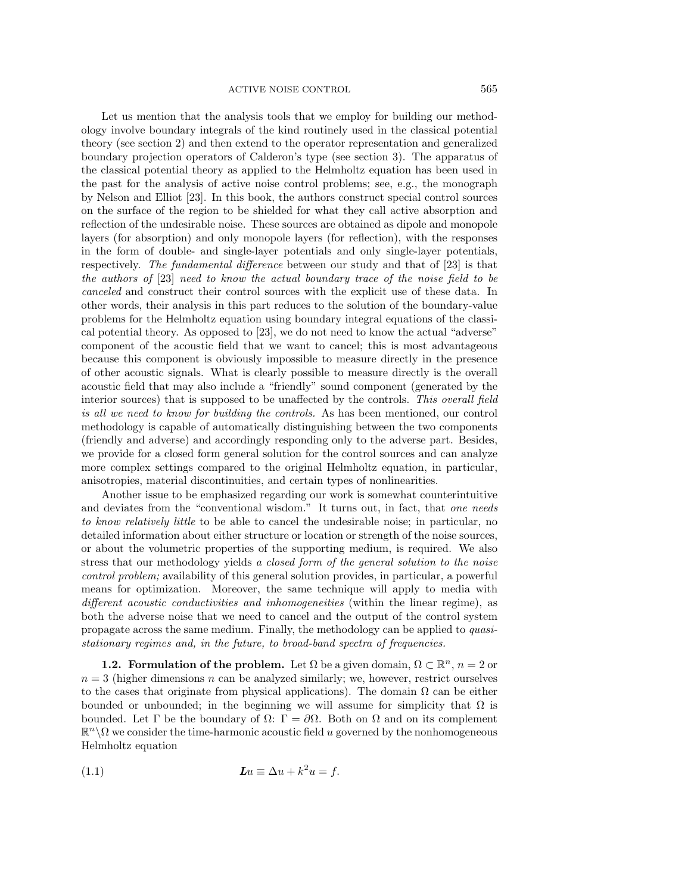Let us mention that the analysis tools that we employ for building our methodology involve boundary integrals of the kind routinely used in the classical potential theory (see section 2) and then extend to the operator representation and generalized boundary projection operators of Calderon's type (see section 3). The apparatus of the classical potential theory as applied to the Helmholtz equation has been used in the past for the analysis of active noise control problems; see, e.g., the monograph by Nelson and Elliot [23]. In this book, the authors construct special control sources on the surface of the region to be shielded for what they call active absorption and reflection of the undesirable noise. These sources are obtained as dipole and monopole layers (for absorption) and only monopole layers (for reflection), with the responses in the form of double- and single-layer potentials and only single-layer potentials, respectively. *The fundamental difference* between our study and that of [23] is that *the authors of* [23] *need to know the actual boundary trace of the noise field to be canceled* and construct their control sources with the explicit use of these data. In other words, their analysis in this part reduces to the solution of the boundary-value problems for the Helmholtz equation using boundary integral equations of the classical potential theory. As opposed to [23], we do not need to know the actual "adverse" component of the acoustic field that we want to cancel; this is most advantageous because this component is obviously impossible to measure directly in the presence of other acoustic signals. What is clearly possible to measure directly is the overall acoustic field that may also include a "friendly" sound component (generated by the interior sources) that is supposed to be unaffected by the controls. *This overall field is all we need to know for building the controls.* As has been mentioned, our control methodology is capable of automatically distinguishing between the two components (friendly and adverse) and accordingly responding only to the adverse part. Besides, we provide for a closed form general solution for the control sources and can analyze more complex settings compared to the original Helmholtz equation, in particular, anisotropies, material discontinuities, and certain types of nonlinearities.

Another issue to be emphasized regarding our work is somewhat counterintuitive and deviates from the "conventional wisdom." It turns out, in fact, that *one needs to know relatively little* to be able to cancel the undesirable noise; in particular, no detailed information about either structure or location or strength of the noise sources, or about the volumetric properties of the supporting medium, is required. We also stress that our methodology yields *a closed form of the general solution to the noise control problem;* availability of this general solution provides, in particular, a powerful means for optimization. Moreover, the same technique will apply to media with *different acoustic conductivities and inhomogeneities* (within the linear regime), as both the adverse noise that we need to cancel and the output of the control system propagate across the same medium. Finally, the methodology can be applied to *quasi-stationary regimes and, in the future, to broad-band spectra of frequencies.*

### 1.2. Formulation of the problem.

Let $\Omega$ be a given domain, $\Omega \subset \mathbb{R}^n$, $n = 2$ or $n = 3$ (higher dimensions $n$ can be analyzed similarly; we, however, restrict ourselves to the cases that originate from physical applications). The domain $\Omega$ can be either bounded or unbounded; in the beginning we will assume for simplicity that $\Omega$ is bounded. Let $\Gamma$ be the boundary of $\Omega$: $\Gamma = \partial\Omega$. Both on $\Omega$ and on its complement $\mathbb{R}^n \backslash \Omega$ we consider the time-harmonic acoustic field $u$ governed by the nonhomogeneous Helmholtz equation

$$\boldsymbol{L}u \equiv \Delta u + k^2 u = f. \tag{1.1}$$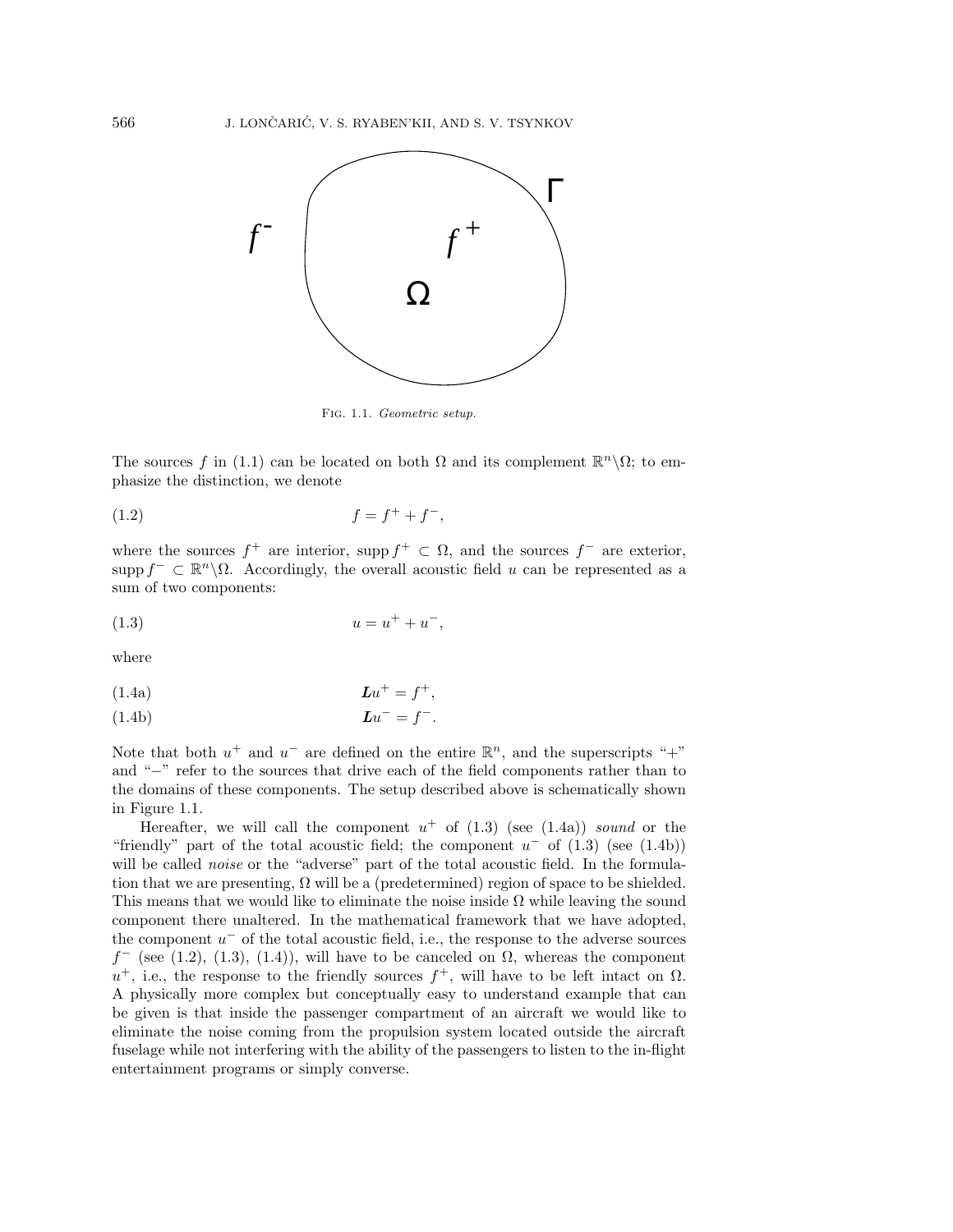$f^-$

$\Gamma$

$f^+$

$\Omega$

FIG. 1.1. *Geometric setup.*

The sources $f$ in (1.1) can be located on both $\Omega$ and its complement $\mathbb{R}^n\backslash\Omega$; to emphasize the distinction, we denote

$$f = f^+ + f^-, \tag{1.2}$$

where the sources $f^+$ are interior, $\operatorname{supp} f^+ \subset \Omega$, and the sources $f^-$ are exterior, $\operatorname{supp} f^- \subset \mathbb{R}^n\backslash\Omega$. Accordingly, the overall acoustic field $u$ can be represented as a sum of two components:

$$u = u^+ + u^-, \tag{1.3}$$

where

$$\boldsymbol{L}u^+ = f^+, \tag{1.4a}$$

$$\boldsymbol{L}u^- = f^-. \tag{1.4b}$$

Note that both $u^+$ and $u^-$ are defined on the entire $\mathbb{R}^n$, and the superscripts "+" and "−" refer to the sources that drive each of the field components rather than to the domains of these components. The setup described above is schematically shown in Figure 1.1.

Hereafter, we will call the component $u^+$ of (1.3) (see (1.4a)) *sound* or the "friendly" part of the total acoustic field; the component $u^-$ of (1.3) (see (1.4b)) will be called *noise* or the "adverse" part of the total acoustic field. In the formulation that we are presenting, $\Omega$ will be a (predetermined) region of space to be shielded. This means that we would like to eliminate the noise inside $\Omega$ while leaving the sound component there unaltered. In the mathematical framework that we have adopted, the component $u^-$ of the total acoustic field, i.e., the response to the adverse sources $f^-$ (see (1.2), (1.3), (1.4)), will have to be canceled on $\Omega$, whereas the component $u^+$, i.e., the response to the friendly sources $f^+$, will have to be left intact on $\Omega$. A physically more complex but conceptually easy to understand example that can be given is that inside the passenger compartment of an aircraft we would like to eliminate the noise coming from the propulsion system located outside the aircraft fuselage while not interfering with the ability of the passengers to listen to the in-flight entertainment programs or simply converse.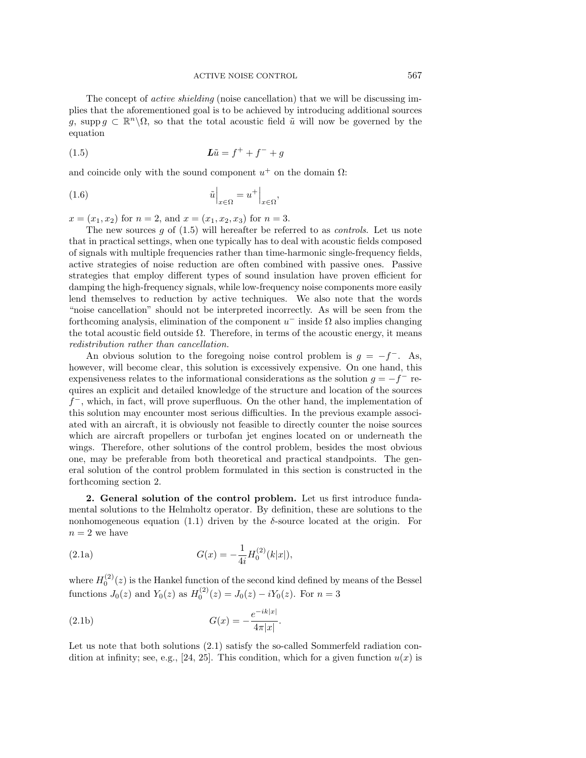The concept of *active shielding* (noise cancellation) that we will be discussing implies that the aforementioned goal is to be achieved by introducing additional sources $g$, $\operatorname{supp} g \subset \mathbb{R}^n \backslash \Omega$, so that the total acoustic field $\tilde{u}$ will now be governed by the equation

$$\boldsymbol{L}\tilde{u} = f^+ + f^- + g \tag{1.5}$$

and coincide only with the sound component $u^+$ on the domain $\Omega$:

$$\tilde{u}\Big|_{x\in\Omega} = u^+\Big|_{x\in\Omega}, \tag{1.6}$$

$x = (x_1, x_2)$ for $n = 2$, and $x = (x_1, x_2, x_3)$ for $n = 3$.

The new sources $g$ of (1.5) will hereafter be referred to as *controls*. Let us note that in practical settings, when one typically has to deal with acoustic fields composed of signals with multiple frequencies rather than time-harmonic single-frequency fields, active strategies of noise reduction are often combined with passive ones. Passive strategies that employ different types of sound insulation have proven efficient for damping the high-frequency signals, while low-frequency noise components more easily lend themselves to reduction by active techniques. We also note that the words "noise cancellation" should not be interpreted incorrectly. As will be seen from the forthcoming analysis, elimination of the component $u^-$ inside $\Omega$ also implies changing the total acoustic field outside $\Omega$. Therefore, in terms of the acoustic energy, it means *redistribution rather than cancellation*.

An obvious solution to the foregoing noise control problem is $g = -f^-$. As, however, will become clear, this solution is excessively expensive. On one hand, this expensiveness relates to the informational considerations as the solution $g = -f^-$ requires an explicit and detailed knowledge of the structure and location of the sources $f^-$, which, in fact, will prove superfluous. On the other hand, the implementation of this solution may encounter most serious difficulties. In the previous example associated with an aircraft, it is obviously not feasible to directly counter the noise sources which are aircraft propellers or turbofan jet engines located on or underneath the wings. Therefore, other solutions of the control problem, besides the most obvious one, may be preferable from both theoretical and practical standpoints. The general solution of the control problem formulated in this section is constructed in the forthcoming section 2.

**2. General solution of the control problem.** Let us first introduce fundamental solutions to the Helmholtz operator. By definition, these are solutions to the nonhomogeneous equation (1.1) driven by the $\delta$-source located at the origin. For $n = 2$ we have

$$G(x) = -\frac{1}{4i} H_0^{(2)}(k|x|), \tag{2.1a}$$

where $H_0^{(2)}(z)$ is the Hankel function of the second kind defined by means of the Bessel functions $J_0(z)$ and $Y_0(z)$ as $H_0^{(2)}(z) = J_0(z) - iY_0(z)$. For $n = 3$

$$G(x) = -\frac{e^{-ik|x|}}{4\pi|x|}. \tag{2.1b}$$

Let us note that both solutions (2.1) satisfy the so-called Sommerfeld radiation condition at infinity; see, e.g., [24, 25]. This condition, which for a given function $u(x)$ is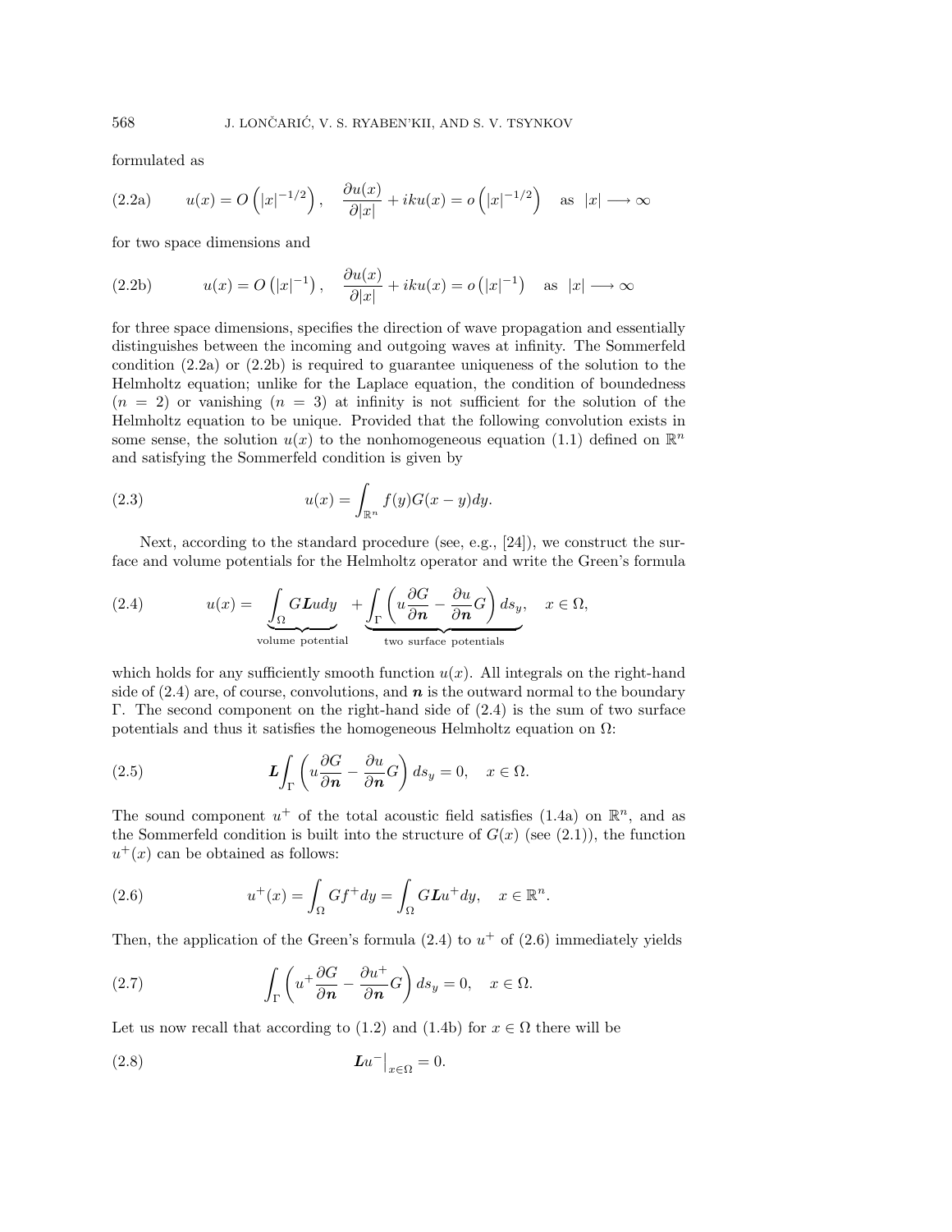formulated as

$$u(x) = O\left(|x|^{-1/2}\right), \quad \frac{\partial u(x)}{\partial |x|} + iku(x) = o\left(|x|^{-1/2}\right) \quad \text{as} \quad |x| \longrightarrow \infty \tag{2.2a}$$

for two space dimensions and

$$u(x) = O\left(|x|^{-1}\right), \quad \frac{\partial u(x)}{\partial |x|} + iku(x) = o\left(|x|^{-1}\right) \quad \text{as} \quad |x| \longrightarrow \infty \tag{2.2b}$$

for three space dimensions, specifies the direction of wave propagation and essentially distinguishes between the incoming and outgoing waves at infinity. The Sommerfeld condition (2.2a) or (2.2b) is required to guarantee uniqueness of the solution to the Helmholtz equation; unlike for the Laplace equation, the condition of boundedness ($n = 2$) or vanishing ($n = 3$) at infinity is not sufficient for the solution of the Helmholtz equation to be unique. Provided that the following convolution exists in some sense, the solution $u(x)$ to the nonhomogeneous equation (1.1) defined on $\mathbb{R}^n$ and satisfying the Sommerfeld condition is given by

$$u(x) = \int_{\mathbb{R}^n} f(y) G(x - y) dy. \tag{2.3}$$

Next, according to the standard procedure (see, e.g., [24]), we construct the surface and volume potentials for the Helmholtz operator and write the Green's formula

$$u(x) = \underbrace{\int_\Omega G \boldsymbol{L} u dy}_{\text{volume potential}} + \underbrace{\int_\Gamma \left( u \frac{\partial G}{\partial \boldsymbol{n}} - \frac{\partial u}{\partial \boldsymbol{n}} G \right) ds_y}_{\text{two surface potentials}}, \quad x \in \Omega, \tag{2.4}$$

which holds for any sufficiently smooth function $u(x)$. All integrals on the right-hand side of (2.4) are, of course, convolutions, and $\boldsymbol{n}$ is the outward normal to the boundary $\Gamma$. The second component on the right-hand side of (2.4) is the sum of two surface potentials and thus it satisfies the homogeneous Helmholtz equation on $\Omega$:

$$\boldsymbol{L} \int_\Gamma \left( u \frac{\partial G}{\partial \boldsymbol{n}} - \frac{\partial u}{\partial \boldsymbol{n}} G \right) ds_y = 0, \quad x \in \Omega. \tag{2.5}$$

The sound component $u^+$ of the total acoustic field satisfies (1.4a) on $\mathbb{R}^n$, and as the Sommerfeld condition is built into the structure of $G(x)$ (see (2.1)), the function $u^+(x)$ can be obtained as follows:

$$u^+(x) = \int_\Omega G f^+ dy = \int_\Omega G \boldsymbol{L} u^+ dy, \quad x \in \mathbb{R}^n. \tag{2.6}$$

Then, the application of the Green's formula (2.4) to $u^+$ of (2.6) immediately yields

$$\int_\Gamma \left( u^+ \frac{\partial G}{\partial \boldsymbol{n}} - \frac{\partial u^+}{\partial \boldsymbol{n}} G \right) ds_y = 0, \quad x \in \Omega. \tag{2.7}$$

Let us now recall that according to (1.2) and (1.4b) for $x \in \Omega$ there will be

$$\boldsymbol{L} u^- \big|_{x \in \Omega} = 0. \tag{2.8}$$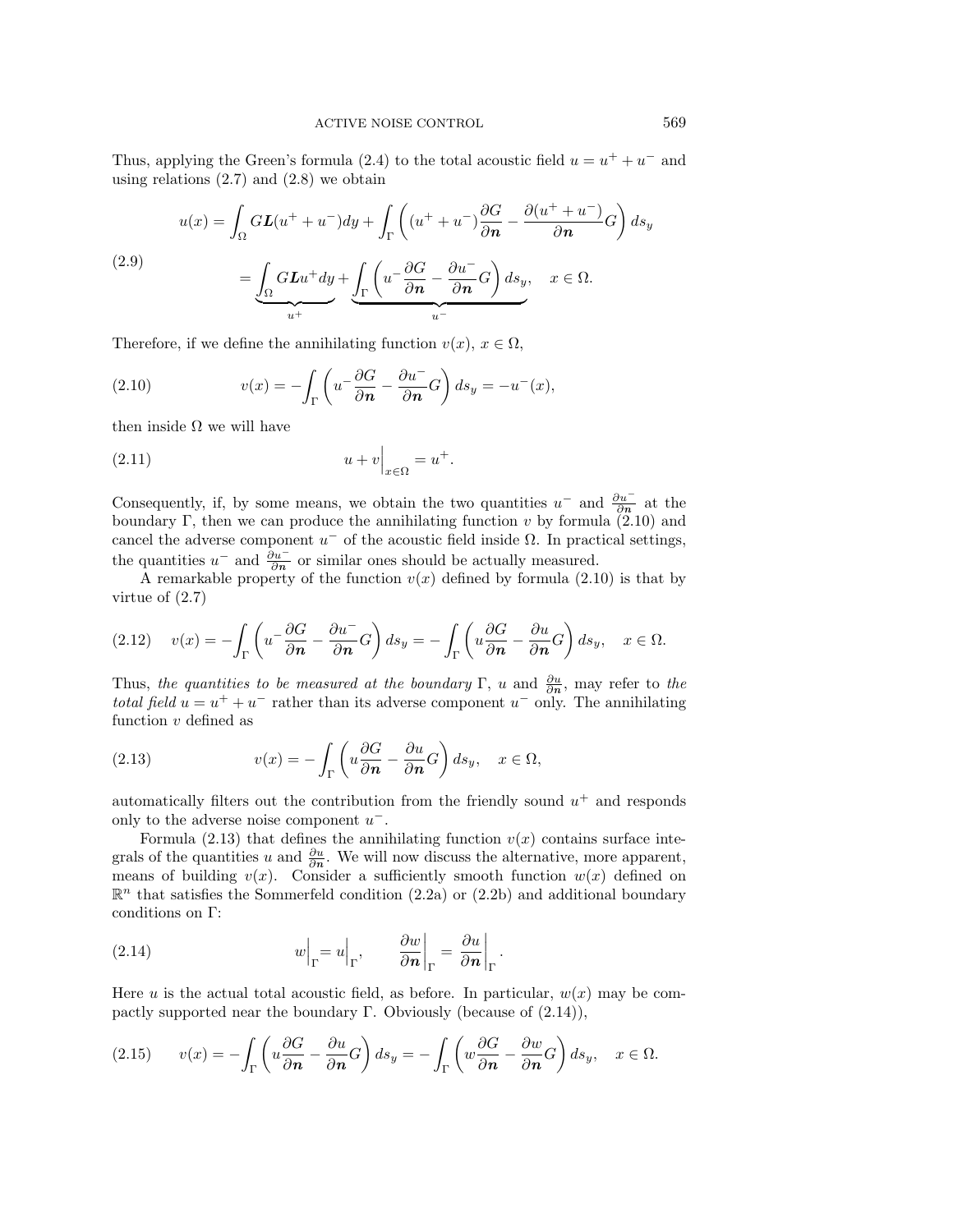Thus, applying the Green's formula (2.4) to the total acoustic field $u = u^+ + u^-$ and using relations (2.7) and (2.8) we obtain

$$
\begin{aligned}
u(x) &= \int_\Omega G\boldsymbol{L}(u^+ + u^-)dy + \int_\Gamma \left( (u^+ + u^-)\frac{\partial G}{\partial \boldsymbol{n}} - \frac{\partial (u^+ + u^-)}{\partial \boldsymbol{n}} G \right) ds_y \\
&= \underbrace{\int_\Omega G\boldsymbol{L}u^+ dy}_{u^+} + \underbrace{\int_\Gamma \left( u^- \frac{\partial G}{\partial \boldsymbol{n}} - \frac{\partial u^-}{\partial \boldsymbol{n}} G \right) ds_y}_{u^-}, \quad x \in \Omega.
\end{aligned}
\tag{2.9}
$$

Therefore, if we define the annihilating function $v(x)$, $x \in \Omega$,

$$
v(x) = -\int_\Gamma \left( u^- \frac{\partial G}{\partial \boldsymbol{n}} - \frac{\partial u^-}{\partial \boldsymbol{n}} G \right) ds_y = -u^-(x), \tag{2.10}
$$

then inside $\Omega$ we will have

$$
u + v\Big|_{x \in \Omega} = u^+. \tag{2.11}
$$

Consequently, if, by some means, we obtain the two quantities $u^-$ and $\frac{\partial u^-}{\partial \boldsymbol{n}}$ at the boundary $\Gamma$, then we can produce the annihilating function $v$ by formula (2.10) and cancel the adverse component $u^-$ of the acoustic field inside $\Omega$. In practical settings, the quantities $u^-$ and $\frac{\partial u^-}{\partial \boldsymbol{n}}$ or similar ones should be actually measured.

A remarkable property of the function $v(x)$ defined by formula (2.10) is that by virtue of (2.7)

$$
v(x) = -\int_\Gamma \left( u^- \frac{\partial G}{\partial \boldsymbol{n}} - \frac{\partial u^-}{\partial \boldsymbol{n}} G \right) ds_y = -\int_\Gamma \left( u \frac{\partial G}{\partial \boldsymbol{n}} - \frac{\partial u}{\partial \boldsymbol{n}} G \right) ds_y, \quad x \in \Omega. \tag{2.12}
$$

Thus, *the quantities to be measured at the boundary* $\Gamma$, $u$ and $\frac{\partial u}{\partial \boldsymbol{n}}$, may refer to *the total field* $u = u^+ + u^-$ rather than its adverse component $u^-$ only. The annihilating function $v$ defined as

$$
v(x) = -\int_\Gamma \left( u \frac{\partial G}{\partial \boldsymbol{n}} - \frac{\partial u}{\partial \boldsymbol{n}} G \right) ds_y, \quad x \in \Omega, \tag{2.13}
$$

automatically filters out the contribution from the friendly sound $u^+$ and responds only to the adverse noise component $u^-$.

Formula (2.13) that defines the annihilating function $v(x)$ contains surface integrals of the quantities $u$ and $\frac{\partial u}{\partial \boldsymbol{n}}$. We will now discuss the alternative, more apparent, means of building $v(x)$. Consider a sufficiently smooth function $w(x)$ defined on $\mathbb{R}^n$ that satisfies the Sommerfeld condition (2.2a) or (2.2b) and additional boundary conditions on $\Gamma$:

$$
w\Big|_\Gamma = u\Big|_\Gamma, \qquad \frac{\partial w}{\partial \boldsymbol{n}}\Big|_\Gamma = \frac{\partial u}{\partial \boldsymbol{n}}\Big|_\Gamma. \tag{2.14}
$$

Here $u$ is the actual total acoustic field, as before. In particular, $w(x)$ may be compactly supported near the boundary $\Gamma$. Obviously (because of (2.14)),

$$
v(x) = -\int_\Gamma \left( u \frac{\partial G}{\partial \boldsymbol{n}} - \frac{\partial u}{\partial \boldsymbol{n}} G \right) ds_y = -\int_\Gamma \left( w \frac{\partial G}{\partial \boldsymbol{n}} - \frac{\partial w}{\partial \boldsymbol{n}} G \right) ds_y, \quad x \in \Omega. \tag{2.15}
$$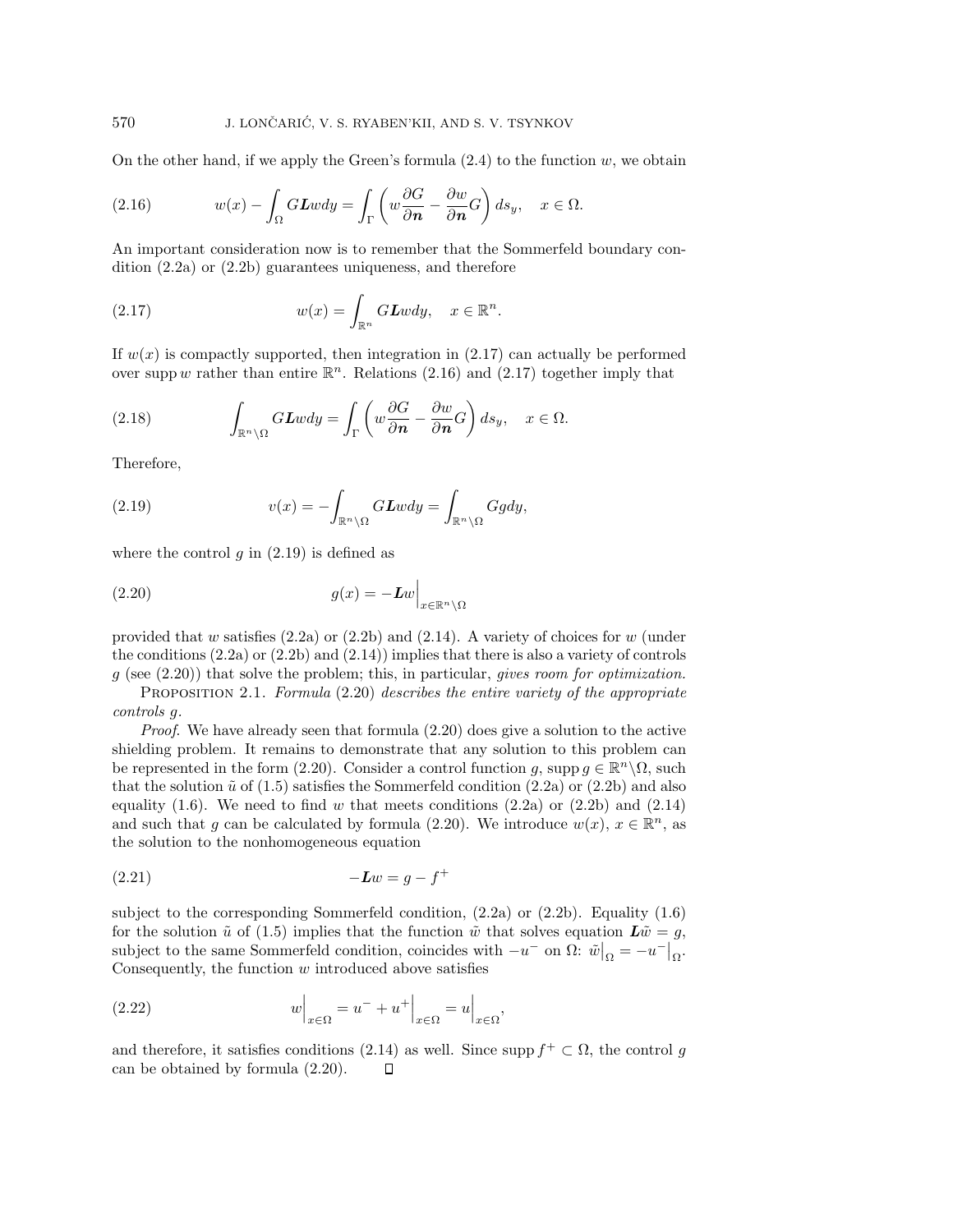On the other hand, if we apply the Green's formula (2.4) to the function $w$, we obtain

$$w(x) - \int_{\Omega} G \boldsymbol{L} w dy = \int_{\Gamma} \left( w \frac{\partial G}{\partial \boldsymbol{n}} - \frac{\partial w}{\partial \boldsymbol{n}} G \right) ds_y, \quad x \in \Omega. \tag{2.16}$$

An important consideration now is to remember that the Sommerfeld boundary condition (2.2a) or (2.2b) guarantees uniqueness, and therefore

$$w(x) = \int_{\mathbb{R}^n} G \boldsymbol{L} w dy, \quad x \in \mathbb{R}^n. \tag{2.17}$$

If $w(x)$ is compactly supported, then integration in (2.17) can actually be performed over $\operatorname{supp} w$ rather than entire $\mathbb{R}^n$. Relations (2.16) and (2.17) together imply that

$$\int_{\mathbb{R}^n \setminus \Omega} G \boldsymbol{L} w dy = \int_{\Gamma} \left( w \frac{\partial G}{\partial \boldsymbol{n}} - \frac{\partial w}{\partial \boldsymbol{n}} G \right) ds_y, \quad x \in \Omega. \tag{2.18}$$

Therefore,

$$v(x) = -\int_{\mathbb{R}^n \setminus \Omega} G \boldsymbol{L} w dy = \int_{\mathbb{R}^n \setminus \Omega} G g dy, \tag{2.19}$$

where the control $g$ in (2.19) is defined as

$$g(x) = -\boldsymbol{L} w \Big|_{x \in \mathbb{R}^n \setminus \Omega} \tag{2.20}$$

provided that $w$ satisfies (2.2a) or (2.2b) and (2.14). A variety of choices for $w$ (under the conditions (2.2a) or (2.2b) and (2.14)) implies that there is also a variety of controls $g$ (see (2.20)) that solve the problem; this, in particular, *gives room for optimization.*

PROPOSITION 2.1. *Formula* (2.20) *describes the entire variety of the appropriate controls* $g$.

*Proof.* We have already seen that formula (2.20) does give a solution to the active shielding problem. It remains to demonstrate that any solution to this problem can be represented in the form (2.20). Consider a control function $g$, $\operatorname{supp} g \in \mathbb{R}^n \setminus \Omega$, such that the solution $\tilde{u}$ of (1.5) satisfies the Sommerfeld condition (2.2a) or (2.2b) and also equality (1.6). We need to find $w$ that meets conditions (2.2a) or (2.2b) and (2.14) and such that $g$ can be calculated by formula (2.20). We introduce $w(x)$, $x \in \mathbb{R}^n$, as the solution to the nonhomogeneous equation

$$-\boldsymbol{L} w = g - f^{+} \tag{2.21}$$

subject to the corresponding Sommerfeld condition, (2.2a) or (2.2b). Equality (1.6) for the solution $\tilde{u}$ of (1.5) implies that the function $\tilde{w}$ that solves equation $\boldsymbol{L}\tilde{w} = g$, subject to the same Sommerfeld condition, coincides with $-u^{-}$ on $\Omega$: $\tilde{w}\big|_{\Omega} = -u^{-}\big|_{\Omega}$. Consequently, the function $w$ introduced above satisfies

$$w\Big|_{x \in \Omega} = u^{-} + u^{+}\Big|_{x \in \Omega} = u\Big|_{x \in \Omega}, \tag{2.22}$$

and therefore, it satisfies conditions (2.14) as well. Since $\operatorname{supp} f^{+} \subset \Omega$, the control $g$ can be obtained by formula (2.20). $\square$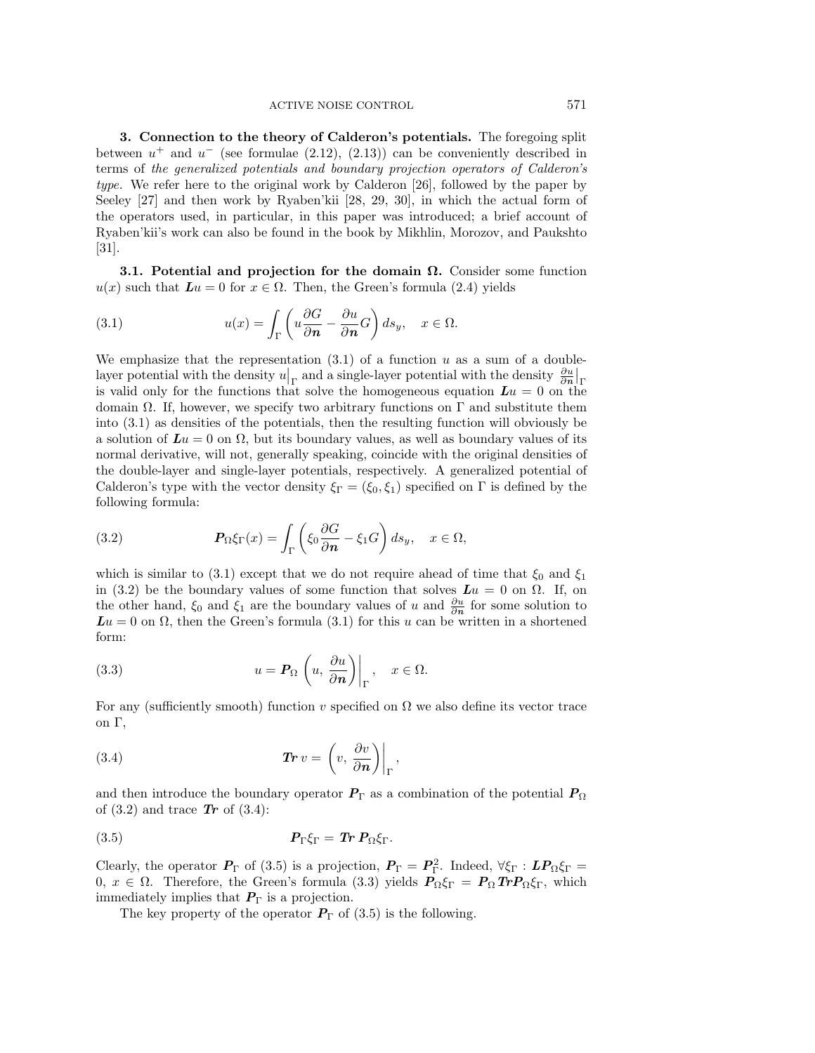## 3. Connection to the theory of Calderon's potentials.

The foregoing split between $u^+$ and $u^-$ (see formulae (2.12), (2.13)) can be conveniently described in terms of *the generalized potentials and boundary projection operators of Calderon's type.* We refer here to the original work by Calderon [26], followed by the paper by Seeley [27] and then work by Ryaben'kii [28, 29, 30], in which the actual form of the operators used, in particular, in this paper was introduced; a brief account of Ryaben'kii's work can also be found in the book by Mikhlin, Morozov, and Paukshto [31].

### 3.1. Potential and projection for the domain $\Omega$.

Consider some function $u(x)$ such that $\boldsymbol{L}u = 0$ for $x \in \Omega$. Then, the Green's formula (2.4) yields

$$u(x) = \int_\Gamma \left( u \frac{\partial G}{\partial \boldsymbol{n}} - \frac{\partial u}{\partial \boldsymbol{n}} G \right) ds_y, \quad x \in \Omega. \tag{3.1}$$

We emphasize that the representation (3.1) of a function $u$ as a sum of a double-layer potential with the density $u\big|_\Gamma$ and a single-layer potential with the density $\frac{\partial u}{\partial \boldsymbol{n}}\big|_\Gamma$ is valid only for the functions that solve the homogeneous equation $\boldsymbol{L}u = 0$ on the domain $\Omega$. If, however, we specify two arbitrary functions on $\Gamma$ and substitute them into (3.1) as densities of the potentials, then the resulting function will obviously be a solution of $\boldsymbol{L}u = 0$ on $\Omega$, but its boundary values, as well as boundary values of its normal derivative, will not, generally speaking, coincide with the original densities of the double-layer and single-layer potentials, respectively. A generalized potential of Calderon's type with the vector density $\xi_\Gamma = (\xi_0, \xi_1)$ specified on $\Gamma$ is defined by the following formula:

$$\boldsymbol{P}_\Omega \xi_\Gamma(x) = \int_\Gamma \left( \xi_0 \frac{\partial G}{\partial \boldsymbol{n}} - \xi_1 G \right) ds_y, \quad x \in \Omega, \tag{3.2}$$

which is similar to (3.1) except that we do not require ahead of time that $\xi_0$ and $\xi_1$ in (3.2) be the boundary values of some function that solves $\boldsymbol{L}u = 0$ on $\Omega$. If, on the other hand, $\xi_0$ and $\xi_1$ are the boundary values of $u$ and $\frac{\partial u}{\partial \boldsymbol{n}}$ for some solution to $\boldsymbol{L}u = 0$ on $\Omega$, then the Green's formula (3.1) for this $u$ can be written in a shortened form:

$$u = \boldsymbol{P}_\Omega \left( u, \frac{\partial u}{\partial \boldsymbol{n}} \right)\bigg|_\Gamma, \quad x \in \Omega. \tag{3.3}$$

For any (sufficiently smooth) function $v$ specified on $\Omega$ we also define its vector trace on $\Gamma$,

$$\boldsymbol{Tr}\, v = \left( v, \frac{\partial v}{\partial \boldsymbol{n}} \right)\bigg|_\Gamma, \tag{3.4}$$

and then introduce the boundary operator $\boldsymbol{P}_\Gamma$ as a combination of the potential $\boldsymbol{P}_\Omega$ of (3.2) and trace $\boldsymbol{Tr}$ of (3.4):

$$\boldsymbol{P}_\Gamma \xi_\Gamma = \boldsymbol{Tr}\, \boldsymbol{P}_\Omega \xi_\Gamma. \tag{3.5}$$

Clearly, the operator $\boldsymbol{P}_\Gamma$ of (3.5) is a projection, $\boldsymbol{P}_\Gamma = \boldsymbol{P}_\Gamma^2$. Indeed, $\forall \xi_\Gamma : \boldsymbol{L}\boldsymbol{P}_\Omega \xi_\Gamma = 0$, $x \in \Omega$. Therefore, the Green's formula (3.3) yields $\boldsymbol{P}_\Omega \xi_\Gamma = \boldsymbol{P}_\Omega \boldsymbol{Tr} \boldsymbol{P}_\Omega \xi_\Gamma$, which immediately implies that $\boldsymbol{P}_\Gamma$ is a projection.

The key property of the operator $\boldsymbol{P}_\Gamma$ of (3.5) is the following.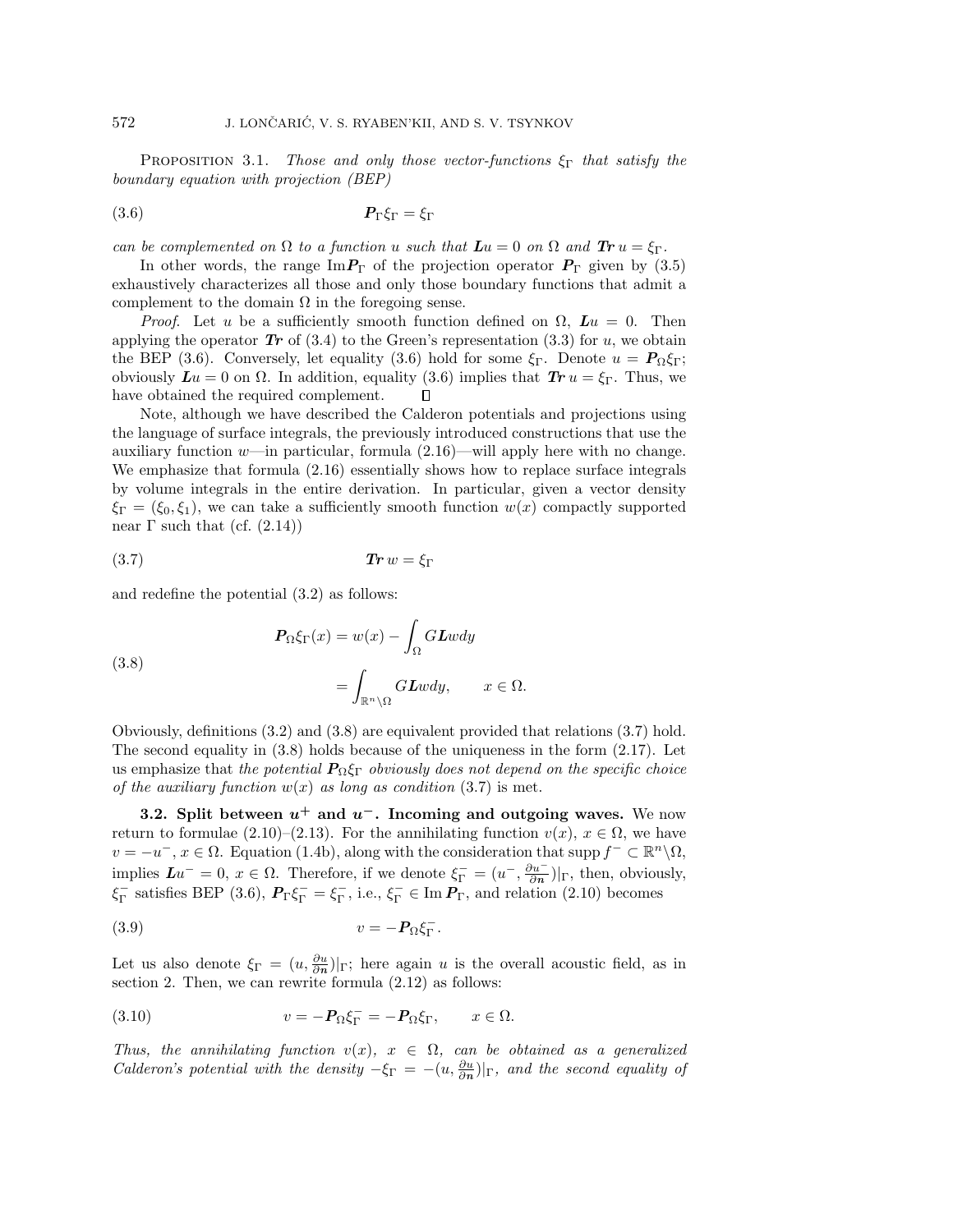PROPOSITION 3.1. *Those and only those vector-functions $\xi_\Gamma$ that satisfy the boundary equation with projection (BEP)*

$$\boldsymbol{P}_\Gamma \xi_\Gamma = \xi_\Gamma \tag{3.6}$$

*can be complemented on $\Omega$ to a function $u$ such that $\boldsymbol{L}u = 0$ on $\Omega$ and $\boldsymbol{Tr}\, u = \xi_\Gamma$.*

In other words, the range $\mathrm{Im}\boldsymbol{P}_\Gamma$ of the projection operator $\boldsymbol{P}_\Gamma$ given by (3.5) exhaustively characterizes all those and only those boundary functions that admit a complement to the domain $\Omega$ in the foregoing sense.

*Proof*. Let $u$ be a sufficiently smooth function defined on $\Omega$, $\boldsymbol{L}u = 0$. Then applying the operator $\boldsymbol{Tr}$ of (3.4) to the Green's representation (3.3) for $u$, we obtain the BEP (3.6). Conversely, let equality (3.6) hold for some $\xi_\Gamma$. Denote $u = \boldsymbol{P}_\Omega \xi_\Gamma$; obviously $\boldsymbol{L}u = 0$ on $\Omega$. In addition, equality (3.6) implies that $\boldsymbol{Tr}\, u = \xi_\Gamma$. Thus, we have obtained the required complement. □

Note, although we have described the Calderon potentials and projections using the language of surface integrals, the previously introduced constructions that use the auxiliary function $w$—in particular, formula (2.16)—will apply here with no change. We emphasize that formula (2.16) essentially shows how to replace surface integrals by volume integrals in the entire derivation. In particular, given a vector density $\xi_\Gamma = (\xi_0, \xi_1)$, we can take a sufficiently smooth function $w(x)$ compactly supported near $\Gamma$ such that (cf. (2.14))

$$\boldsymbol{Tr}\, w = \xi_\Gamma \tag{3.7}$$

and redefine the potential (3.2) as follows:

$$\begin{aligned} \boldsymbol{P}_\Omega \xi_\Gamma(x) &= w(x) - \int_\Omega G \boldsymbol{L} w dy \\ &= \int_{\mathbb{R}^n \setminus \Omega} G \boldsymbol{L} w dy, \qquad x \in \Omega. \end{aligned} \tag{3.8}$$

Obviously, definitions (3.2) and (3.8) are equivalent provided that relations (3.7) hold. The second equality in (3.8) holds because of the uniqueness in the form (2.17). Let us emphasize that *the potential $\boldsymbol{P}_\Omega \xi_\Gamma$ obviously does not depend on the specific choice of the auxiliary function $w(x)$ as long as condition* (3.7) is met.

**3.2. Split between $u^+$ and $u^-$. Incoming and outgoing waves.** We now return to formulae (2.10)–(2.13). For the annihilating function $v(x)$, $x \in \Omega$, we have $v = -u^-$, $x \in \Omega$. Equation (1.4b), along with the consideration that $\mathrm{supp}\, f^- \subset \mathbb{R}^n \setminus \Omega$, implies $\boldsymbol{L}u^- = 0$, $x \in \Omega$. Therefore, if we denote $\xi_\Gamma^- = (u^-, \frac{\partial u^-}{\partial \boldsymbol{n}})|_\Gamma$, then, obviously, $\xi_\Gamma^-$ satisfies BEP (3.6), $\boldsymbol{P}_\Gamma \xi_\Gamma^- = \xi_\Gamma^-$, i.e., $\xi_\Gamma^- \in \mathrm{Im}\, \boldsymbol{P}_\Gamma$, and relation (2.10) becomes

$$v = -\boldsymbol{P}_\Omega \xi_\Gamma^-. \tag{3.9}$$

Let us also denote $\xi_\Gamma = (u, \frac{\partial u}{\partial \boldsymbol{n}})|_\Gamma$; here again $u$ is the overall acoustic field, as in section 2. Then, we can rewrite formula (2.12) as follows:

$$v = -\boldsymbol{P}_\Omega \xi_\Gamma^- = -\boldsymbol{P}_\Omega \xi_\Gamma, \qquad x \in \Omega. \tag{3.10}$$

*Thus, the annihilating function $v(x)$, $x \in \Omega$, can be obtained as a generalized Calderon's potential with the density $-\xi_\Gamma = -(u, \frac{\partial u}{\partial \boldsymbol{n}})|_\Gamma$, and the second equality of*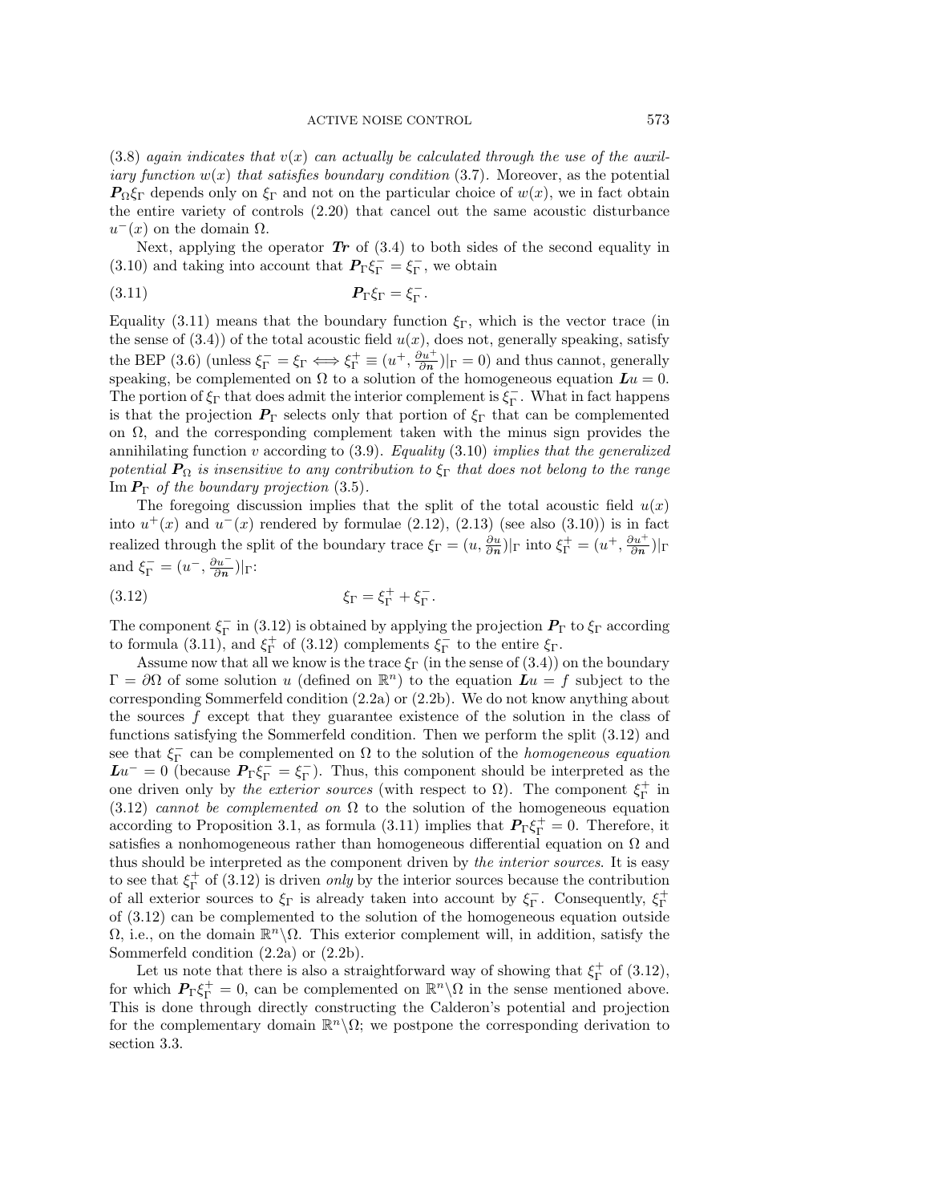(3.8) *again indicates that $v(x)$ can actually be calculated through the use of the auxiliary function $w(x)$ that satisfies boundary condition* (3.7)*.* Moreover, as the potential $\boldsymbol{P}_\Omega \xi_\Gamma$ depends only on $\xi_\Gamma$ and not on the particular choice of $w(x)$, we in fact obtain the entire variety of controls (2.20) that cancel out the same acoustic disturbance $u^-(x)$ on the domain $\Omega$.

Next, applying the operator $\boldsymbol{Tr}$ of (3.4) to both sides of the second equality in (3.10) and taking into account that $\boldsymbol{P}_\Gamma \xi_\Gamma^- = \xi_\Gamma^-$, we obtain

$$\boldsymbol{P}_\Gamma \xi_\Gamma = \xi_\Gamma^-. \tag{3.11}$$

Equality (3.11) means that the boundary function $\xi_\Gamma$, which is the vector trace (in the sense of (3.4)) of the total acoustic field $u(x)$, does not, generally speaking, satisfy the BEP (3.6) (unless $\xi_\Gamma^- = \xi_\Gamma \Longleftrightarrow \xi_\Gamma^+ \equiv (u^+, \frac{\partial u^+}{\partial \boldsymbol{n}})|_\Gamma = 0$) and thus cannot, generally speaking, be complemented on $\Omega$ to a solution of the homogeneous equation $\boldsymbol{L}u = 0$. The portion of $\xi_\Gamma$ that does admit the interior complement is $\xi_\Gamma^-$. What in fact happens is that the projection $\boldsymbol{P}_\Gamma$ selects only that portion of $\xi_\Gamma$ that can be complemented on $\Omega$, and the corresponding complement taken with the minus sign provides the annihilating function $v$ according to (3.9). *Equality* (3.10) *implies that the generalized potential $\boldsymbol{P}_\Omega$ is insensitive to any contribution to $\xi_\Gamma$ that does not belong to the range* $\operatorname{Im} \boldsymbol{P}_\Gamma$ *of the boundary projection* (3.5).

The foregoing discussion implies that the split of the total acoustic field $u(x)$ into $u^+(x)$ and $u^-(x)$ rendered by formulae (2.12), (2.13) (see also (3.10)) is in fact realized through the split of the boundary trace $\xi_\Gamma = (u, \frac{\partial u}{\partial \boldsymbol{n}})|_\Gamma$ into $\xi_\Gamma^+ = (u^+, \frac{\partial u^+}{\partial \boldsymbol{n}})|_\Gamma$ and $\xi_\Gamma^- = (u^-, \frac{\partial u^-}{\partial \boldsymbol{n}})|_\Gamma$:

$$\xi_\Gamma = \xi_\Gamma^+ + \xi_\Gamma^-. \tag{3.12}$$

The component $\xi_\Gamma^-$ in (3.12) is obtained by applying the projection $\boldsymbol{P}_\Gamma$ to $\xi_\Gamma$ according to formula (3.11), and $\xi_\Gamma^+$ of (3.12) complements $\xi_\Gamma^-$ to the entire $\xi_\Gamma$.

Assume now that all we know is the trace $\xi_\Gamma$ (in the sense of (3.4)) on the boundary $\Gamma = \partial\Omega$ of some solution $u$ (defined on $\mathbb{R}^n$) to the equation $\boldsymbol{L}u = f$ subject to the corresponding Sommerfeld condition (2.2a) or (2.2b). We do not know anything about the sources $f$ except that they guarantee existence of the solution in the class of functions satisfying the Sommerfeld condition. Then we perform the split (3.12) and see that $\xi_\Gamma^-$ can be complemented on $\Omega$ to the solution of the *homogeneous equation* $\boldsymbol{L}u^- = 0$ (because $\boldsymbol{P}_\Gamma \xi_\Gamma^- = \xi_\Gamma^-$). Thus, this component should be interpreted as the one driven only by *the exterior sources* (with respect to $\Omega$). The component $\xi_\Gamma^+$ in (3.12) *cannot be complemented on* $\Omega$ to the solution of the homogeneous equation according to Proposition 3.1, as formula (3.11) implies that $\boldsymbol{P}_\Gamma \xi_\Gamma^+ = 0$. Therefore, it satisfies a nonhomogeneous rather than homogeneous differential equation on $\Omega$ and thus should be interpreted as the component driven by *the interior sources*. It is easy to see that $\xi_\Gamma^+$ of (3.12) is driven *only* by the interior sources because the contribution of all exterior sources to $\xi_\Gamma$ is already taken into account by $\xi_\Gamma^-$. Consequently, $\xi_\Gamma^+$ of (3.12) can be complemented to the solution of the homogeneous equation outside $\Omega$, i.e., on the domain $\mathbb{R}^n \backslash \Omega$. This exterior complement will, in addition, satisfy the Sommerfeld condition (2.2a) or (2.2b).

Let us note that there is also a straightforward way of showing that $\xi_\Gamma^+$ of (3.12), for which $\boldsymbol{P}_\Gamma \xi_\Gamma^+ = 0$, can be complemented on $\mathbb{R}^n \backslash \Omega$ in the sense mentioned above. This is done through directly constructing the Calderon's potential and projection for the complementary domain $\mathbb{R}^n \backslash \Omega$; we postpone the corresponding derivation to section 3.3.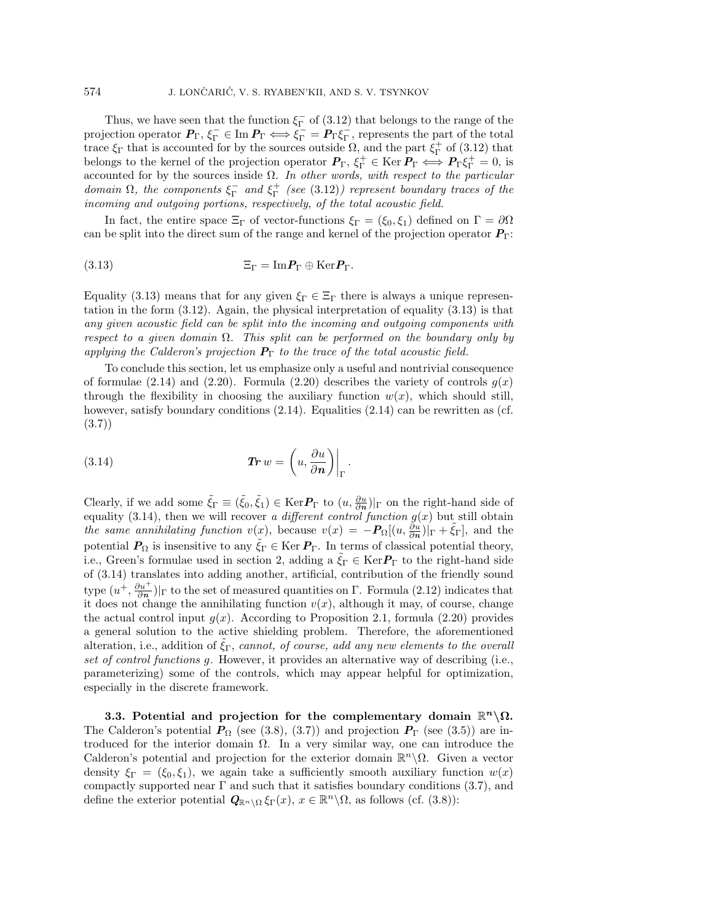Thus, we have seen that the function $\xi_\Gamma^-$ of (3.12) that belongs to the range of the projection operator $\boldsymbol{P}_\Gamma$, $\xi_\Gamma^- \in \operatorname{Im} \boldsymbol{P}_\Gamma \Longleftrightarrow \xi_\Gamma^- = \boldsymbol{P}_\Gamma \xi_\Gamma^-$, represents the part of the total trace $\xi_\Gamma$ that is accounted for by the sources outside $\Omega$, and the part $\xi_\Gamma^+$ of (3.12) that belongs to the kernel of the projection operator $\boldsymbol{P}_\Gamma$, $\xi_\Gamma^+ \in \operatorname{Ker} \boldsymbol{P}_\Gamma \Longleftrightarrow \boldsymbol{P}_\Gamma \xi_\Gamma^+ = 0$, is accounted for by the sources inside $\Omega$. *In other words, with respect to the particular domain $\Omega$, the components $\xi_\Gamma^-$ and $\xi_\Gamma^+$ (see (3.12)) represent boundary traces of the incoming and outgoing portions, respectively, of the total acoustic field.*

In fact, the entire space $\Xi_\Gamma$ of vector-functions $\xi_\Gamma = (\xi_0, \xi_1)$ defined on $\Gamma = \partial\Omega$ can be split into the direct sum of the range and kernel of the projection operator $\boldsymbol{P}_\Gamma$:

$$\Xi_\Gamma = \operatorname{Im}\boldsymbol{P}_\Gamma \oplus \operatorname{Ker}\boldsymbol{P}_\Gamma. \tag{3.13}$$

Equality (3.13) means that for any given $\xi_\Gamma \in \Xi_\Gamma$ there is always a unique representation in the form (3.12). Again, the physical interpretation of equality (3.13) is that *any given acoustic field can be split into the incoming and outgoing components with respect to a given domain $\Omega$. This split can be performed on the boundary only by applying the Calderon's projection $\boldsymbol{P}_\Gamma$ to the trace of the total acoustic field.*

To conclude this section, let us emphasize only a useful and nontrivial consequence of formulae (2.14) and (2.20). Formula (2.20) describes the variety of controls $g(x)$ through the flexibility in choosing the auxiliary function $w(x)$, which should still, however, satisfy boundary conditions (2.14). Equalities (2.14) can be rewritten as (cf. (3.7))

$$\boldsymbol{Tr}\, w = \left(u, \frac{\partial u}{\partial \boldsymbol{n}}\right)\bigg|_\Gamma . \tag{3.14}$$

Clearly, if we add some $\tilde{\xi}_\Gamma \equiv (\tilde{\xi}_0, \tilde{\xi}_1) \in \operatorname{Ker}\boldsymbol{P}_\Gamma$ to $(u, \frac{\partial u}{\partial \boldsymbol{n}})|_\Gamma$ on the right-hand side of equality (3.14), then we will recover *a different control function $g(x)$* but still obtain *the same annihilating function $v(x)$*, because $v(x) = -\boldsymbol{P}_\Omega[(u, \frac{\partial u}{\partial \boldsymbol{n}})|_\Gamma + \tilde{\xi}_\Gamma]$, and the potential $\boldsymbol{P}_\Omega$ is insensitive to any $\tilde{\xi}_\Gamma \in \operatorname{Ker} \boldsymbol{P}_\Gamma$. In terms of classical potential theory, i.e., Green's formulae used in section 2, adding a $\tilde{\xi}_\Gamma \in \operatorname{Ker}\boldsymbol{P}_\Gamma$ to the right-hand side of (3.14) translates into adding another, artificial, contribution of the friendly sound type $(u^+, \frac{\partial u^+}{\partial \boldsymbol{n}})|_\Gamma$ to the set of measured quantities on $\Gamma$. Formula (2.12) indicates that it does not change the annihilating function $v(x)$, although it may, of course, change the actual control input $g(x)$. According to Proposition 2.1, formula (2.20) provides a general solution to the active shielding problem. Therefore, the aforementioned alteration, i.e., addition of $\tilde{\xi}_\Gamma$, *cannot, of course, add any new elements to the overall set of control functions $g$*. However, it provides an alternative way of describing (i.e., parameterizing) some of the controls, which may appear helpful for optimization, especially in the discrete framework.

**3.3. Potential and projection for the complementary domain $\mathbb{R}^n\backslash\Omega$.** The Calderon's potential $\boldsymbol{P}_\Omega$ (see (3.8), (3.7)) and projection $\boldsymbol{P}_\Gamma$ (see (3.5)) are introduced for the interior domain $\Omega$. In a very similar way, one can introduce the Calderon's potential and projection for the exterior domain $\mathbb{R}^n\backslash\Omega$. Given a vector density $\xi_\Gamma = (\xi_0, \xi_1)$, we again take a sufficiently smooth auxiliary function $w(x)$ compactly supported near $\Gamma$ and such that it satisfies boundary conditions (3.7), and define the exterior potential $\boldsymbol{Q}_{\mathbb{R}^n\backslash\Omega}\, \xi_\Gamma(x)$, $x \in \mathbb{R}^n\backslash\Omega$, as follows (cf. (3.8)):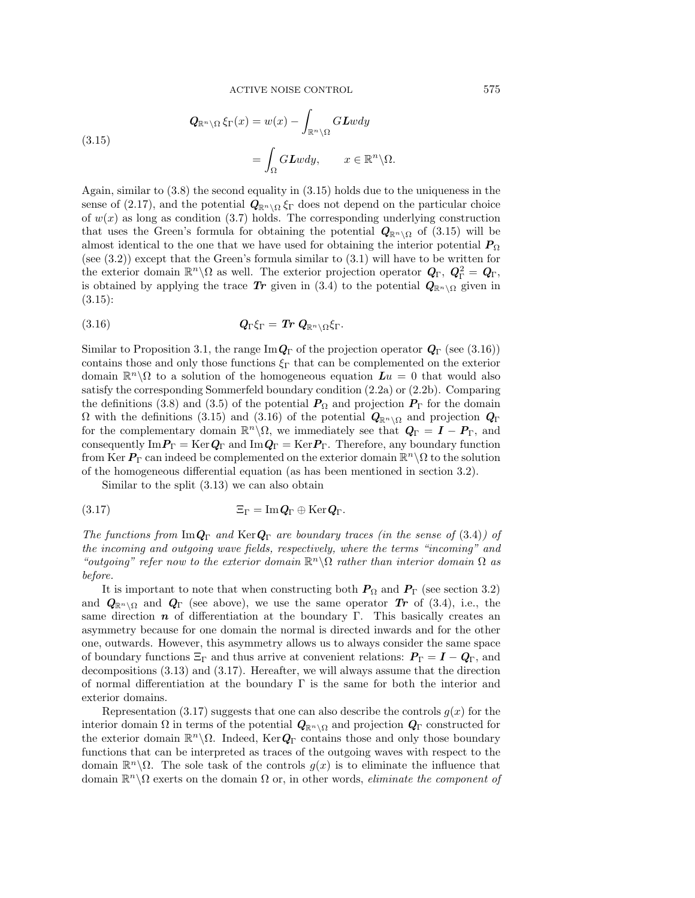$$
\begin{aligned}
\boldsymbol{Q}_{\mathbb{R}^n\setminus\Omega}\,\xi_\Gamma(x) &= w(x) - \int_{\mathbb{R}^n\setminus\Omega} G\boldsymbol{L}w dy \\
&= \int_\Omega G\boldsymbol{L}w dy, \qquad x \in \mathbb{R}^n\setminus\Omega.
\end{aligned} \tag{3.15}
$$

Again, similar to (3.8) the second equality in (3.15) holds due to the uniqueness in the sense of (2.17), and the potential $\boldsymbol{Q}_{\mathbb{R}^n\setminus\Omega}\,\xi_\Gamma$ does not depend on the particular choice of $w(x)$ as long as condition (3.7) holds. The corresponding underlying construction that uses the Green's formula for obtaining the potential $\boldsymbol{Q}_{\mathbb{R}^n\setminus\Omega}$ of (3.15) will be almost identical to the one that we have used for obtaining the interior potential $\boldsymbol{P}_\Omega$ (see (3.2)) except that the Green's formula similar to (3.1) will have to be written for the exterior domain $\mathbb{R}^n\setminus\Omega$ as well. The exterior projection operator $\boldsymbol{Q}_\Gamma$, $\boldsymbol{Q}_\Gamma^2 = \boldsymbol{Q}_\Gamma$, is obtained by applying the trace $\boldsymbol{Tr}$ given in (3.4) to the potential $\boldsymbol{Q}_{\mathbb{R}^n\setminus\Omega}$ given in (3.15):

$$
\boldsymbol{Q}_\Gamma \xi_\Gamma = \boldsymbol{Tr}\ \boldsymbol{Q}_{\mathbb{R}^n\setminus\Omega}\xi_\Gamma. \tag{3.16}
$$

Similar to Proposition 3.1, the range $\mathrm{Im}\boldsymbol{Q}_\Gamma$ of the projection operator $\boldsymbol{Q}_\Gamma$ (see (3.16)) contains those and only those functions $\xi_\Gamma$ that can be complemented on the exterior domain $\mathbb{R}^n\setminus\Omega$ to a solution of the homogeneous equation $\boldsymbol{L}u = 0$ that would also satisfy the corresponding Sommerfeld boundary condition (2.2a) or (2.2b). Comparing the definitions (3.8) and (3.5) of the potential $\boldsymbol{P}_\Omega$ and projection $\boldsymbol{P}_\Gamma$ for the domain $\Omega$ with the definitions (3.15) and (3.16) of the potential $\boldsymbol{Q}_{\mathbb{R}^n\setminus\Omega}$ and projection $\boldsymbol{Q}_\Gamma$ for the complementary domain $\mathbb{R}^n\setminus\Omega$, we immediately see that $\boldsymbol{Q}_\Gamma = \boldsymbol{I} - \boldsymbol{P}_\Gamma$, and consequently $\mathrm{Im}\boldsymbol{P}_\Gamma = \mathrm{Ker}\boldsymbol{Q}_\Gamma$ and $\mathrm{Im}\boldsymbol{Q}_\Gamma = \mathrm{Ker}\boldsymbol{P}_\Gamma$. Therefore, any boundary function from $\mathrm{Ker}\,\boldsymbol{P}_\Gamma$ can indeed be complemented on the exterior domain $\mathbb{R}^n\setminus\Omega$ to the solution of the homogeneous differential equation (as has been mentioned in section 3.2).

Similar to the split (3.13) we can also obtain

$$
\Xi_\Gamma = \mathrm{Im}\boldsymbol{Q}_\Gamma \oplus \mathrm{Ker}\boldsymbol{Q}_\Gamma. \tag{3.17}
$$

*The functions from* $\mathrm{Im}\boldsymbol{Q}_\Gamma$ *and* $\mathrm{Ker}\boldsymbol{Q}_\Gamma$ *are boundary traces (in the sense of* (3.4)*) of the incoming and outgoing wave fields, respectively, where the terms "incoming" and "outgoing" refer now to the exterior domain* $\mathbb{R}^n\setminus\Omega$ *rather than interior domain* $\Omega$ *as before.*

It is important to note that when constructing both $\boldsymbol{P}_\Omega$ and $\boldsymbol{P}_\Gamma$ (see section 3.2) and $\boldsymbol{Q}_{\mathbb{R}^n\setminus\Omega}$ and $\boldsymbol{Q}_\Gamma$ (see above), we use the same operator $\boldsymbol{Tr}$ of (3.4), i.e., the same direction $\boldsymbol{n}$ of differentiation at the boundary $\Gamma$. This basically creates an asymmetry because for one domain the normal is directed inwards and for the other one, outwards. However, this asymmetry allows us to always consider the same space of boundary functions $\Xi_\Gamma$ and thus arrive at convenient relations: $\boldsymbol{P}_\Gamma = \boldsymbol{I} - \boldsymbol{Q}_\Gamma$, and decompositions (3.13) and (3.17). Hereafter, we will always assume that the direction of normal differentiation at the boundary $\Gamma$ is the same for both the interior and exterior domains.

Representation (3.17) suggests that one can also describe the controls $g(x)$ for the interior domain $\Omega$ in terms of the potential $\boldsymbol{Q}_{\mathbb{R}^n\setminus\Omega}$ and projection $\boldsymbol{Q}_\Gamma$ constructed for the exterior domain $\mathbb{R}^n\setminus\Omega$. Indeed, $\mathrm{Ker}\boldsymbol{Q}_\Gamma$ contains those and only those boundary functions that can be interpreted as traces of the outgoing waves with respect to the domain $\mathbb{R}^n\setminus\Omega$. The sole task of the controls $g(x)$ is to eliminate the influence that domain $\mathbb{R}^n\setminus\Omega$ exerts on the domain $\Omega$ or, in other words, *eliminate the component of*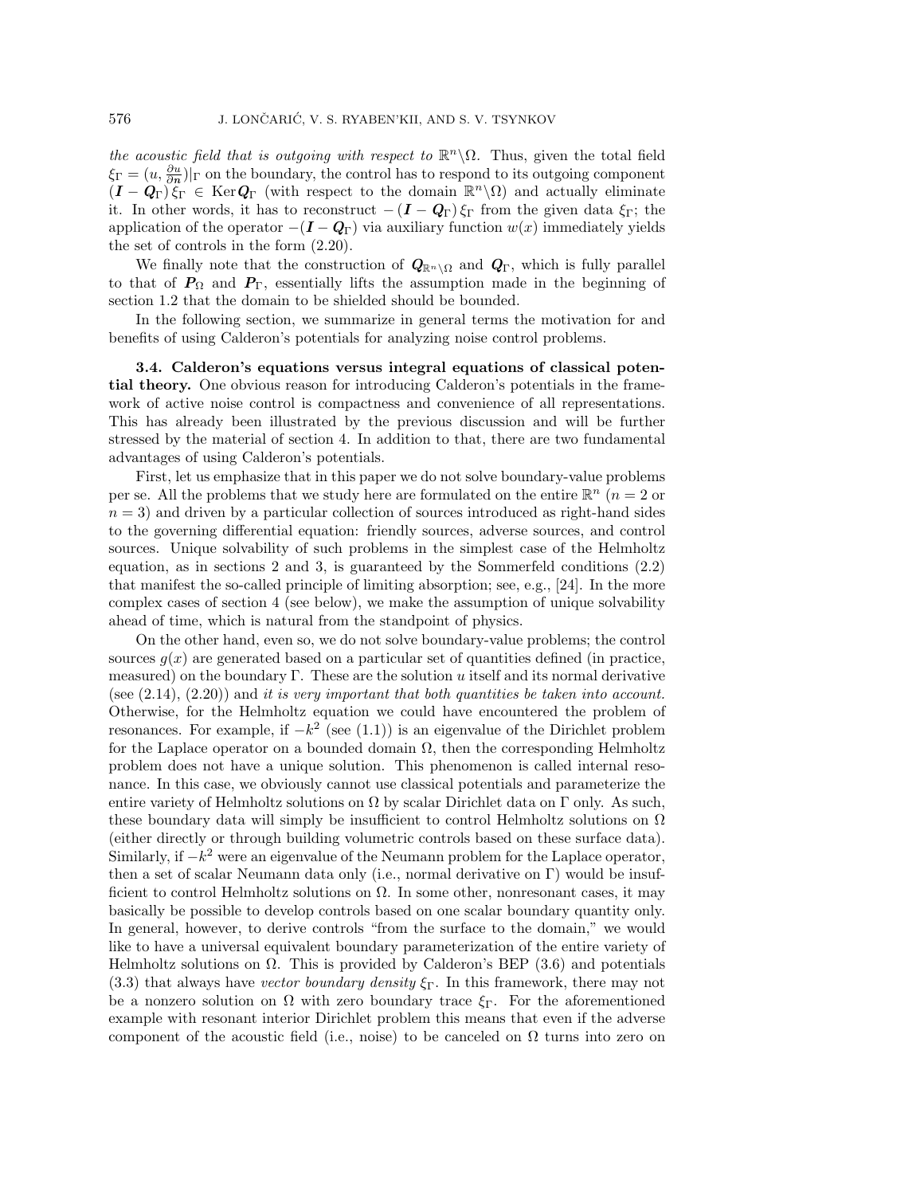*the acoustic field that is outgoing with respect to* $\mathbb{R}^n\backslash\Omega$. Thus, given the total field $\xi_\Gamma = (u, \frac{\partial u}{\partial \boldsymbol{n}})|_\Gamma$ on the boundary, the control has to respond to its outgoing component $(\boldsymbol{I} - \boldsymbol{Q}_\Gamma)\,\xi_\Gamma \in \text{Ker}\boldsymbol{Q}_\Gamma$ (with respect to the domain $\mathbb{R}^n\backslash\Omega$) and actually eliminate it. In other words, it has to reconstruct $-(\boldsymbol{I} - \boldsymbol{Q}_\Gamma)\,\xi_\Gamma$ from the given data $\xi_\Gamma$; the application of the operator $-(\boldsymbol{I} - \boldsymbol{Q}_\Gamma)$ via auxiliary function $w(x)$ immediately yields the set of controls in the form (2.20).

We finally note that the construction of $\boldsymbol{Q}_{\mathbb{R}^n\backslash\Omega}$ and $\boldsymbol{Q}_\Gamma$, which is fully parallel to that of $\boldsymbol{P}_\Omega$ and $\boldsymbol{P}_\Gamma$, essentially lifts the assumption made in the beginning of section 1.2 that the domain to be shielded should be bounded.

In the following section, we summarize in general terms the motivation for and benefits of using Calderon's potentials for analyzing noise control problems.

**3.4. Calderon's equations versus integral equations of classical potential theory.** One obvious reason for introducing Calderon's potentials in the framework of active noise control is compactness and convenience of all representations. This has already been illustrated by the previous discussion and will be further stressed by the material of section 4. In addition to that, there are two fundamental advantages of using Calderon's potentials.

First, let us emphasize that in this paper we do not solve boundary-value problems per se. All the problems that we study here are formulated on the entire $\mathbb{R}^n$ ($n = 2$ or $n = 3$) and driven by a particular collection of sources introduced as right-hand sides to the governing differential equation: friendly sources, adverse sources, and control sources. Unique solvability of such problems in the simplest case of the Helmholtz equation, as in sections 2 and 3, is guaranteed by the Sommerfeld conditions (2.2) that manifest the so-called principle of limiting absorption; see, e.g., [24]. In the more complex cases of section 4 (see below), we make the assumption of unique solvability ahead of time, which is natural from the standpoint of physics.

On the other hand, even so, we do not solve boundary-value problems; the control sources $g(x)$ are generated based on a particular set of quantities defined (in practice, measured) on the boundary $\Gamma$. These are the solution $u$ itself and its normal derivative (see (2.14), (2.20)) and *it is very important that both quantities be taken into account.* Otherwise, for the Helmholtz equation we could have encountered the problem of resonances. For example, if $-k^2$ (see (1.1)) is an eigenvalue of the Dirichlet problem for the Laplace operator on a bounded domain $\Omega$, then the corresponding Helmholtz problem does not have a unique solution. This phenomenon is called internal resonance. In this case, we obviously cannot use classical potentials and parameterize the entire variety of Helmholtz solutions on $\Omega$ by scalar Dirichlet data on $\Gamma$ only. As such, these boundary data will simply be insufficient to control Helmholtz solutions on $\Omega$ (either directly or through building volumetric controls based on these surface data). Similarly, if $-k^2$ were an eigenvalue of the Neumann problem for the Laplace operator, then a set of scalar Neumann data only (i.e., normal derivative on $\Gamma$) would be insufficient to control Helmholtz solutions on $\Omega$. In some other, nonresonant cases, it may basically be possible to develop controls based on one scalar boundary quantity only. In general, however, to derive controls "from the surface to the domain," we would like to have a universal equivalent boundary parameterization of the entire variety of Helmholtz solutions on $\Omega$. This is provided by Calderon's BEP (3.6) and potentials (3.3) that always have *vector boundary density* $\xi_\Gamma$. In this framework, there may not be a nonzero solution on $\Omega$ with zero boundary trace $\xi_\Gamma$. For the aforementioned example with resonant interior Dirichlet problem this means that even if the adverse component of the acoustic field (i.e., noise) to be canceled on $\Omega$ turns into zero on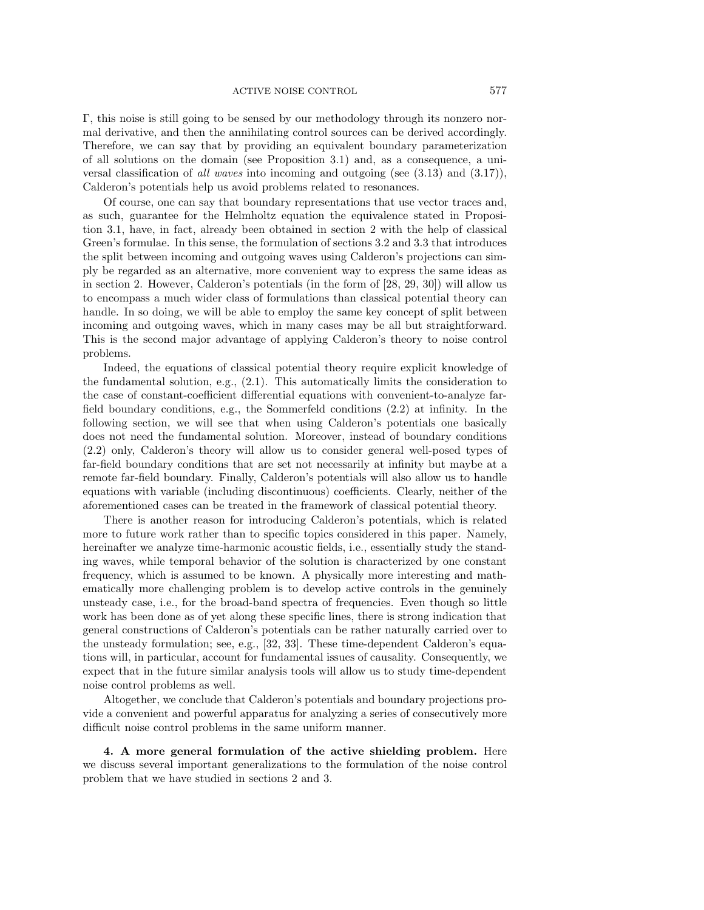$\Gamma$, this noise is still going to be sensed by our methodology through its nonzero normal derivative, and then the annihilating control sources can be derived accordingly. Therefore, we can say that by providing an equivalent boundary parameterization of all solutions on the domain (see Proposition 3.1) and, as a consequence, a universal classification of *all waves* into incoming and outgoing (see (3.13) and (3.17)), Calderon's potentials help us avoid problems related to resonances.

Of course, one can say that boundary representations that use vector traces and, as such, guarantee for the Helmholtz equation the equivalence stated in Proposition 3.1, have, in fact, already been obtained in section 2 with the help of classical Green's formulae. In this sense, the formulation of sections 3.2 and 3.3 that introduces the split between incoming and outgoing waves using Calderon's projections can simply be regarded as an alternative, more convenient way to express the same ideas as in section 2. However, Calderon's potentials (in the form of [28, 29, 30]) will allow us to encompass a much wider class of formulations than classical potential theory can handle. In so doing, we will be able to employ the same key concept of split between incoming and outgoing waves, which in many cases may be all but straightforward. This is the second major advantage of applying Calderon's theory to noise control problems.

Indeed, the equations of classical potential theory require explicit knowledge of the fundamental solution, e.g., (2.1). This automatically limits the consideration to the case of constant-coefficient differential equations with convenient-to-analyze far-field boundary conditions, e.g., the Sommerfeld conditions (2.2) at infinity. In the following section, we will see that when using Calderon's potentials one basically does not need the fundamental solution. Moreover, instead of boundary conditions (2.2) only, Calderon's theory will allow us to consider general well-posed types of far-field boundary conditions that are set not necessarily at infinity but maybe at a remote far-field boundary. Finally, Calderon's potentials will also allow us to handle equations with variable (including discontinuous) coefficients. Clearly, neither of the aforementioned cases can be treated in the framework of classical potential theory.

There is another reason for introducing Calderon's potentials, which is related more to future work rather than to specific topics considered in this paper. Namely, hereinafter we analyze time-harmonic acoustic fields, i.e., essentially study the standing waves, while temporal behavior of the solution is characterized by one constant frequency, which is assumed to be known. A physically more interesting and mathematically more challenging problem is to develop active controls in the genuinely unsteady case, i.e., for the broad-band spectra of frequencies. Even though so little work has been done as of yet along these specific lines, there is strong indication that general constructions of Calderon's potentials can be rather naturally carried over to the unsteady formulation; see, e.g., [32, 33]. These time-dependent Calderon's equations will, in particular, account for fundamental issues of causality. Consequently, we expect that in the future similar analysis tools will allow us to study time-dependent noise control problems as well.

Altogether, we conclude that Calderon's potentials and boundary projections provide a convenient and powerful apparatus for analyzing a series of consecutively more difficult noise control problems in the same uniform manner.

**4. A more general formulation of the active shielding problem.** Here we discuss several important generalizations to the formulation of the noise control problem that we have studied in sections 2 and 3.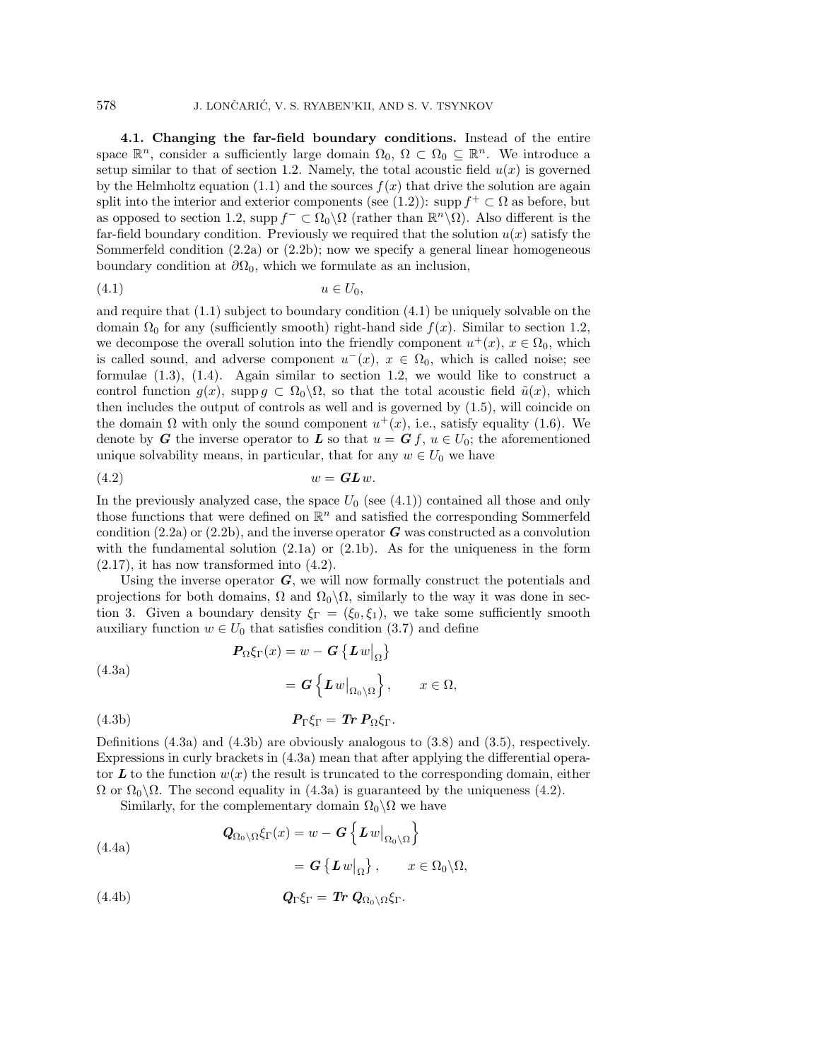**4.1. Changing the far-field boundary conditions.** Instead of the entire space $\mathbb{R}^n$, consider a sufficiently large domain $\Omega_0$, $\Omega \subset \Omega_0 \subseteq \mathbb{R}^n$. We introduce a setup similar to that of section 1.2. Namely, the total acoustic field $u(x)$ is governed by the Helmholtz equation (1.1) and the sources $f(x)$ that drive the solution are again split into the interior and exterior components (see (1.2)): $\operatorname{supp} f^+ \subset \Omega$ as before, but as opposed to section 1.2, $\operatorname{supp} f^- \subset \Omega_0 \backslash \Omega$ (rather than $\mathbb{R}^n \backslash \Omega$). Also different is the far-field boundary condition. Previously we required that the solution $u(x)$ satisfy the Sommerfeld condition (2.2a) or (2.2b); now we specify a general linear homogeneous boundary condition at $\partial\Omega_0$, which we formulate as an inclusion,

$$u \in U_0, \tag{4.1}$$

and require that (1.1) subject to boundary condition (4.1) be uniquely solvable on the domain $\Omega_0$ for any (sufficiently smooth) right-hand side $f(x)$. Similar to section 1.2, we decompose the overall solution into the friendly component $u^+(x)$, $x \in \Omega_0$, which is called sound, and adverse component $u^-(x)$, $x \in \Omega_0$, which is called noise; see formulae (1.3), (1.4). Again similar to section 1.2, we would like to construct a control function $g(x)$, $\operatorname{supp} g \subset \Omega_0 \backslash \Omega$, so that the total acoustic field $\tilde{u}(x)$, which then includes the output of controls as well and is governed by (1.5), will coincide on the domain $\Omega$ with only the sound component $u^+(x)$, i.e., satisfy equality (1.6). We denote by $\boldsymbol{G}$ the inverse operator to $\boldsymbol{L}$ so that $u = \boldsymbol{G} f$, $u \in U_0$; the aforementioned unique solvability means, in particular, that for any $w \in U_0$ we have

$$w = \boldsymbol{G}\boldsymbol{L}\, w. \tag{4.2}$$

In the previously analyzed case, the space $U_0$ (see (4.1)) contained all those and only those functions that were defined on $\mathbb{R}^n$ and satisfied the corresponding Sommerfeld condition (2.2a) or (2.2b), and the inverse operator $\boldsymbol{G}$ was constructed as a convolution with the fundamental solution (2.1a) or (2.1b). As for the uniqueness in the form (2.17), it has now transformed into (4.2).

Using the inverse operator $\boldsymbol{G}$, we will now formally construct the potentials and projections for both domains, $\Omega$ and $\Omega_0 \backslash \Omega$, similarly to the way it was done in section 3. Given a boundary density $\xi_\Gamma = (\xi_0, \xi_1)$, we take some sufficiently smooth auxiliary function $w \in U_0$ that satisfies condition (3.7) and define

$$\begin{aligned} \boldsymbol{P}_\Omega \xi_\Gamma(x) &= w - \boldsymbol{G}\left\{\boldsymbol{L}\, w\big|_\Omega\right\} \\ &= \boldsymbol{G}\left\{\boldsymbol{L}\, w\big|_{\Omega_0\backslash\Omega}\right\}, \qquad x \in \Omega, \end{aligned} \tag{4.3a}$$

$$\boldsymbol{P}_\Gamma \xi_\Gamma = \boldsymbol{Tr}\, \boldsymbol{P}_\Omega \xi_\Gamma. \tag{4.3b}$$

Definitions (4.3a) and (4.3b) are obviously analogous to (3.8) and (3.5), respectively. Expressions in curly brackets in (4.3a) mean that after applying the differential operator $\boldsymbol{L}$ to the function $w(x)$ the result is truncated to the corresponding domain, either $\Omega$ or $\Omega_0 \backslash \Omega$. The second equality in (4.3a) is guaranteed by the uniqueness (4.2).

Similarly, for the complementary domain $\Omega_0 \backslash \Omega$ we have

$$\begin{aligned} \boldsymbol{Q}_{\Omega_0\backslash\Omega} \xi_\Gamma(x) &= w - \boldsymbol{G}\left\{\boldsymbol{L}\, w\big|_{\Omega_0\backslash\Omega}\right\} \\ &= \boldsymbol{G}\left\{\boldsymbol{L}\, w\big|_\Omega\right\}, \qquad x \in \Omega_0\backslash\Omega, \end{aligned} \tag{4.4a}$$

$$\boldsymbol{Q}_\Gamma \xi_\Gamma = \boldsymbol{Tr}\, \boldsymbol{Q}_{\Omega_0\backslash\Omega} \xi_\Gamma. \tag{4.4b}$$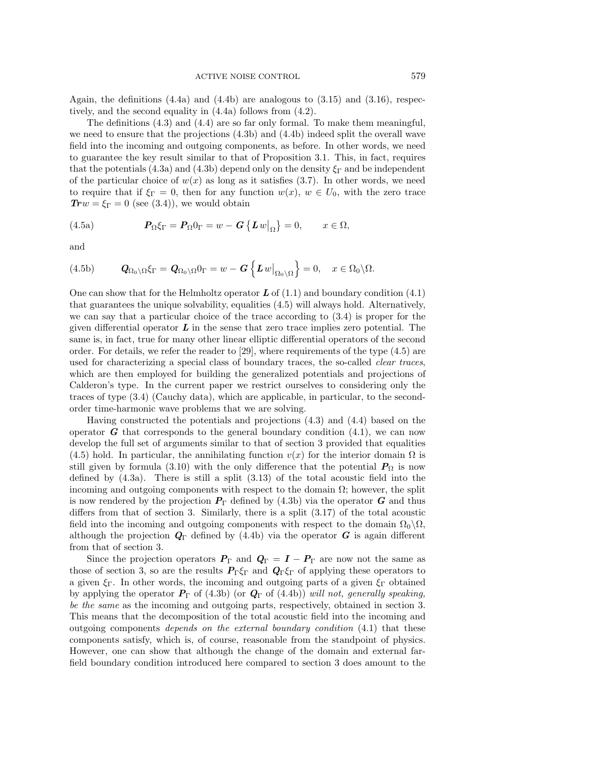Again, the definitions (4.4a) and (4.4b) are analogous to (3.15) and (3.16), respectively, and the second equality in (4.4a) follows from (4.2).

The definitions (4.3) and (4.4) are so far only formal. To make them meaningful, we need to ensure that the projections (4.3b) and (4.4b) indeed split the overall wave field into the incoming and outgoing components, as before. In other words, we need to guarantee the key result similar to that of Proposition 3.1. This, in fact, requires that the potentials (4.3a) and (4.3b) depend only on the density $\xi_\Gamma$ and be independent of the particular choice of $w(x)$ as long as it satisfies (3.7). In other words, we need to require that if $\xi_\Gamma = 0$, then for any function $w(x)$, $w \in U_0$, with the zero trace $\boldsymbol{Tr} w = \xi_\Gamma = 0$ (see (3.4)), we would obtain

$$\boldsymbol{P}_\Omega \xi_\Gamma = \boldsymbol{P}_\Omega 0_\Gamma = w - \boldsymbol{G}\left\{ \boldsymbol{L} w\big|_\Omega \right\} = 0, \qquad x \in \Omega, \tag{4.5a}$$

and

$$\boldsymbol{Q}_{\Omega_0\backslash\Omega} \xi_\Gamma = \boldsymbol{Q}_{\Omega_0\backslash\Omega} 0_\Gamma = w - \boldsymbol{G}\left\{ \boldsymbol{L} w\big|_{\Omega_0\backslash\Omega} \right\} = 0, \quad x \in \Omega_0\backslash\Omega. \tag{4.5b}$$

One can show that for the Helmholtz operator $\boldsymbol{L}$ of (1.1) and boundary condition (4.1) that guarantees the unique solvability, equalities (4.5) will always hold. Alternatively, we can say that a particular choice of the trace according to (3.4) is proper for the given differential operator $\boldsymbol{L}$ in the sense that zero trace implies zero potential. The same is, in fact, true for many other linear elliptic differential operators of the second order. For details, we refer the reader to [29], where requirements of the type (4.5) are used for characterizing a special class of boundary traces, the so-called *clear traces*, which are then employed for building the generalized potentials and projections of Calderon's type. In the current paper we restrict ourselves to considering only the traces of type (3.4) (Cauchy data), which are applicable, in particular, to the second-order time-harmonic wave problems that we are solving.

Having constructed the potentials and projections (4.3) and (4.4) based on the operator $\boldsymbol{G}$ that corresponds to the general boundary condition (4.1), we can now develop the full set of arguments similar to that of section 3 provided that equalities (4.5) hold. In particular, the annihilating function $v(x)$ for the interior domain $\Omega$ is still given by formula (3.10) with the only difference that the potential $\boldsymbol{P}_\Omega$ is now defined by (4.3a). There is still a split (3.13) of the total acoustic field into the incoming and outgoing components with respect to the domain $\Omega$; however, the split is now rendered by the projection $\boldsymbol{P}_\Gamma$ defined by (4.3b) via the operator $\boldsymbol{G}$ and thus differs from that of section 3. Similarly, there is a split (3.17) of the total acoustic field into the incoming and outgoing components with respect to the domain $\Omega_0\backslash\Omega$, although the projection $\boldsymbol{Q}_\Gamma$ defined by (4.4b) via the operator $\boldsymbol{G}$ is again different from that of section 3.

Since the projection operators $\boldsymbol{P}_\Gamma$ and $\boldsymbol{Q}_\Gamma = \boldsymbol{I} - \boldsymbol{P}_\Gamma$ are now not the same as those of section 3, so are the results $\boldsymbol{P}_\Gamma \xi_\Gamma$ and $\boldsymbol{Q}_\Gamma \xi_\Gamma$ of applying these operators to a given $\xi_\Gamma$. In other words, the incoming and outgoing parts of a given $\xi_\Gamma$ obtained by applying the operator $\boldsymbol{P}_\Gamma$ of (4.3b) (or $\boldsymbol{Q}_\Gamma$ of (4.4b)) *will not, generally speaking, be the same* as the incoming and outgoing parts, respectively, obtained in section 3. This means that the decomposition of the total acoustic field into the incoming and outgoing components *depends on the external boundary condition* (4.1) that these components satisfy, which is, of course, reasonable from the standpoint of physics. However, one can show that although the change of the domain and external far-field boundary condition introduced here compared to section 3 does amount to the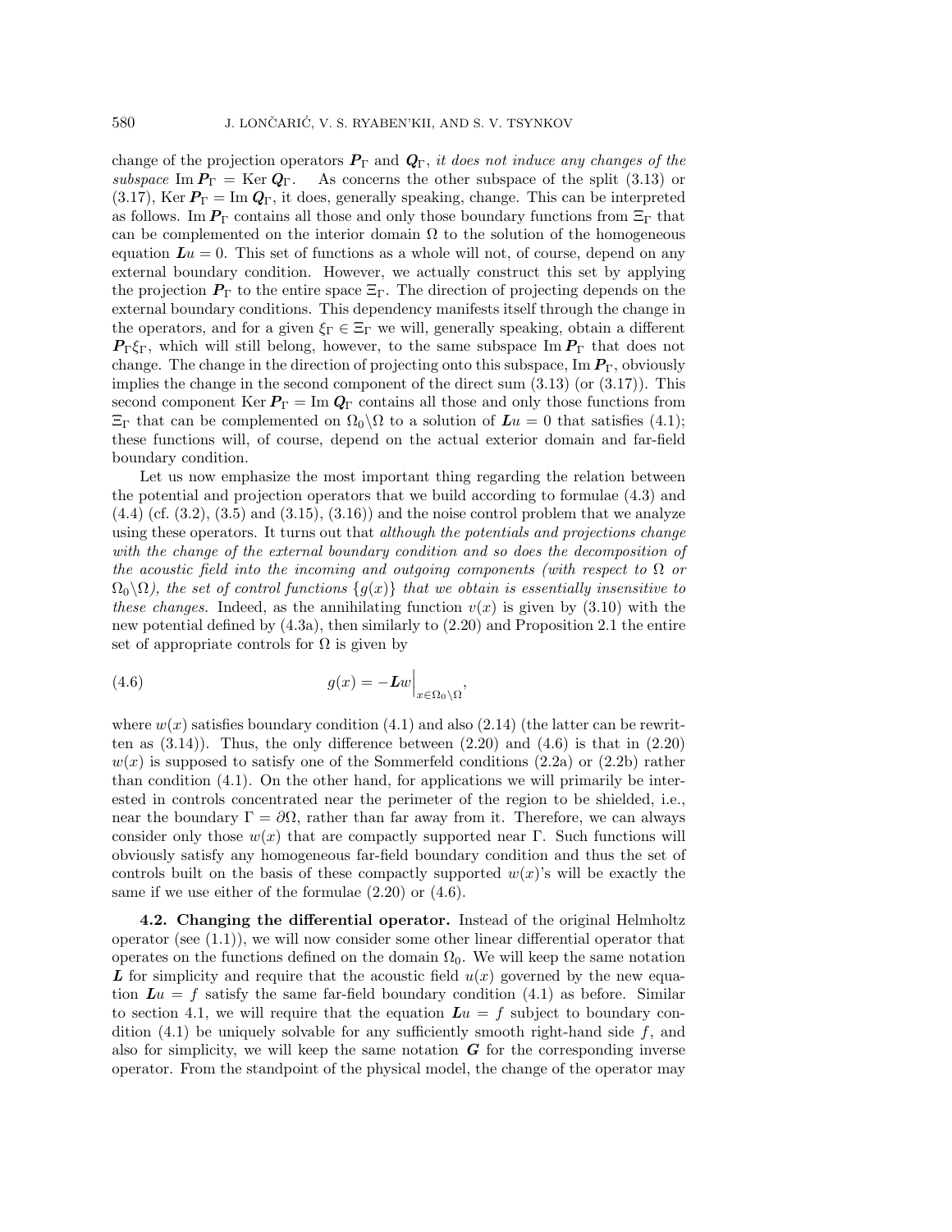change of the projection operators $\boldsymbol{P}_\Gamma$ and $\boldsymbol{Q}_\Gamma$, *it does not induce any changes of the subspace* $\operatorname{Im} \boldsymbol{P}_\Gamma = \operatorname{Ker} \boldsymbol{Q}_\Gamma$. As concerns the other subspace of the split (3.13) or (3.17), $\operatorname{Ker} \boldsymbol{P}_\Gamma = \operatorname{Im} \boldsymbol{Q}_\Gamma$, it does, generally speaking, change. This can be interpreted as follows. $\operatorname{Im} \boldsymbol{P}_\Gamma$ contains all those and only those boundary functions from $\Xi_\Gamma$ that can be complemented on the interior domain $\Omega$ to the solution of the homogeneous equation $\boldsymbol{L}u = 0$. This set of functions as a whole will not, of course, depend on any external boundary condition. However, we actually construct this set by applying the projection $\boldsymbol{P}_\Gamma$ to the entire space $\Xi_\Gamma$. The direction of projecting depends on the external boundary conditions. This dependency manifests itself through the change in the operators, and for a given $\xi_\Gamma \in \Xi_\Gamma$ we will, generally speaking, obtain a different $\boldsymbol{P}_\Gamma \xi_\Gamma$, which will still belong, however, to the same subspace $\operatorname{Im} \boldsymbol{P}_\Gamma$ that does not change. The change in the direction of projecting onto this subspace, $\operatorname{Im} \boldsymbol{P}_\Gamma$, obviously implies the change in the second component of the direct sum (3.13) (or (3.17)). This second component $\operatorname{Ker} \boldsymbol{P}_\Gamma = \operatorname{Im} \boldsymbol{Q}_\Gamma$ contains all those and only those functions from $\Xi_\Gamma$ that can be complemented on $\Omega_0 \backslash \Omega$ to a solution of $\boldsymbol{L}u = 0$ that satisfies (4.1); these functions will, of course, depend on the actual exterior domain and far-field boundary condition.

Let us now emphasize the most important thing regarding the relation between the potential and projection operators that we build according to formulae (4.3) and (4.4) (cf. (3.2), (3.5) and (3.15), (3.16)) and the noise control problem that we analyze using these operators. It turns out that *although the potentials and projections change with the change of the external boundary condition and so does the decomposition of the acoustic field into the incoming and outgoing components (with respect to* $\Omega$ *or* $\Omega_0 \backslash \Omega$*), the set of control functions* $\{g(x)\}$ *that we obtain is essentially insensitive to these changes.* Indeed, as the annihilating function $v(x)$ is given by (3.10) with the new potential defined by (4.3a), then similarly to (2.20) and Proposition 2.1 the entire set of appropriate controls for $\Omega$ is given by

$$g(x) = -\boldsymbol{L}w\Big|_{x \in \Omega_0 \backslash \Omega}, \tag{4.6}$$

where $w(x)$ satisfies boundary condition (4.1) and also (2.14) (the latter can be rewritten as (3.14)). Thus, the only difference between (2.20) and (4.6) is that in (2.20) $w(x)$ is supposed to satisfy one of the Sommerfeld conditions (2.2a) or (2.2b) rather than condition (4.1). On the other hand, for applications we will primarily be interested in controls concentrated near the perimeter of the region to be shielded, i.e., near the boundary $\Gamma = \partial\Omega$, rather than far away from it. Therefore, we can always consider only those $w(x)$ that are compactly supported near $\Gamma$. Such functions will obviously satisfy any homogeneous far-field boundary condition and thus the set of controls built on the basis of these compactly supported $w(x)$'s will be exactly the same if we use either of the formulae (2.20) or (4.6).

**4.2. Changing the differential operator.** Instead of the original Helmholtz operator (see (1.1)), we will now consider some other linear differential operator that operates on the functions defined on the domain $\Omega_0$. We will keep the same notation $\boldsymbol{L}$ for simplicity and require that the acoustic field $u(x)$ governed by the new equation $\boldsymbol{L}u = f$ satisfy the same far-field boundary condition (4.1) as before. Similar to section 4.1, we will require that the equation $\boldsymbol{L}u = f$ subject to boundary condition (4.1) be uniquely solvable for any sufficiently smooth right-hand side $f$, and also for simplicity, we will keep the same notation $\boldsymbol{G}$ for the corresponding inverse operator. From the standpoint of the physical model, the change of the operator may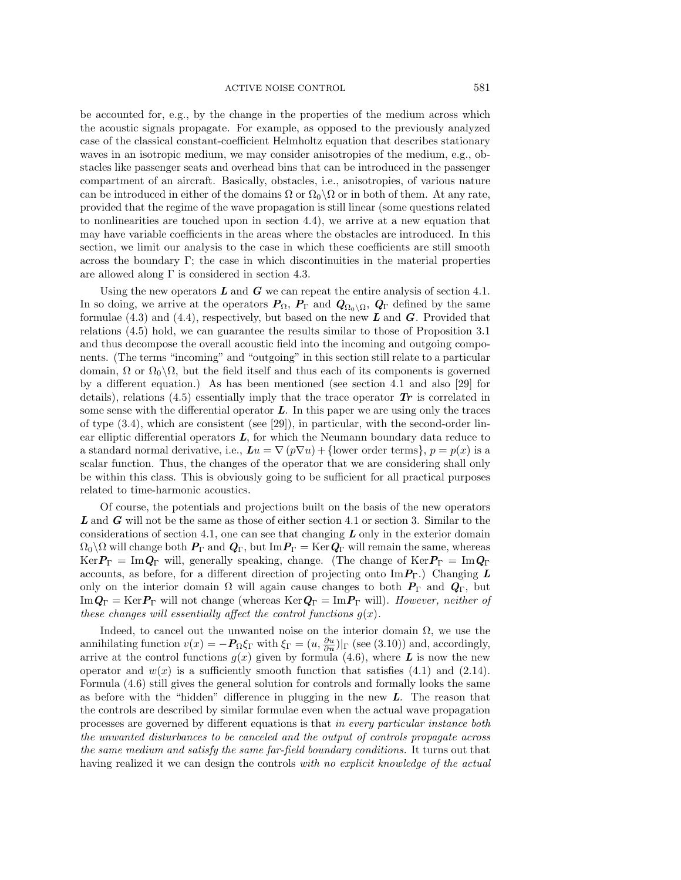be accounted for, e.g., by the change in the properties of the medium across which the acoustic signals propagate. For example, as opposed to the previously analyzed case of the classical constant-coefficient Helmholtz equation that describes stationary waves in an isotropic medium, we may consider anisotropies of the medium, e.g., obstacles like passenger seats and overhead bins that can be introduced in the passenger compartment of an aircraft. Basically, obstacles, i.e., anisotropies, of various nature can be introduced in either of the domains $\Omega$ or $\Omega_0\backslash\Omega$ or in both of them. At any rate, provided that the regime of the wave propagation is still linear (some questions related to nonlinearities are touched upon in section 4.4), we arrive at a new equation that may have variable coefficients in the areas where the obstacles are introduced. In this section, we limit our analysis to the case in which these coefficients are still smooth across the boundary $\Gamma$; the case in which discontinuities in the material properties are allowed along $\Gamma$ is considered in section 4.3.

Using the new operators $\boldsymbol{L}$ and $\boldsymbol{G}$ we can repeat the entire analysis of section 4.1. In so doing, we arrive at the operators $\boldsymbol{P}_\Omega$, $\boldsymbol{P}_\Gamma$ and $\boldsymbol{Q}_{\Omega_0\backslash\Omega}$, $\boldsymbol{Q}_\Gamma$ defined by the same formulae (4.3) and (4.4), respectively, but based on the new $\boldsymbol{L}$ and $\boldsymbol{G}$. Provided that relations (4.5) hold, we can guarantee the results similar to those of Proposition 3.1 and thus decompose the overall acoustic field into the incoming and outgoing components. (The terms "incoming" and "outgoing" in this section still relate to a particular domain, $\Omega$ or $\Omega_0\backslash\Omega$, but the field itself and thus each of its components is governed by a different equation.) As has been mentioned (see section 4.1 and also [29] for details), relations (4.5) essentially imply that the trace operator $\boldsymbol{Tr}$ is correlated in some sense with the differential operator $\boldsymbol{L}$. In this paper we are using only the traces of type (3.4), which are consistent (see [29]), in particular, with the second-order linear elliptic differential operators $\boldsymbol{L}$, for which the Neumann boundary data reduce to a standard normal derivative, i.e., $\boldsymbol{L}u = \nabla(p\nabla u) + \{\text{lower order terms}\}$, $p = p(x)$ is a scalar function. Thus, the changes of the operator that we are considering shall only be within this class. This is obviously going to be sufficient for all practical purposes related to time-harmonic acoustics.

Of course, the potentials and projections built on the basis of the new operators $\boldsymbol{L}$ and $\boldsymbol{G}$ will not be the same as those of either section 4.1 or section 3. Similar to the considerations of section 4.1, one can see that changing $\boldsymbol{L}$ only in the exterior domain $\Omega_0\backslash\Omega$ will change both $\boldsymbol{P}_\Gamma$ and $\boldsymbol{Q}_\Gamma$, but $\text{Im}\boldsymbol{P}_\Gamma = \text{Ker}\boldsymbol{Q}_\Gamma$ will remain the same, whereas $\text{Ker}\boldsymbol{P}_\Gamma = \text{Im}\boldsymbol{Q}_\Gamma$ will, generally speaking, change. (The change of $\text{Ker}\boldsymbol{P}_\Gamma = \text{Im}\boldsymbol{Q}_\Gamma$ accounts, as before, for a different direction of projecting onto $\text{Im}\boldsymbol{P}_\Gamma$.) Changing $\boldsymbol{L}$ only on the interior domain $\Omega$ will again cause changes to both $\boldsymbol{P}_\Gamma$ and $\boldsymbol{Q}_\Gamma$, but $\text{Im}\boldsymbol{Q}_\Gamma = \text{Ker}\boldsymbol{P}_\Gamma$ will not change (whereas $\text{Ker}\boldsymbol{Q}_\Gamma = \text{Im}\boldsymbol{P}_\Gamma$ will). *However, neither of these changes will essentially affect the control functions $g(x)$.*

Indeed, to cancel out the unwanted noise on the interior domain $\Omega$, we use the annihilating function $v(x) = -\boldsymbol{P}_\Omega\xi_\Gamma$ with $\xi_\Gamma = (u, \frac{\partial u}{\partial \boldsymbol{n}})|_\Gamma$ (see (3.10)) and, accordingly, arrive at the control functions $g(x)$ given by formula (4.6), where $\boldsymbol{L}$ is now the new operator and $w(x)$ is a sufficiently smooth function that satisfies (4.1) and (2.14). Formula (4.6) still gives the general solution for controls and formally looks the same as before with the "hidden" difference in plugging in the new $\boldsymbol{L}$. The reason that the controls are described by similar formulae even when the actual wave propagation processes are governed by different equations is that *in every particular instance both the unwanted disturbances to be canceled and the output of controls propagate across the same medium and satisfy the same far-field boundary conditions.* It turns out that having realized it we can design the controls *with no explicit knowledge of the actual*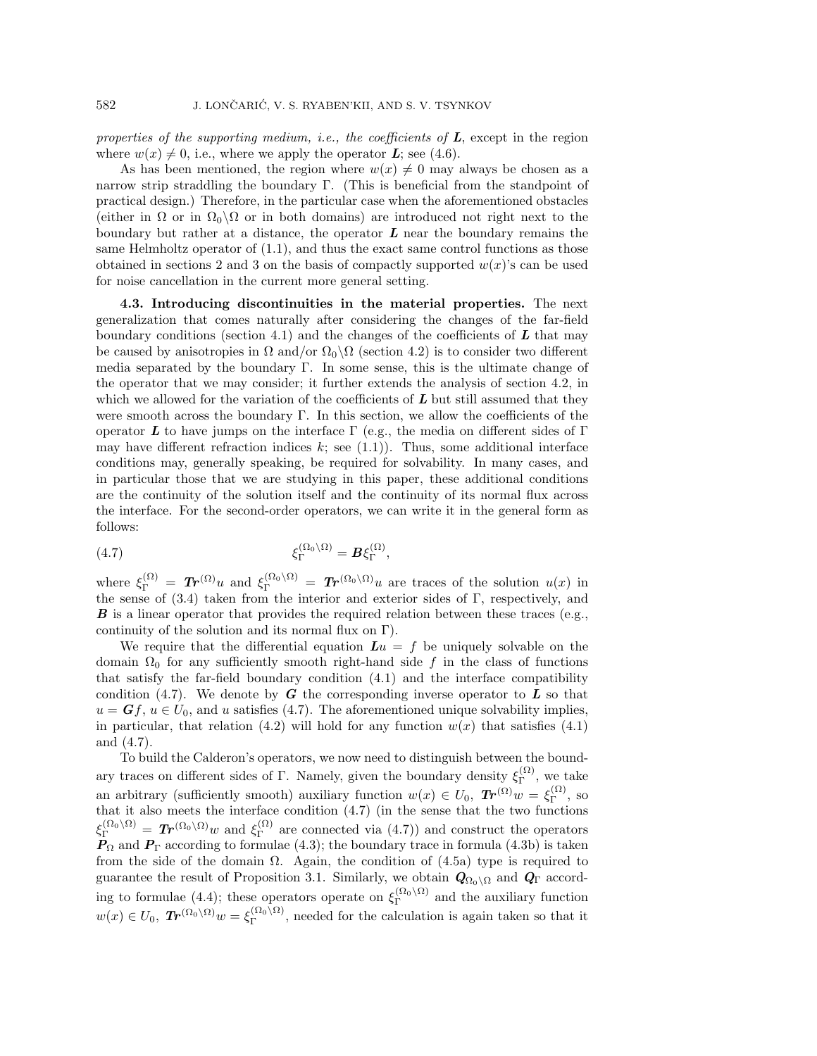*properties of the supporting medium, i.e., the coefficients of* $\boldsymbol{L}$, except in the region where $w(x) \neq 0$, i.e., where we apply the operator $\boldsymbol{L}$; see (4.6).

As has been mentioned, the region where $w(x) \neq 0$ may always be chosen as a narrow strip straddling the boundary $\Gamma$. (This is beneficial from the standpoint of practical design.) Therefore, in the particular case when the aforementioned obstacles (either in $\Omega$ or in $\Omega_0 \backslash \Omega$ or in both domains) are introduced not right next to the boundary but rather at a distance, the operator $\boldsymbol{L}$ near the boundary remains the same Helmholtz operator of (1.1), and thus the exact same control functions as those obtained in sections 2 and 3 on the basis of compactly supported $w(x)$'s can be used for noise cancellation in the current more general setting.

**4.3. Introducing discontinuities in the material properties.** The next generalization that comes naturally after considering the changes of the far-field boundary conditions (section 4.1) and the changes of the coefficients of $\boldsymbol{L}$ that may be caused by anisotropies in $\Omega$ and/or $\Omega_0 \backslash \Omega$ (section 4.2) is to consider two different media separated by the boundary $\Gamma$. In some sense, this is the ultimate change of the operator that we may consider; it further extends the analysis of section 4.2, in which we allowed for the variation of the coefficients of $\boldsymbol{L}$ but still assumed that they were smooth across the boundary $\Gamma$. In this section, we allow the coefficients of the operator $\boldsymbol{L}$ to have jumps on the interface $\Gamma$ (e.g., the media on different sides of $\Gamma$ may have different refraction indices $k$; see (1.1)). Thus, some additional interface conditions may, generally speaking, be required for solvability. In many cases, and in particular those that we are studying in this paper, these additional conditions are the continuity of the solution itself and the continuity of its normal flux across the interface. For the second-order operators, we can write it in the general form as follows:

$$\xi_\Gamma^{(\Omega_0 \backslash \Omega)} = \boldsymbol{B} \xi_\Gamma^{(\Omega)}, \tag{4.7}$$

where $\xi_\Gamma^{(\Omega)} = \boldsymbol{Tr}^{(\Omega)} u$ and $\xi_\Gamma^{(\Omega_0 \backslash \Omega)} = \boldsymbol{Tr}^{(\Omega_0 \backslash \Omega)} u$ are traces of the solution $u(x)$ in the sense of (3.4) taken from the interior and exterior sides of $\Gamma$, respectively, and $\boldsymbol{B}$ is a linear operator that provides the required relation between these traces (e.g., continuity of the solution and its normal flux on $\Gamma$).

We require that the differential equation $\boldsymbol{L}u = f$ be uniquely solvable on the domain $\Omega_0$ for any sufficiently smooth right-hand side $f$ in the class of functions that satisfy the far-field boundary condition (4.1) and the interface compatibility condition (4.7). We denote by $\boldsymbol{G}$ the corresponding inverse operator to $\boldsymbol{L}$ so that $u = \boldsymbol{G}f$, $u \in U_0$, and $u$ satisfies (4.7). The aforementioned unique solvability implies, in particular, that relation (4.2) will hold for any function $w(x)$ that satisfies (4.1) and (4.7).

To build the Calderon's operators, we now need to distinguish between the boundary traces on different sides of $\Gamma$. Namely, given the boundary density $\xi_\Gamma^{(\Omega)}$, we take an arbitrary (sufficiently smooth) auxiliary function $w(x) \in U_0$, $\boldsymbol{Tr}^{(\Omega)} w = \xi_\Gamma^{(\Omega)}$, so that it also meets the interface condition (4.7) (in the sense that the two functions $\xi_\Gamma^{(\Omega_0 \backslash \Omega)} = \boldsymbol{Tr}^{(\Omega_0 \backslash \Omega)} w$ and $\xi_\Gamma^{(\Omega)}$ are connected via (4.7)) and construct the operators $\boldsymbol{P}_\Omega$ and $\boldsymbol{P}_\Gamma$ according to formulae (4.3); the boundary trace in formula (4.3b) is taken from the side of the domain $\Omega$. Again, the condition of (4.5a) type is required to guarantee the result of Proposition 3.1. Similarly, we obtain $\boldsymbol{Q}_{\Omega_0 \backslash \Omega}$ and $\boldsymbol{Q}_\Gamma$ according to formulae (4.4); these operators operate on $\xi_\Gamma^{(\Omega_0 \backslash \Omega)}$ and the auxiliary function $w(x) \in U_0$, $\boldsymbol{Tr}^{(\Omega_0 \backslash \Omega)} w = \xi_\Gamma^{(\Omega_0 \backslash \Omega)}$, needed for the calculation is again taken so that it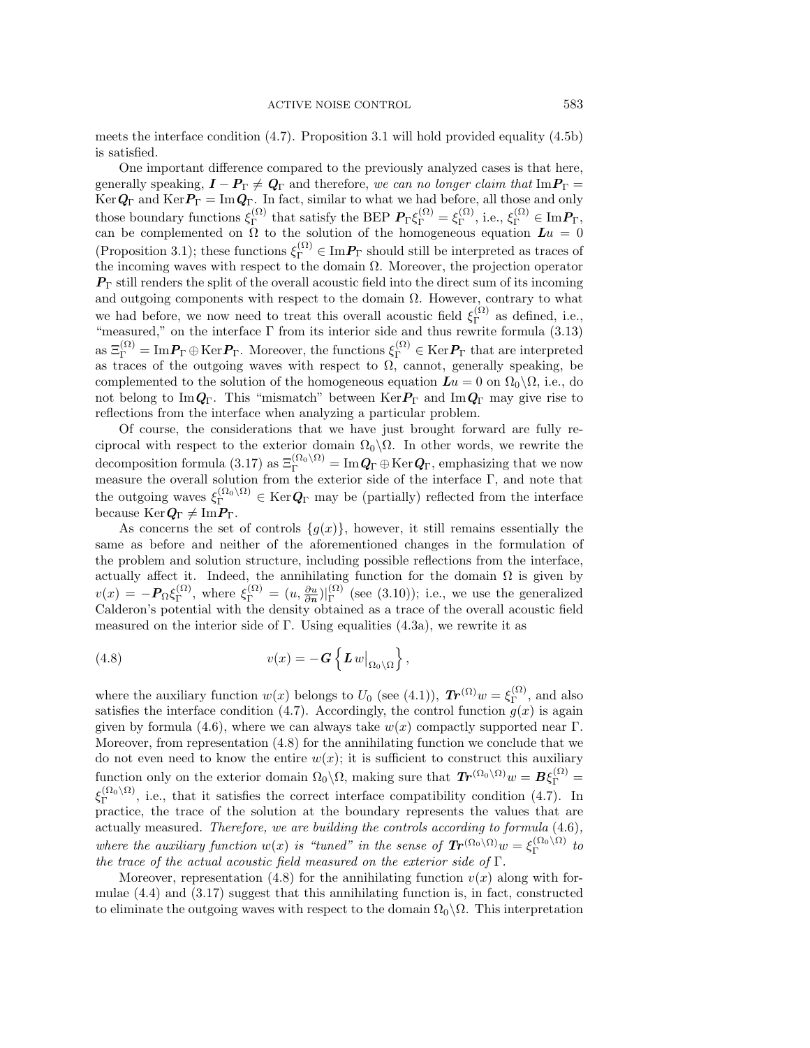meets the interface condition (4.7). Proposition 3.1 will hold provided equality (4.5b) is satisfied.

One important difference compared to the previously analyzed cases is that here, generally speaking, $\boldsymbol{I} - \boldsymbol{P}_\Gamma \neq \boldsymbol{Q}_\Gamma$ and therefore, *we can no longer claim that* $\operatorname{Im}\boldsymbol{P}_\Gamma = \operatorname{Ker}\boldsymbol{Q}_\Gamma$ and $\operatorname{Ker}\boldsymbol{P}_\Gamma = \operatorname{Im}\boldsymbol{Q}_\Gamma$. In fact, similar to what we had before, all those and only those boundary functions $\xi_\Gamma^{(\Omega)}$ that satisfy the BEP $\boldsymbol{P}_\Gamma \xi_\Gamma^{(\Omega)} = \xi_\Gamma^{(\Omega)}$, i.e., $\xi_\Gamma^{(\Omega)} \in \operatorname{Im}\boldsymbol{P}_\Gamma$, can be complemented on $\Omega$ to the solution of the homogeneous equation $\boldsymbol{L}u = 0$ (Proposition 3.1); these functions $\xi_\Gamma^{(\Omega)} \in \operatorname{Im}\boldsymbol{P}_\Gamma$ should still be interpreted as traces of the incoming waves with respect to the domain $\Omega$. Moreover, the projection operator $\boldsymbol{P}_\Gamma$ still renders the split of the overall acoustic field into the direct sum of its incoming and outgoing components with respect to the domain $\Omega$. However, contrary to what we had before, we now need to treat this overall acoustic field $\xi_\Gamma^{(\Omega)}$ as defined, i.e., "measured," on the interface $\Gamma$ from its interior side and thus rewrite formula (3.13) as $\Xi_\Gamma^{(\Omega)} = \operatorname{Im}\boldsymbol{P}_\Gamma \oplus \operatorname{Ker}\boldsymbol{P}_\Gamma$. Moreover, the functions $\xi_\Gamma^{(\Omega)} \in \operatorname{Ker}\boldsymbol{P}_\Gamma$ that are interpreted as traces of the outgoing waves with respect to $\Omega$, cannot, generally speaking, be complemented to the solution of the homogeneous equation $\boldsymbol{L}u = 0$ on $\Omega_0\backslash\Omega$, i.e., do not belong to $\operatorname{Im}\boldsymbol{Q}_\Gamma$. This "mismatch" between $\operatorname{Ker}\boldsymbol{P}_\Gamma$ and $\operatorname{Im}\boldsymbol{Q}_\Gamma$ may give rise to reflections from the interface when analyzing a particular problem.

Of course, the considerations that we have just brought forward are fully reciprocal with respect to the exterior domain $\Omega_0\backslash\Omega$. In other words, we rewrite the decomposition formula (3.17) as $\Xi_\Gamma^{(\Omega_0\backslash\Omega)} = \operatorname{Im}\boldsymbol{Q}_\Gamma \oplus \operatorname{Ker}\boldsymbol{Q}_\Gamma$, emphasizing that we now measure the overall solution from the exterior side of the interface $\Gamma$, and note that the outgoing waves $\xi_\Gamma^{(\Omega_0\backslash\Omega)} \in \operatorname{Ker}\boldsymbol{Q}_\Gamma$ may be (partially) reflected from the interface because $\operatorname{Ker}\boldsymbol{Q}_\Gamma \neq \operatorname{Im}\boldsymbol{P}_\Gamma$.

As concerns the set of controls $\{g(x)\}$, however, it still remains essentially the same as before and neither of the aforementioned changes in the formulation of the problem and solution structure, including possible reflections from the interface, actually affect it. Indeed, the annihilating function for the domain $\Omega$ is given by $v(x) = -\boldsymbol{P}_\Omega \xi_\Gamma^{(\Omega)}$, where $\xi_\Gamma^{(\Omega)} = (u, \frac{\partial u}{\partial \boldsymbol{n}})|_\Gamma^{(\Omega)}$ (see (3.10)); i.e., we use the generalized Calderon's potential with the density obtained as a trace of the overall acoustic field measured on the interior side of $\Gamma$. Using equalities (4.3a), we rewrite it as

$$v(x) = -\boldsymbol{G}\left\{ \boldsymbol{L}\, w\big|_{\Omega_0\backslash\Omega} \right\}, \tag{4.8}$$

where the auxiliary function $w(x)$ belongs to $U_0$ (see (4.1)), $\boldsymbol{Tr}^{(\Omega)} w = \xi_\Gamma^{(\Omega)}$, and also satisfies the interface condition (4.7). Accordingly, the control function $g(x)$ is again given by formula (4.6), where we can always take $w(x)$ compactly supported near $\Gamma$. Moreover, from representation (4.8) for the annihilating function we conclude that we do not even need to know the entire $w(x)$; it is sufficient to construct this auxiliary function only on the exterior domain $\Omega_0\backslash\Omega$, making sure that $\boldsymbol{Tr}^{(\Omega_0\backslash\Omega)} w = \boldsymbol{B}\xi_\Gamma^{(\Omega)} = \xi_\Gamma^{(\Omega_0\backslash\Omega)}$, i.e., that it satisfies the correct interface compatibility condition (4.7). In practice, the trace of the solution at the boundary represents the values that are actually measured. *Therefore, we are building the controls according to formula* (4.6), *where the auxiliary function* $w(x)$ *is "tuned" in the sense of* $\boldsymbol{Tr}^{(\Omega_0\backslash\Omega)} w = \xi_\Gamma^{(\Omega_0\backslash\Omega)}$ *to the trace of the actual acoustic field measured on the exterior side of* $\Gamma$.

Moreover, representation (4.8) for the annihilating function $v(x)$ along with formulae (4.4) and (3.17) suggest that this annihilating function is, in fact, constructed to eliminate the outgoing waves with respect to the domain $\Omega_0\backslash\Omega$. This interpretation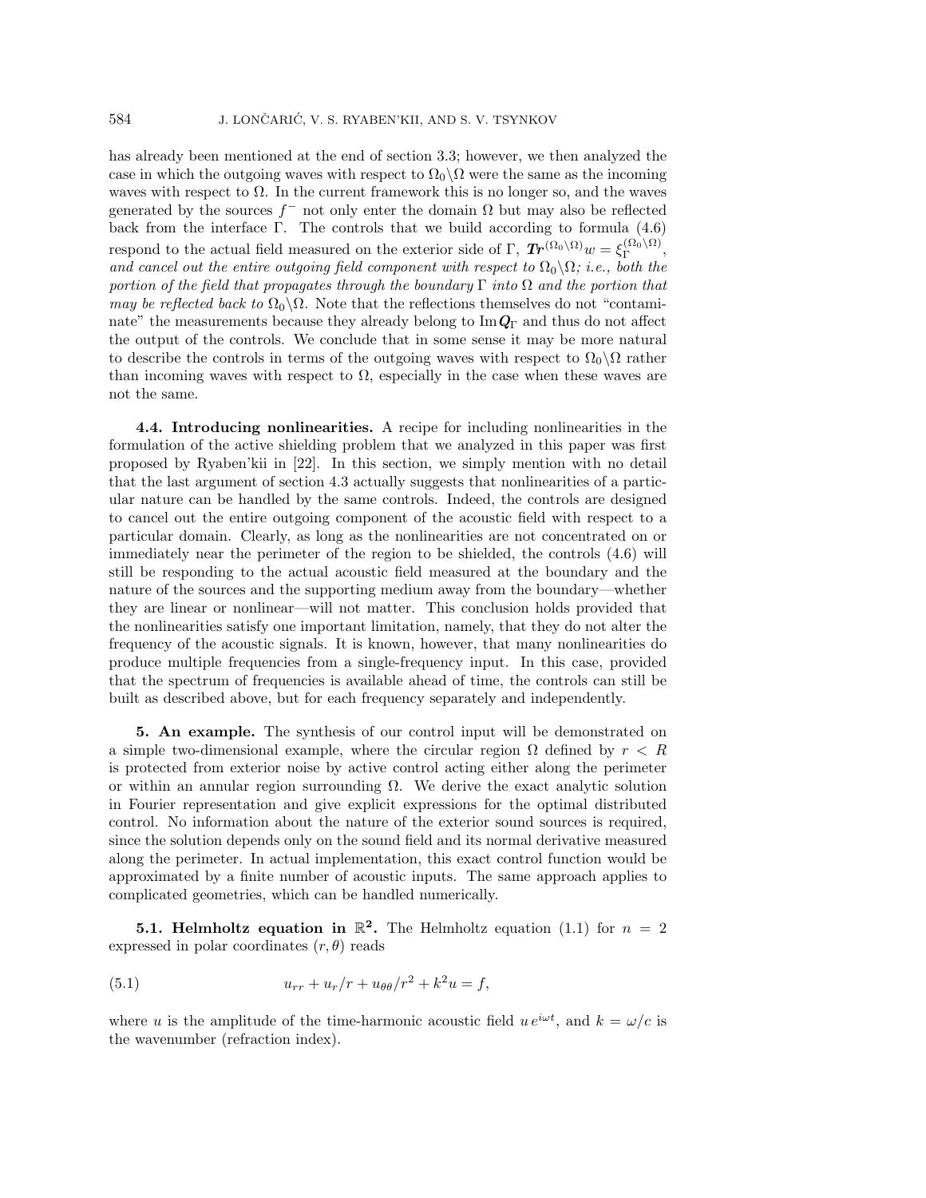has already been mentioned at the end of section 3.3; however, we then analyzed the case in which the outgoing waves with respect to $\Omega_0\backslash\Omega$ were the same as the incoming waves with respect to $\Omega$. In the current framework this is no longer so, and the waves generated by the sources $f^-$ not only enter the domain $\Omega$ but may also be reflected back from the interface $\Gamma$. The controls that we build according to formula (4.6) respond to the actual field measured on the exterior side of $\Gamma$, $\boldsymbol{Tr}^{(\Omega_0\backslash\Omega)}w = \xi_\Gamma^{(\Omega_0\backslash\Omega)}$, *and cancel out the entire outgoing field component with respect to* $\Omega_0\backslash\Omega$*; i.e., both the portion of the field that propagates through the boundary* $\Gamma$ *into* $\Omega$ *and the portion that may be reflected back to* $\Omega_0\backslash\Omega$. Note that the reflections themselves do not "contaminate" the measurements because they already belong to $\operatorname{Im}\boldsymbol{Q}_\Gamma$ and thus do not affect the output of the controls. We conclude that in some sense it may be more natural to describe the controls in terms of the outgoing waves with respect to $\Omega_0\backslash\Omega$ rather than incoming waves with respect to $\Omega$, especially in the case when these waves are not the same.

**4.4. Introducing nonlinearities.** A recipe for including nonlinearities in the formulation of the active shielding problem that we analyzed in this paper was first proposed by Ryaben'kii in [22]. In this section, we simply mention with no detail that the last argument of section 4.3 actually suggests that nonlinearities of a particular nature can be handled by the same controls. Indeed, the controls are designed to cancel out the entire outgoing component of the acoustic field with respect to a particular domain. Clearly, as long as the nonlinearities are not concentrated on or immediately near the perimeter of the region to be shielded, the controls (4.6) will still be responding to the actual acoustic field measured at the boundary and the nature of the sources and the supporting medium away from the boundary—whether they are linear or nonlinear—will not matter. This conclusion holds provided that the nonlinearities satisfy one important limitation, namely, that they do not alter the frequency of the acoustic signals. It is known, however, that many nonlinearities do produce multiple frequencies from a single-frequency input. In this case, provided that the spectrum of frequencies is available ahead of time, the controls can still be built as described above, but for each frequency separately and independently.

## 5. An example.

The synthesis of our control input will be demonstrated on a simple two-dimensional example, where the circular region $\Omega$ defined by $r < R$ is protected from exterior noise by active control acting either along the perimeter or within an annular region surrounding $\Omega$. We derive the exact analytic solution in Fourier representation and give explicit expressions for the optimal distributed control. No information about the nature of the exterior sound sources is required, since the solution depends only on the sound field and its normal derivative measured along the perimeter. In actual implementation, this exact control function would be approximated by a finite number of acoustic inputs. The same approach applies to complicated geometries, which can be handled numerically.

**5.1. Helmholtz equation in $\mathbb{R}^2$.** The Helmholtz equation (1.1) for $n = 2$ expressed in polar coordinates $(r, \theta)$ reads

$$u_{rr} + u_r/r + u_{\theta\theta}/r^2 + k^2 u = f, \tag{5.1}$$

where $u$ is the amplitude of the time-harmonic acoustic field $u\,e^{i\omega t}$, and $k = \omega/c$ is the wavenumber (refraction index).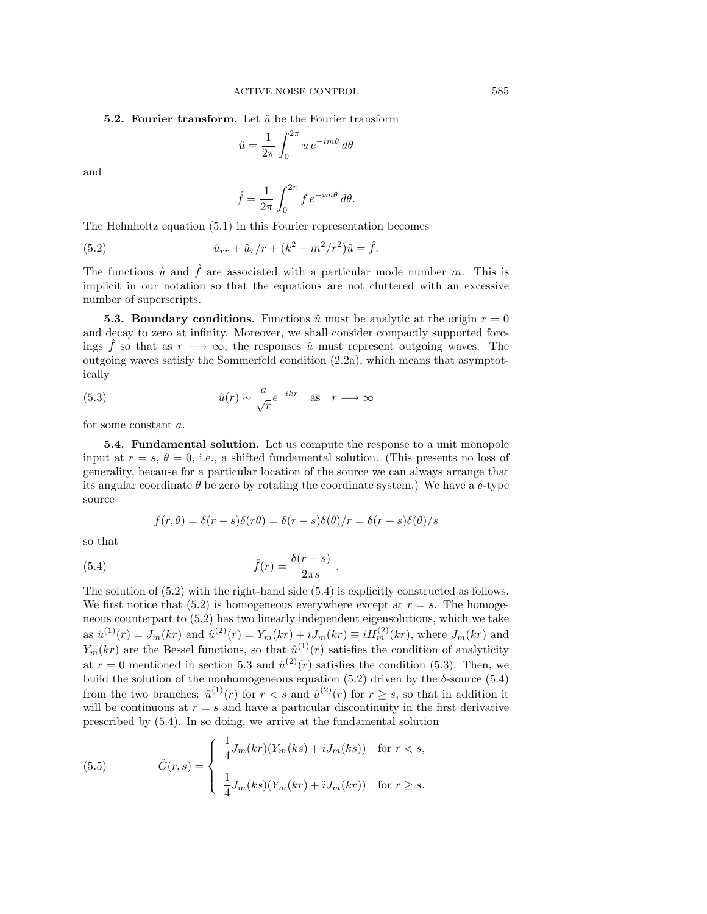**5.2. Fourier transform.** Let $\hat{u}$ be the Fourier transform

$$\hat{u} = \frac{1}{2\pi} \int_0^{2\pi} u \, e^{-im\theta} \, d\theta$$

and

$$\hat{f} = \frac{1}{2\pi} \int_0^{2\pi} f \, e^{-im\theta} \, d\theta.$$

The Helmholtz equation (5.1) in this Fourier representation becomes

$$\hat{u}_{rr} + \hat{u}_r/r + (k^2 - m^2/r^2)\hat{u} = \hat{f}. \tag{5.2}$$

The functions $\hat{u}$ and $\hat{f}$ are associated with a particular mode number $m$. This is implicit in our notation so that the equations are not cluttered with an excessive number of superscripts.

**5.3. Boundary conditions.** Functions $\hat{u}$ must be analytic at the origin $r = 0$ and decay to zero at infinity. Moreover, we shall consider compactly supported forcings $\hat{f}$ so that as $r \longrightarrow \infty$, the responses $\hat{u}$ must represent outgoing waves. The outgoing waves satisfy the Sommerfeld condition (2.2a), which means that asymptotically

$$\hat{u}(r) \sim \frac{a}{\sqrt{r}} e^{-ikr} \quad \text{as} \quad r \longrightarrow \infty \tag{5.3}$$

for some constant $a$.

**5.4. Fundamental solution.** Let us compute the response to a unit monopole input at $r = s$, $\theta = 0$, i.e., a shifted fundamental solution. (This presents no loss of generality, because for a particular location of the source we can always arrange that its angular coordinate $\theta$ be zero by rotating the coordinate system.) We have a $\delta$-type source

$$f(r, \theta) = \delta(r - s)\delta(r\theta) = \delta(r - s)\delta(\theta)/r = \delta(r - s)\delta(\theta)/s$$

so that

$$\hat{f}(r) = \frac{\delta(r - s)}{2\pi s} \; . \tag{5.4}$$

The solution of (5.2) with the right-hand side (5.4) is explicitly constructed as follows. We first notice that (5.2) is homogeneous everywhere except at $r = s$. The homogeneous counterpart to (5.2) has two linearly independent eigensolutions, which we take as $\hat{u}^{(1)}(r) = J_m(kr)$ and $\hat{u}^{(2)}(r) = Y_m(kr) + iJ_m(kr) \equiv iH_m^{(2)}(kr)$, where $J_m(kr)$ and $Y_m(kr)$ are the Bessel functions, so that $\hat{u}^{(1)}(r)$ satisfies the condition of analyticity at $r = 0$ mentioned in section 5.3 and $\hat{u}^{(2)}(r)$ satisfies the condition (5.3). Then, we build the solution of the nonhomogeneous equation (5.2) driven by the $\delta$-source (5.4) from the two branches: $\hat{u}^{(1)}(r)$ for $r < s$ and $\hat{u}^{(2)}(r)$ for $r \geq s$, so that in addition it will be continuous at $r = s$ and have a particular discontinuity in the first derivative prescribed by (5.4). In so doing, we arrive at the fundamental solution

$$\hat{G}(r, s) = \begin{cases} \dfrac{1}{4} J_m(kr)(Y_m(ks) + iJ_m(ks)) & \text{for } r < s, \\[2ex] \dfrac{1}{4} J_m(ks)(Y_m(kr) + iJ_m(kr)) & \text{for } r \geq s. \end{cases} \tag{5.5}$$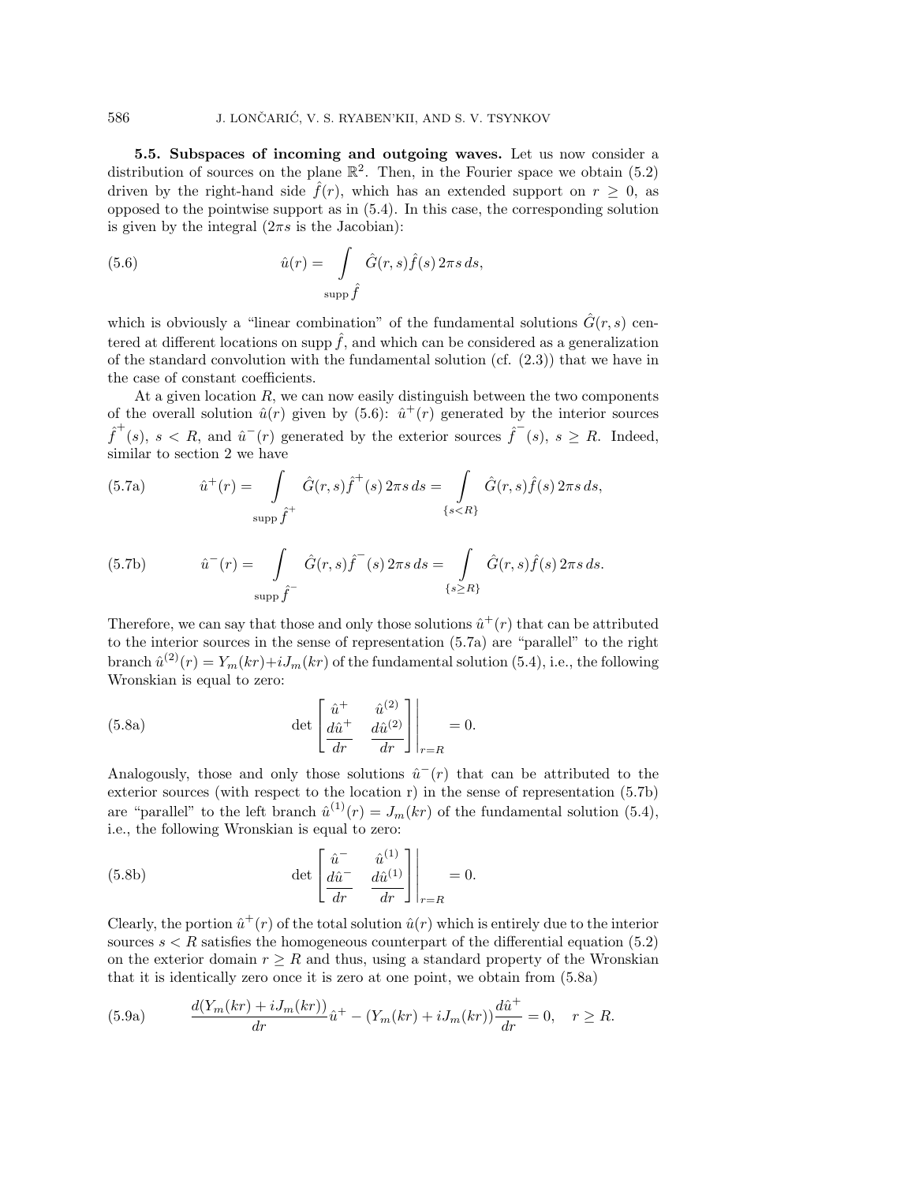**5.5. Subspaces of incoming and outgoing waves.** Let us now consider a distribution of sources on the plane $\mathbb{R}^2$. Then, in the Fourier space we obtain (5.2) driven by the right-hand side $\hat{f}(r)$, which has an extended support on $r \geq 0$, as opposed to the pointwise support as in (5.4). In this case, the corresponding solution is given by the integral ($2\pi s$ is the Jacobian):

$$\hat{u}(r) = \int\limits_{\operatorname{supp}\hat{f}} \hat{G}(r,s)\hat{f}(s)\, 2\pi s\, ds, \tag{5.6}$$

which is obviously a "linear combination" of the fundamental solutions $\hat{G}(r,s)$ centered at different locations on $\operatorname{supp}\hat{f}$, and which can be considered as a generalization of the standard convolution with the fundamental solution (cf. (2.3)) that we have in the case of constant coefficients.

At a given location $R$, we can now easily distinguish between the two components of the overall solution $\hat{u}(r)$ given by (5.6): $\hat{u}^+(r)$ generated by the interior sources $\hat{f}^+(s)$, $s < R$, and $\hat{u}^-(r)$ generated by the exterior sources $\hat{f}^-(s)$, $s \geq R$. Indeed, similar to section 2 we have

$$\hat{u}^+(r) = \int\limits_{\operatorname{supp}\hat{f}^+} \hat{G}(r,s)\hat{f}^+(s)\, 2\pi s\, ds = \int\limits_{\{s<R\}} \hat{G}(r,s)\hat{f}(s)\, 2\pi s\, ds, \tag{5.7a}$$

$$\hat{u}^-(r) = \int\limits_{\operatorname{supp}\hat{f}^-} \hat{G}(r,s)\hat{f}^-(s)\, 2\pi s\, ds = \int\limits_{\{s\geq R\}} \hat{G}(r,s)\hat{f}(s)\, 2\pi s\, ds. \tag{5.7b}$$

Therefore, we can say that those and only those solutions $\hat{u}^+(r)$ that can be attributed to the interior sources in the sense of representation (5.7a) are "parallel" to the right branch $\hat{u}^{(2)}(r) = Y_m(kr) + iJ_m(kr)$ of the fundamental solution (5.4), i.e., the following Wronskian is equal to zero:

$$\det \begin{bmatrix} \hat{u}^+ & \hat{u}^{(2)} \\ \dfrac{d\hat{u}^+}{dr} & \dfrac{d\hat{u}^{(2)}}{dr} \end{bmatrix}\Bigg|_{r=R} = 0. \tag{5.8a}$$

Analogously, those and only those solutions $\hat{u}^-(r)$ that can be attributed to the exterior sources (with respect to the location r) in the sense of representation (5.7b) are "parallel" to the left branch $\hat{u}^{(1)}(r) = J_m(kr)$ of the fundamental solution (5.4), i.e., the following Wronskian is equal to zero:

$$\det \begin{bmatrix} \hat{u}^- & \hat{u}^{(1)} \\ \dfrac{d\hat{u}^-}{dr} & \dfrac{d\hat{u}^{(1)}}{dr} \end{bmatrix}\Bigg|_{r=R} = 0. \tag{5.8b}$$

Clearly, the portion $\hat{u}^+(r)$ of the total solution $\hat{u}(r)$ which is entirely due to the interior sources $s < R$ satisfies the homogeneous counterpart of the differential equation (5.2) on the exterior domain $r \geq R$ and thus, using a standard property of the Wronskian that it is identically zero once it is zero at one point, we obtain from (5.8a)

$$\frac{d(Y_m(kr) + iJ_m(kr))}{dr}\hat{u}^+ - (Y_m(kr) + iJ_m(kr))\frac{d\hat{u}^+}{dr} = 0, \quad r \geq R. \tag{5.9a}$$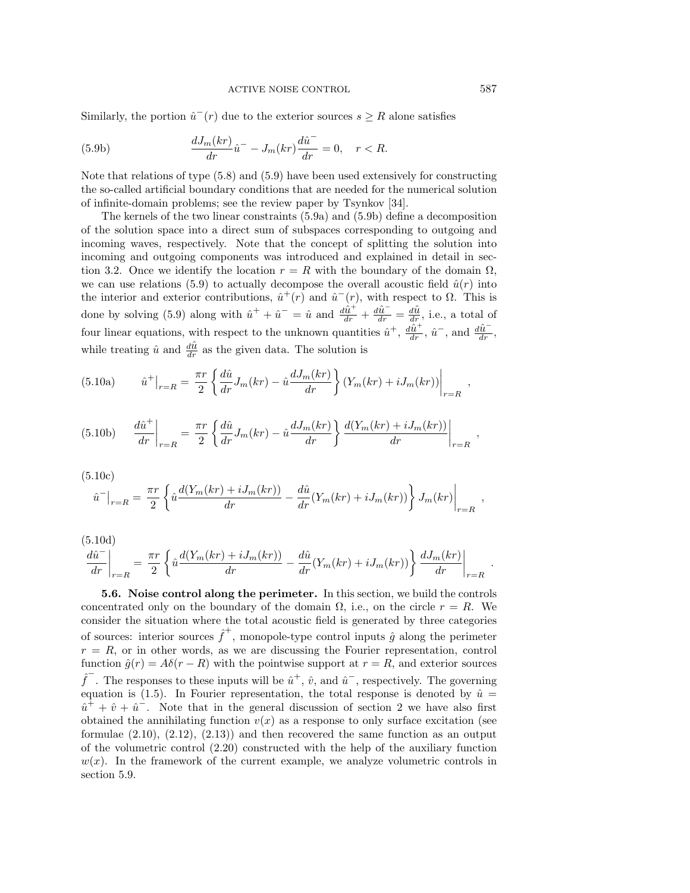Similarly, the portion $\hat{u}^-(r)$ due to the exterior sources $s \geq R$ alone satisfies

$$\frac{dJ_m(kr)}{dr}\hat{u}^- - J_m(kr)\frac{d\hat{u}^-}{dr} = 0, \quad r < R. \tag{5.9b}$$

Note that relations of type (5.8) and (5.9) have been used extensively for constructing the so-called artificial boundary conditions that are needed for the numerical solution of infinite-domain problems; see the review paper by Tsynkov [34].

The kernels of the two linear constraints (5.9a) and (5.9b) define a decomposition of the solution space into a direct sum of subspaces corresponding to outgoing and incoming waves, respectively. Note that the concept of splitting the solution into incoming and outgoing components was introduced and explained in detail in section 3.2. Once we identify the location $r = R$ with the boundary of the domain $\Omega$, we can use relations (5.9) to actually decompose the overall acoustic field $\hat{u}(r)$ into the interior and exterior contributions, $\hat{u}^+(r)$ and $\hat{u}^-(r)$, with respect to $\Omega$. This is done by solving (5.9) along with $\hat{u}^+ + \hat{u}^- = \hat{u}$ and $\frac{d\hat{u}^+}{dr} + \frac{d\hat{u}^-}{dr} = \frac{d\hat{u}}{dr}$, i.e., a total of four linear equations, with respect to the unknown quantities $\hat{u}^+$, $\frac{d\hat{u}^+}{dr}$, $\hat{u}^-$, and $\frac{d\hat{u}^-}{dr}$, while treating $\hat{u}$ and $\frac{d\hat{u}}{dr}$ as the given data. The solution is

$$\hat{u}^+\big|_{r=R} = \frac{\pi r}{2}\left\{\frac{d\hat{u}}{dr}J_m(kr) - \hat{u}\frac{dJ_m(kr)}{dr}\right\}(Y_m(kr) + iJ_m(kr))\bigg|_{r=R}, \tag{5.10a}$$

$$\frac{d\hat{u}^+}{dr}\bigg|_{r=R} = \frac{\pi r}{2}\left\{\frac{d\hat{u}}{dr}J_m(kr) - \hat{u}\frac{dJ_m(kr)}{dr}\right\}\frac{d(Y_m(kr) + iJ_m(kr))}{dr}\bigg|_{r=R}, \tag{5.10b}$$

$$\hat{u}^-\big|_{r=R} = \frac{\pi r}{2}\left\{\hat{u}\frac{d(Y_m(kr) + iJ_m(kr))}{dr} - \frac{d\hat{u}}{dr}(Y_m(kr) + iJ_m(kr))\right\}J_m(kr)\bigg|_{r=R}, \tag{5.10c}$$

$$\frac{d\hat{u}^-}{dr}\bigg|_{r=R} = \frac{\pi r}{2}\left\{\hat{u}\frac{d(Y_m(kr) + iJ_m(kr))}{dr} - \frac{d\hat{u}}{dr}(Y_m(kr) + iJ_m(kr))\right\}\frac{dJ_m(kr)}{dr}\bigg|_{r=R}. \tag{5.10d}$$

**5.6. Noise control along the perimeter.** In this section, we build the controls concentrated only on the boundary of the domain $\Omega$, i.e., on the circle $r = R$. We consider the situation where the total acoustic field is generated by three categories of sources: interior sources $\hat{f}^+$, monopole-type control inputs $\hat{g}$ along the perimeter $r = R$, or in other words, as we are discussing the Fourier representation, control function $\hat{g}(r) = A\delta(r - R)$ with the pointwise support at $r = R$, and exterior sources $\hat{f}^-$. The responses to these inputs will be $\hat{u}^+$, $\hat{v}$, and $\hat{u}^-$, respectively. The governing equation is (1.5). In Fourier representation, the total response is denoted by $\hat{u} = \hat{u}^+ + \hat{v} + \hat{u}^-$. Note that in the general discussion of section 2 we have also first obtained the annihilating function $v(x)$ as a response to only surface excitation (see formulae (2.10), (2.12), (2.13)) and then recovered the same function as an output of the volumetric control (2.20) constructed with the help of the auxiliary function $w(x)$. In the framework of the current example, we analyze volumetric controls in section 5.9.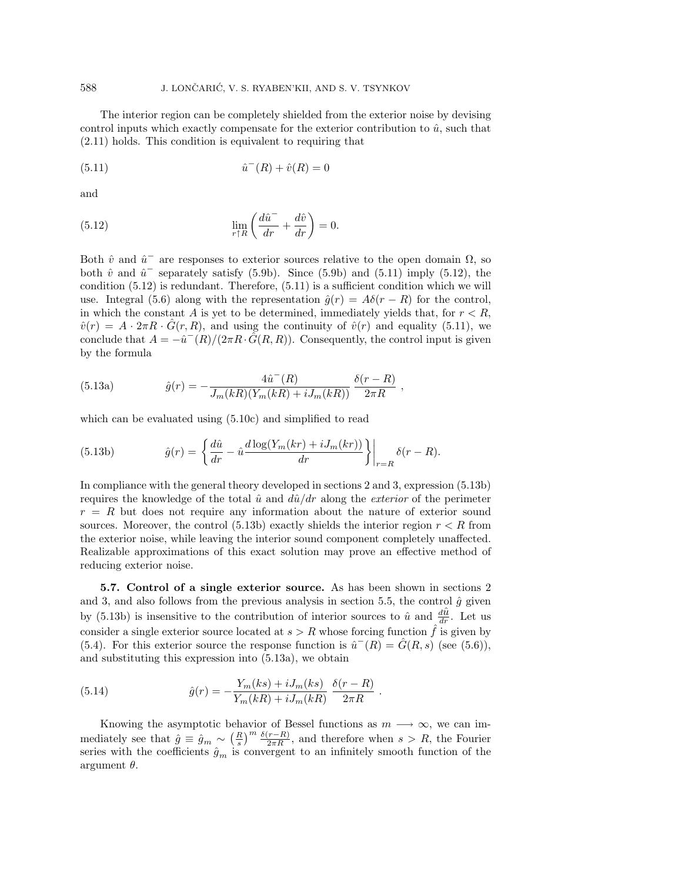The interior region can be completely shielded from the exterior noise by devising control inputs which exactly compensate for the exterior contribution to $\hat{u}$, such that (2.11) holds. This condition is equivalent to requiring that

$$\hat{u}^-(R) + \hat{v}(R) = 0 \tag{5.11}$$

and

$$\lim_{r\uparrow R}\left(\frac{d\hat{u}^-}{dr} + \frac{d\hat{v}}{dr}\right) = 0. \tag{5.12}$$

Both $\hat{v}$ and $\hat{u}^-$ are responses to exterior sources relative to the open domain $\Omega$, so both $\hat{v}$ and $\hat{u}^-$ separately satisfy (5.9b). Since (5.9b) and (5.11) imply (5.12), the condition (5.12) is redundant. Therefore, (5.11) is a sufficient condition which we will use. Integral (5.6) along with the representation $\hat{g}(r) = A\delta(r-R)$ for the control, in which the constant $A$ is yet to be determined, immediately yields that, for $r < R$, $\hat{v}(r) = A \cdot 2\pi R \cdot \hat{G}(r,R)$, and using the continuity of $\hat{v}(r)$ and equality (5.11), we conclude that $A = -\hat{u}^-(R)/(2\pi R \cdot \hat{G}(R,R))$. Consequently, the control input is given by the formula

$$\hat{g}(r) = -\frac{4\hat{u}^-(R)}{J_m(kR)(Y_m(kR) + iJ_m(kR))}\,\frac{\delta(r-R)}{2\pi R}\ , \tag{5.13a}$$

which can be evaluated using (5.10c) and simplified to read

$$\hat{g}(r) = \left\{\frac{d\hat{u}}{dr} - \hat{u}\frac{d\log(Y_m(kr) + iJ_m(kr))}{dr}\right\}\bigg|_{r=R}\delta(r-R). \tag{5.13b}$$

In compliance with the general theory developed in sections 2 and 3, expression (5.13b) requires the knowledge of the total $\hat{u}$ and $d\hat{u}/dr$ along the *exterior* of the perimeter $r = R$ but does not require any information about the nature of exterior sound sources. Moreover, the control (5.13b) exactly shields the interior region $r < R$ from the exterior noise, while leaving the interior sound component completely unaffected. Realizable approximations of this exact solution may prove an effective method of reducing exterior noise.

**5.7. Control of a single exterior source.** As has been shown in sections 2 and 3, and also follows from the previous analysis in section 5.5, the control $\hat{g}$ given by (5.13b) is insensitive to the contribution of interior sources to $\hat{u}$ and $\frac{d\hat{u}}{dr}$. Let us consider a single exterior source located at $s > R$ whose forcing function $\hat{f}$ is given by (5.4). For this exterior source the response function is $\hat{u}^-(R) = \hat{G}(R,s)$ (see (5.6)), and substituting this expression into (5.13a), we obtain

$$\hat{g}(r) = -\frac{Y_m(ks) + iJ_m(ks)}{Y_m(kR) + iJ_m(kR)}\,\frac{\delta(r-R)}{2\pi R}\ . \tag{5.14}$$

Knowing the asymptotic behavior of Bessel functions as $m \longrightarrow \infty$, we can immediately see that $\hat{g} \equiv \hat{g}_m \sim \left(\frac{R}{s}\right)^m \frac{\delta(r-R)}{2\pi R}$, and therefore when $s > R$, the Fourier series with the coefficients $\hat{g}_m$ is convergent to an infinitely smooth function of the argument $\theta$.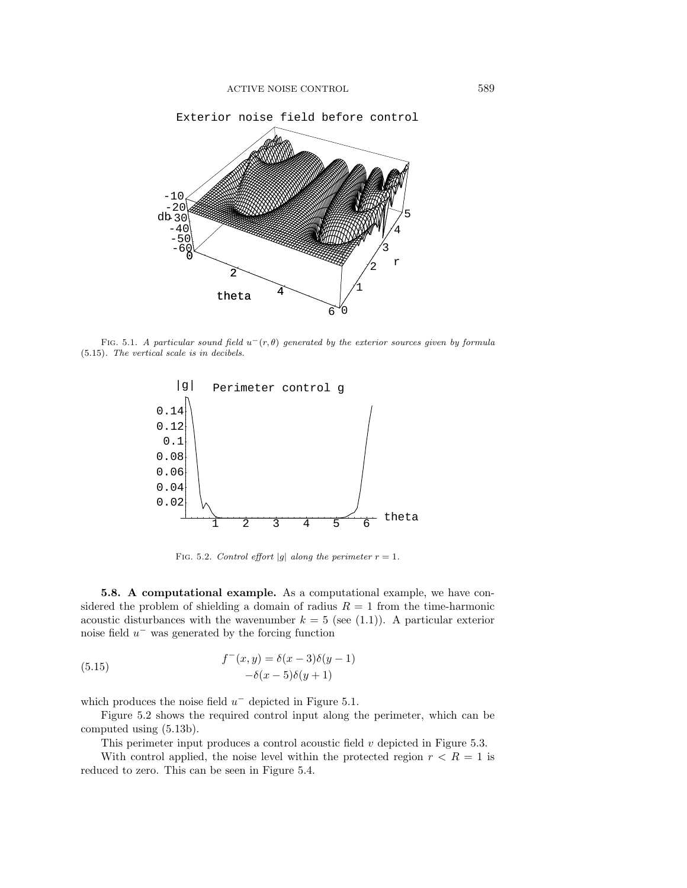Exterior noise field before control

-10
-20
db 30
-40
-50
-60
0

0
2
4
6
theta

0
1
2
3
4
5
r

FIG. 5.1. *A particular sound field $u^-(r,\theta)$ generated by the exterior sources given by formula* (5.15). *The vertical scale is in decibels.*

|g| Perimeter control g

0.14
0.12
0.1
0.08
0.06
0.04
0.02

1 2 3 4 5 6 theta

FIG. 5.2. *Control effort $|g|$ along the perimeter $r = 1$.*

**5.8. A computational example.** As a computational example, we have considered the problem of shielding a domain of radius $R = 1$ from the time-harmonic acoustic disturbances with the wavenumber $k = 5$ (see (1.1)). A particular exterior noise field $u^-$ was generated by the forcing function

$$
\begin{aligned}
f^-(x, y) = \delta(x - 3)\delta(y - 1) \\
-\delta(x - 5)\delta(y + 1)
\end{aligned}
\tag{5.15}
$$

which produces the noise field $u^-$ depicted in Figure 5.1.

Figure 5.2 shows the required control input along the perimeter, which can be computed using (5.13b).

This perimeter input produces a control acoustic field $v$ depicted in Figure 5.3.

With control applied, the noise level within the protected region $r < R = 1$ is reduced to zero. This can be seen in Figure 5.4.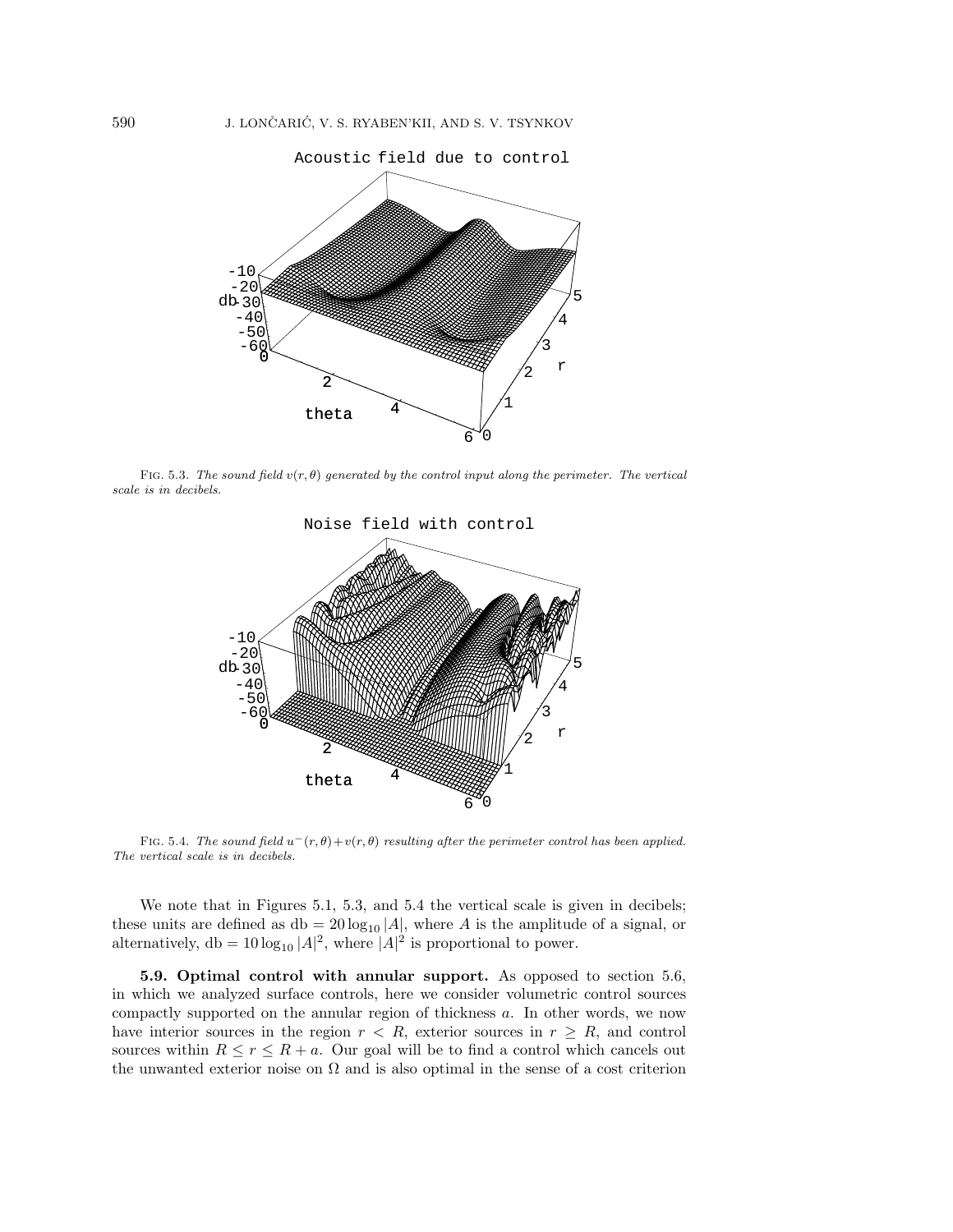Acoustic field due to control

-10
-20
db-30
-40
-50
-60
0
2
theta
4
6
0
1
2
3
4
5
r

FIG. 5.3. *The sound field $v(r, \theta)$ generated by the control input along the perimeter. The vertical scale is in decibels.*

Noise field with control

-10
-20
db-30
-40
-50
-60
0
2
theta
4
6
0
1
2
3
4
5
r

FIG. 5.4. *The sound field $u^-(r,\theta)+v(r,\theta)$ resulting after the perimeter control has been applied. The vertical scale is in decibels.*

We note that in Figures 5.1, 5.3, and 5.4 the vertical scale is given in decibels; these units are defined as $\text{db} = 20 \log_{10} |A|$, where $A$ is the amplitude of a signal, or alternatively, $\text{db} = 10 \log_{10} |A|^2$, where $|A|^2$ is proportional to power.

**5.9. Optimal control with annular support.** As opposed to section 5.6, in which we analyzed surface controls, here we consider volumetric control sources compactly supported on the annular region of thickness $a$. In other words, we now have interior sources in the region $r < R$, exterior sources in $r \geq R$, and control sources within $R \leq r \leq R + a$. Our goal will be to find a control which cancels out the unwanted exterior noise on $\Omega$ and is also optimal in the sense of a cost criterion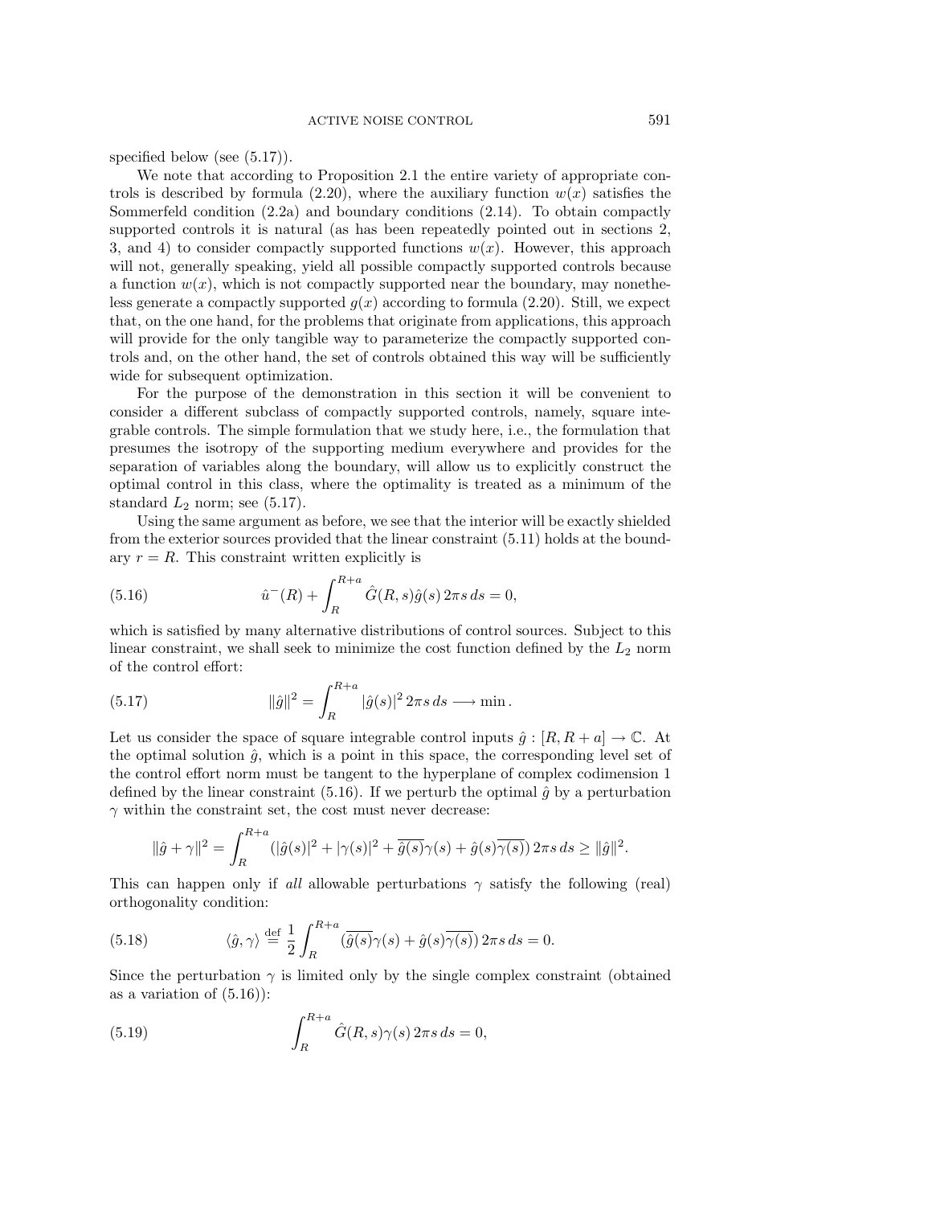specified below (see (5.17)).

We note that according to Proposition 2.1 the entire variety of appropriate controls is described by formula (2.20), where the auxiliary function $w(x)$ satisfies the Sommerfeld condition (2.2a) and boundary conditions (2.14). To obtain compactly supported controls it is natural (as has been repeatedly pointed out in sections 2, 3, and 4) to consider compactly supported functions $w(x)$. However, this approach will not, generally speaking, yield all possible compactly supported controls because a function $w(x)$, which is not compactly supported near the boundary, may nonetheless generate a compactly supported $g(x)$ according to formula (2.20). Still, we expect that, on the one hand, for the problems that originate from applications, this approach will provide for the only tangible way to parameterize the compactly supported controls and, on the other hand, the set of controls obtained this way will be sufficiently wide for subsequent optimization.

For the purpose of the demonstration in this section it will be convenient to consider a different subclass of compactly supported controls, namely, square integrable controls. The simple formulation that we study here, i.e., the formulation that presumes the isotropy of the supporting medium everywhere and provides for the separation of variables along the boundary, will allow us to explicitly construct the optimal control in this class, where the optimality is treated as a minimum of the standard $L_2$ norm; see (5.17).

Using the same argument as before, we see that the interior will be exactly shielded from the exterior sources provided that the linear constraint (5.11) holds at the boundary $r = R$. This constraint written explicitly is

$$\hat{u}^-(R) + \int_R^{R+a} \hat{G}(R,s)\hat{g}(s)\, 2\pi s\, ds = 0, \tag{5.16}$$

which is satisfied by many alternative distributions of control sources. Subject to this linear constraint, we shall seek to minimize the cost function defined by the $L_2$ norm of the control effort:

$$\|\hat{g}\|^2 = \int_R^{R+a} |\hat{g}(s)|^2\, 2\pi s\, ds \longrightarrow \min. \tag{5.17}$$

Let us consider the space of square integrable control inputs $\hat{g} : [R, R+a] \to \mathbb{C}$. At the optimal solution $\hat{g}$, which is a point in this space, the corresponding level set of the control effort norm must be tangent to the hyperplane of complex codimension 1 defined by the linear constraint (5.16). If we perturb the optimal $\hat{g}$ by a perturbation $\gamma$ within the constraint set, the cost must never decrease:

$$\|\hat{g}+\gamma\|^2 = \int_R^{R+a} \left(|\hat{g}(s)|^2 + |\gamma(s)|^2 + \overline{\hat{g}(s)}\gamma(s) + \hat{g}(s)\overline{\gamma(s)}\right) 2\pi s\, ds \geq \|\hat{g}\|^2.$$

This can happen only if *all* allowable perturbations $\gamma$ satisfy the following (real) orthogonality condition:

$$\langle \hat{g}, \gamma \rangle \overset{\text{def}}{=} \frac{1}{2}\int_R^{R+a} \left(\overline{\hat{g}(s)}\gamma(s) + \hat{g}(s)\overline{\gamma(s)}\right) 2\pi s\, ds = 0. \tag{5.18}$$

Since the perturbation $\gamma$ is limited only by the single complex constraint (obtained as a variation of (5.16)):

$$\int_R^{R+a} \hat{G}(R,s)\gamma(s)\, 2\pi s\, ds = 0, \tag{5.19}$$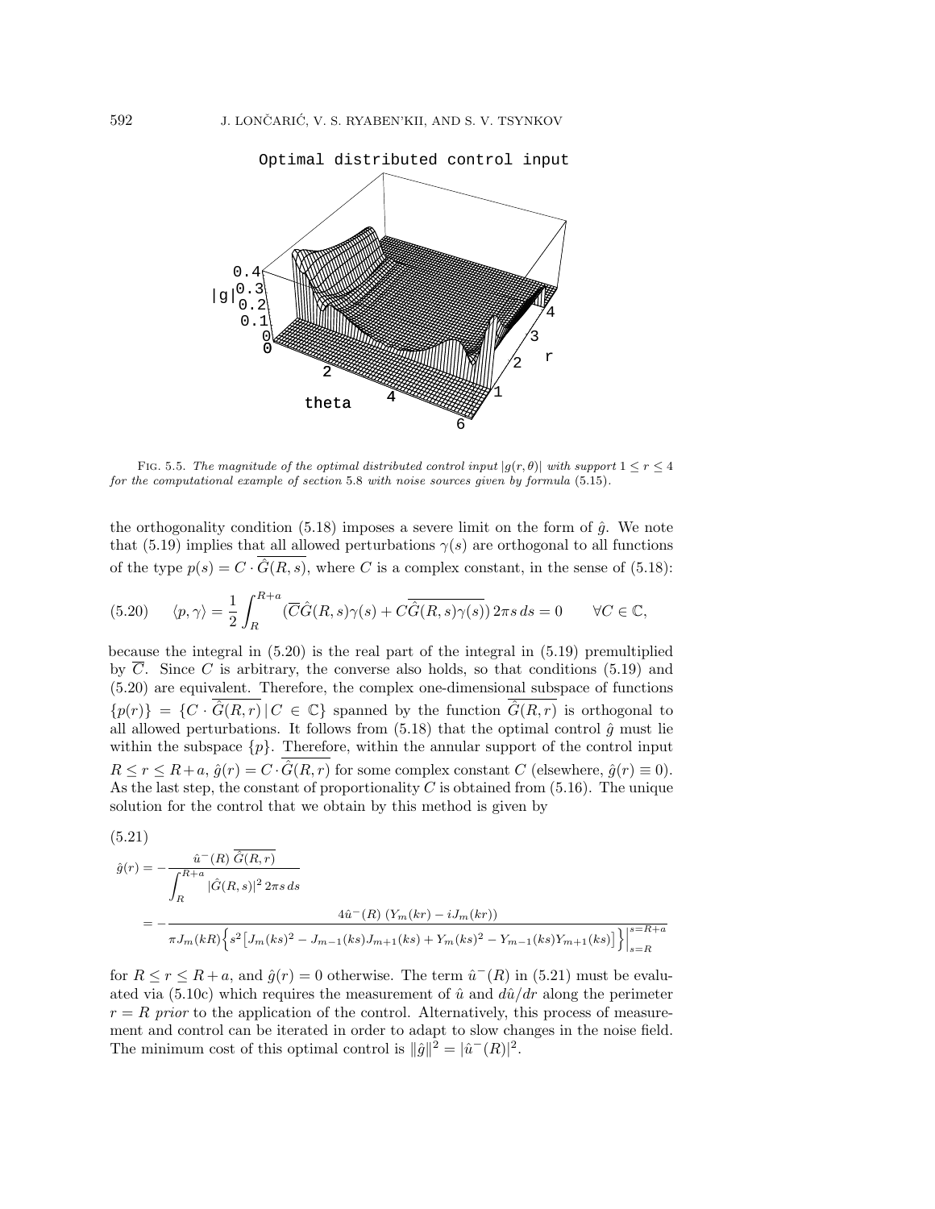Optimal distributed control input

0.4
0.3
|g| 0.2
0.1
0
0
2
theta
4
6
1
2
3
4
r

FIG. 5.5. *The magnitude of the optimal distributed control input $|g(r, \theta)|$ with support $1 \leq r \leq 4$ for the computational example of section 5.8 with noise sources given by formula (5.15).*

the orthogonality condition (5.18) imposes a severe limit on the form of $\hat{g}$. We note that (5.19) implies that all allowed perturbations $\gamma(s)$ are orthogonal to all functions of the type $p(s) = C \cdot \overline{\hat{G}(R, s)}$, where $C$ is a complex constant, in the sense of (5.18):

$$
(5.20) \qquad \langle p, \gamma \rangle = \frac{1}{2} \int_R^{R+a} (\overline{C}\hat{G}(R, s)\gamma(s) + C\overline{\hat{G}(R, s)\gamma(s)})\, 2\pi s \, ds = 0 \qquad \forall C \in \mathbb{C},
$$

because the integral in (5.20) is the real part of the integral in (5.19) premultiplied by $\overline{C}$. Since $C$ is arbitrary, the converse also holds, so that conditions (5.19) and (5.20) are equivalent. Therefore, the complex one-dimensional subspace of functions $\{p(r)\} = \{C \cdot \overline{\hat{G}(R, r)} \,|\, C \in \mathbb{C}\}$ spanned by the function $\overline{\hat{G}(R, r)}$ is orthogonal to all allowed perturbations. It follows from (5.18) that the optimal control $\hat{g}$ must lie within the subspace $\{p\}$. Therefore, within the annular support of the control input $R \leq r \leq R+a$, $\hat{g}(r) = C \cdot \overline{\hat{G}(R, r)}$ for some complex constant $C$ (elsewhere, $\hat{g}(r) \equiv 0$). As the last step, the constant of proportionality $C$ is obtained from (5.16). The unique solution for the control that we obtain by this method is given by

(5.21)

$$
\begin{aligned}
\hat{g}(r) &= -\frac{\hat{u}^-(R)\, \overline{\hat{G}(R, r)}}{\displaystyle\int_R^{R+a} |\hat{G}(R, s)|^2 \, 2\pi s \, ds} \\
&= -\frac{4\hat{u}^-(R)\, (Y_m(kr) - iJ_m(kr))}{\pi J_m(kR) \Big\{ s^2 \big[ J_m(ks)^2 - J_{m-1}(ks) J_{m+1}(ks) + Y_m(ks)^2 - Y_{m-1}(ks) Y_{m+1}(ks) \big] \Big\} \Big|_{s=R}^{s=R+a}}
\end{aligned}
$$

for $R \leq r \leq R+a$, and $\hat{g}(r) = 0$ otherwise. The term $\hat{u}^-(R)$ in (5.21) must be evaluated via (5.10c) which requires the measurement of $\hat{u}$ and $d\hat{u}/dr$ along the perimeter $r = R$ *prior* to the application of the control. Alternatively, this process of measurement and control can be iterated in order to adapt to slow changes in the noise field. The minimum cost of this optimal control is $\|\hat{g}\|^2 = |\hat{u}^-(R)|^2$.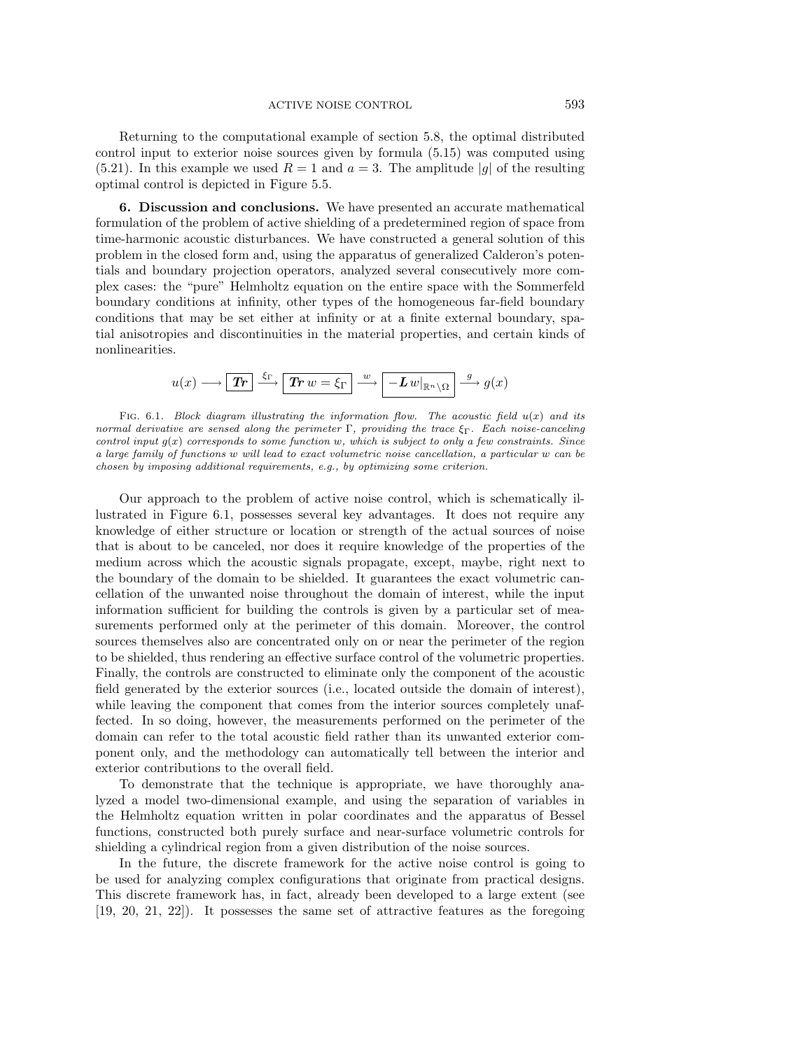Returning to the computational example of section 5.8, the optimal distributed control input to exterior noise sources given by formula (5.15) was computed using (5.21). In this example we used $R = 1$ and $a = 3$. The amplitude $|g|$ of the resulting optimal control is depicted in Figure 5.5.

## 6. Discussion and conclusions.

We have presented an accurate mathematical formulation of the problem of active shielding of a predetermined region of space from time-harmonic acoustic disturbances. We have constructed a general solution of this problem in the closed form and, using the apparatus of generalized Calderon's potentials and boundary projection operators, analyzed several consecutively more complex cases: the "pure" Helmholtz equation on the entire space with the Sommerfeld boundary conditions at infinity, other types of the homogeneous far-field boundary conditions that may be set either at infinity or at a finite external boundary, spatial anisotropies and discontinuities in the material properties, and certain kinds of nonlinearities.

$$u(x) \longrightarrow \boxed{\boldsymbol{Tr}} \xrightarrow{\xi_\Gamma} \boxed{\boldsymbol{Tr}\, w = \xi_\Gamma} \xrightarrow{w} \boxed{-\boldsymbol{L}\, w|_{\mathbb{R}^n \setminus \Omega}} \xrightarrow{g} g(x)$$

*Fig. 6.1. Block diagram illustrating the information flow. The acoustic field $u(x)$ and its normal derivative are sensed along the perimeter $\Gamma$, providing the trace $\xi_\Gamma$. Each noise-canceling control input $g(x)$ corresponds to some function $w$, which is subject to only a few constraints. Since a large family of functions $w$ will lead to exact volumetric noise cancellation, a particular $w$ can be chosen by imposing additional requirements, e.g., by optimizing some criterion.*

Our approach to the problem of active noise control, which is schematically illustrated in Figure 6.1, possesses several key advantages. It does not require any knowledge of either structure or location or strength of the actual sources of noise that is about to be canceled, nor does it require knowledge of the properties of the medium across which the acoustic signals propagate, except, maybe, right next to the boundary of the domain to be shielded. It guarantees the exact volumetric cancellation of the unwanted noise throughout the domain of interest, while the input information sufficient for building the controls is given by a particular set of measurements performed only at the perimeter of this domain. Moreover, the control sources themselves also are concentrated only on or near the perimeter of the region to be shielded, thus rendering an effective surface control of the volumetric properties. Finally, the controls are constructed to eliminate only the component of the acoustic field generated by the exterior sources (i.e., located outside the domain of interest), while leaving the component that comes from the interior sources completely unaffected. In so doing, however, the measurements performed on the perimeter of the domain can refer to the total acoustic field rather than its unwanted exterior component only, and the methodology can automatically tell between the interior and exterior contributions to the overall field.

To demonstrate that the technique is appropriate, we have thoroughly analyzed a model two-dimensional example, and using the separation of variables in the Helmholtz equation written in polar coordinates and the apparatus of Bessel functions, constructed both purely surface and near-surface volumetric controls for shielding a cylindrical region from a given distribution of the noise sources.

In the future, the discrete framework for the active noise control is going to be used for analyzing complex configurations that originate from practical designs. This discrete framework has, in fact, already been developed to a large extent (see [19, 20, 21, 22]). It possesses the same set of attractive features as the foregoing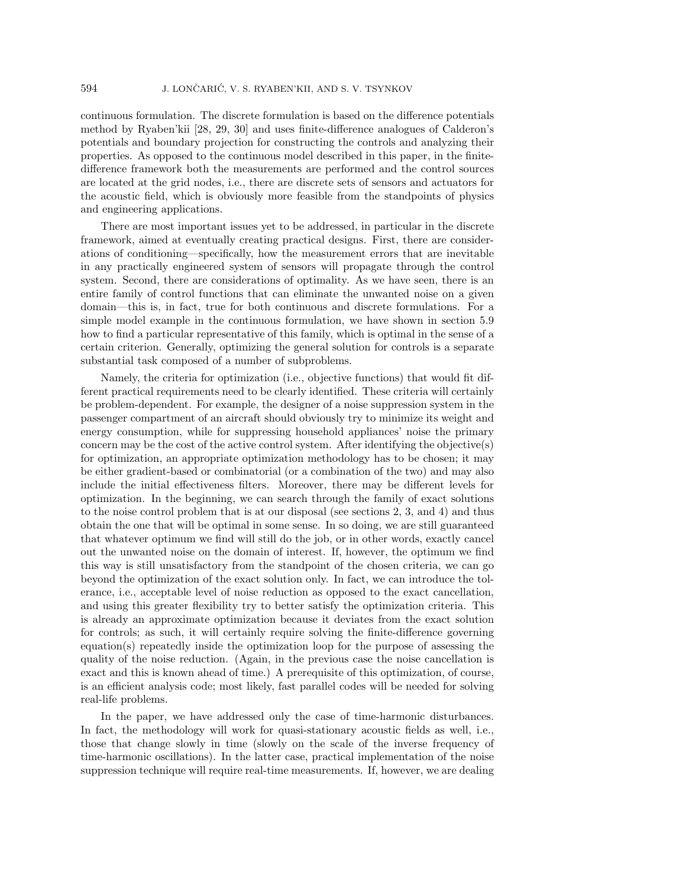continuous formulation. The discrete formulation is based on the difference potentials method by Ryaben'kii [28, 29, 30] and uses finite-difference analogues of Calderon's potentials and boundary projection for constructing the controls and analyzing their properties. As opposed to the continuous model described in this paper, in the finite-difference framework both the measurements are performed and the control sources are located at the grid nodes, i.e., there are discrete sets of sensors and actuators for the acoustic field, which is obviously more feasible from the standpoints of physics and engineering applications.

There are most important issues yet to be addressed, in particular in the discrete framework, aimed at eventually creating practical designs. First, there are considerations of conditioning—specifically, how the measurement errors that are inevitable in any practically engineered system of sensors will propagate through the control system. Second, there are considerations of optimality. As we have seen, there is an entire family of control functions that can eliminate the unwanted noise on a given domain—this is, in fact, true for both continuous and discrete formulations. For a simple model example in the continuous formulation, we have shown in section 5.9 how to find a particular representative of this family, which is optimal in the sense of a certain criterion. Generally, optimizing the general solution for controls is a separate substantial task composed of a number of subproblems.

Namely, the criteria for optimization (i.e., objective functions) that would fit different practical requirements need to be clearly identified. These criteria will certainly be problem-dependent. For example, the designer of a noise suppression system in the passenger compartment of an aircraft should obviously try to minimize its weight and energy consumption, while for suppressing household appliances' noise the primary concern may be the cost of the active control system. After identifying the objective(s) for optimization, an appropriate optimization methodology has to be chosen; it may be either gradient-based or combinatorial (or a combination of the two) and may also include the initial effectiveness filters. Moreover, there may be different levels for optimization. In the beginning, we can search through the family of exact solutions to the noise control problem that is at our disposal (see sections 2, 3, and 4) and thus obtain the one that will be optimal in some sense. In so doing, we are still guaranteed that whatever optimum we find will still do the job, or in other words, exactly cancel out the unwanted noise on the domain of interest. If, however, the optimum we find this way is still unsatisfactory from the standpoint of the chosen criteria, we can go beyond the optimization of the exact solution only. In fact, we can introduce the tolerance, i.e., acceptable level of noise reduction as opposed to the exact cancellation, and using this greater flexibility try to better satisfy the optimization criteria. This is already an approximate optimization because it deviates from the exact solution for controls; as such, it will certainly require solving the finite-difference governing equation(s) repeatedly inside the optimization loop for the purpose of assessing the quality of the noise reduction. (Again, in the previous case the noise cancellation is exact and this is known ahead of time.) A prerequisite of this optimization, of course, is an efficient analysis code; most likely, fast parallel codes will be needed for solving real-life problems.

In the paper, we have addressed only the case of time-harmonic disturbances. In fact, the methodology will work for quasi-stationary acoustic fields as well, i.e., those that change slowly in time (slowly on the scale of the inverse frequency of time-harmonic oscillations). In the latter case, practical implementation of the noise suppression technique will require real-time measurements. If, however, we are dealing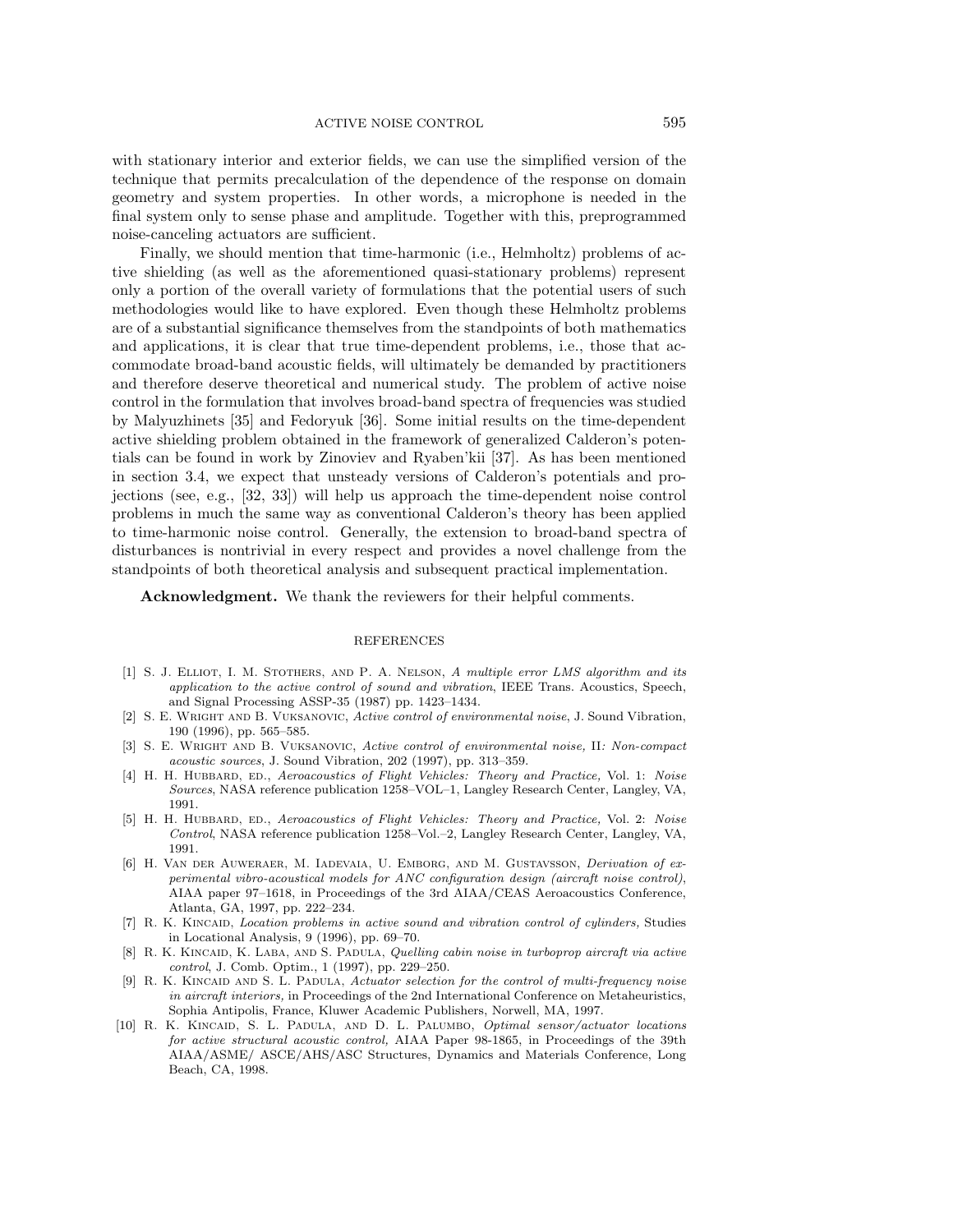with stationary interior and exterior fields, we can use the simplified version of the technique that permits precalculation of the dependence of the response on domain geometry and system properties. In other words, a microphone is needed in the final system only to sense phase and amplitude. Together with this, preprogrammed noise-canceling actuators are sufficient.

Finally, we should mention that time-harmonic (i.e., Helmholtz) problems of active shielding (as well as the aforementioned quasi-stationary problems) represent only a portion of the overall variety of formulations that the potential users of such methodologies would like to have explored. Even though these Helmholtz problems are of a substantial significance themselves from the standpoints of both mathematics and applications, it is clear that true time-dependent problems, i.e., those that accommodate broad-band acoustic fields, will ultimately be demanded by practitioners and therefore deserve theoretical and numerical study. The problem of active noise control in the formulation that involves broad-band spectra of frequencies was studied by Malyuzhinets [35] and Fedoryuk [36]. Some initial results on the time-dependent active shielding problem obtained in the framework of generalized Calderon's potentials can be found in work by Zinoviev and Ryaben'kii [37]. As has been mentioned in section 3.4, we expect that unsteady versions of Calderon's potentials and projections (see, e.g., [32, 33]) will help us approach the time-dependent noise control problems in much the same way as conventional Calderon's theory has been applied to time-harmonic noise control. Generally, the extension to broad-band spectra of disturbances is nontrivial in every respect and provides a novel challenge from the standpoints of both theoretical analysis and subsequent practical implementation.

**Acknowledgment.** We thank the reviewers for their helpful comments.

## REFERENCES

[1] S. J. Elliot, I. M. Stothers, and P. A. Nelson, *A multiple error LMS algorithm and its application to the active control of sound and vibration*, IEEE Trans. Acoustics, Speech, and Signal Processing ASSP-35 (1987) pp. 1423–1434.

[2] S. E. Wright and B. Vuksanovic, *Active control of environmental noise*, J. Sound Vibration, 190 (1996), pp. 565–585.

[3] S. E. Wright and B. Vuksanovic, *Active control of environmental noise,* II*: Non-compact acoustic sources*, J. Sound Vibration, 202 (1997), pp. 313–359.

[4] H. H. Hubbard, ed., *Aeroacoustics of Flight Vehicles: Theory and Practice,* Vol. 1: *Noise Sources*, NASA reference publication 1258–VOL–1, Langley Research Center, Langley, VA, 1991.

[5] H. H. Hubbard, ed., *Aeroacoustics of Flight Vehicles: Theory and Practice,* Vol. 2: *Noise Control*, NASA reference publication 1258–Vol.–2, Langley Research Center, Langley, VA, 1991.

[6] H. Van der Auweraer, M. Iadevaia, U. Emborg, and M. Gustavsson, *Derivation of experimental vibro-acoustical models for ANC configuration design (aircraft noise control)*, AIAA paper 97–1618, in Proceedings of the 3rd AIAA/CEAS Aeroacoustics Conference, Atlanta, GA, 1997, pp. 222–234.

[7] R. K. Kincaid, *Location problems in active sound and vibration control of cylinders,* Studies in Locational Analysis, 9 (1996), pp. 69–70.

[8] R. K. Kincaid, K. Laba, and S. Padula, *Quelling cabin noise in turboprop aircraft via active control*, J. Comb. Optim., 1 (1997), pp. 229–250.

[9] R. K. Kincaid and S. L. Padula, *Actuator selection for the control of multi-frequency noise in aircraft interiors,* in Proceedings of the 2nd International Conference on Metaheuristics, Sophia Antipolis, France, Kluwer Academic Publishers, Norwell, MA, 1997.

[10] R. K. Kincaid, S. L. Padula, and D. L. Palumbo, *Optimal sensor/actuator locations for active structural acoustic control,* AIAA Paper 98-1865, in Proceedings of the 39th AIAA/ASME/ ASCE/AHS/ASC Structures, Dynamics and Materials Conference, Long Beach, CA, 1998.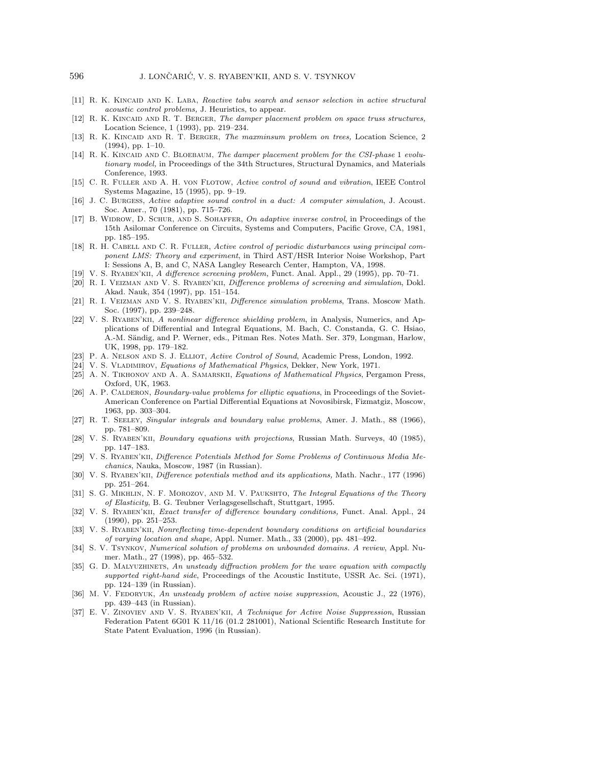[11] R. K. Kincaid and K. Laba, *Reactive tabu search and sensor selection in active structural acoustic control problems,* J. Heuristics, to appear.

[12] R. K. Kincaid and R. T. Berger, *The damper placement problem on space truss structures,* Location Science, 1 (1993), pp. 219–234.

[13] R. K. Kincaid and R. T. Berger, *The maxminsum problem on trees,* Location Science, 2 (1994), pp. 1–10.

[14] R. K. Kincaid and C. Bloebaum, *The damper placement problem for the CSI-phase* 1 *evolutionary model,* in Proceedings of the 34th Structures, Structural Dynamics, and Materials Conference, 1993.

[15] C. R. Fuller and A. H. von Flotow, *Active control of sound and vibration*, IEEE Control Systems Magazine, 15 (1995), pp. 9–19.

[16] J. C. Burgess, *Active adaptive sound control in a duct: A computer simulation*, J. Acoust. Soc. Amer., 70 (1981), pp. 715–726.

[17] B. Widrow, D. Schur, and S. Sohaffer, *On adaptive inverse control*, in Proceedings of the 15th Asilomar Conference on Circuits, Systems and Computers, Pacific Grove, CA, 1981, pp. 185–195.

[18] R. H. Cabell and C. R. Fuller, *Active control of periodic disturbances using principal component LMS: Theory and experiment*, in Third AST/HSR Interior Noise Workshop, Part I: Sessions A, B, and C, NASA Langley Research Center, Hampton, VA, 1998.

[19] V. S. Ryaben'kii, *A difference screening problem,* Funct. Anal. Appl., 29 (1995), pp. 70–71.

[20] R. I. Veizman and V. S. Ryaben'kii, *Difference problems of screening and simulation*, Dokl. Akad. Nauk, 354 (1997), pp. 151–154.

[21] R. I. Veizman and V. S. Ryaben'kii, *Difference simulation problems*, Trans. Moscow Math. Soc. (1997), pp. 239–248.

[22] V. S. Ryaben'kii, *A nonlinear difference shielding problem*, in Analysis, Numerics, and Applications of Differential and Integral Equations, M. Bach, C. Constanda, G. C. Hsiao, A.-M. Sändig, and P. Werner, eds., Pitman Res. Notes Math. Ser. 379, Longman, Harlow, UK, 1998, pp. 179–182.

[23] P. A. Nelson and S. J. Elliot, *Active Control of Sound*, Academic Press, London, 1992.

[24] V. S. Vladimirov, *Equations of Mathematical Physics*, Dekker, New York, 1971.

[25] A. N. Tikhonov and A. A. Samarskii, *Equations of Mathematical Physics*, Pergamon Press, Oxford, UK, 1963.

[26] A. P. Calderon, *Boundary-value problems for elliptic equations*, in Proceedings of the Soviet-American Conference on Partial Differential Equations at Novosibirsk, Fizmatgiz, Moscow, 1963, pp. 303–304.

[27] R. T. Seeley, *Singular integrals and boundary value problems*, Amer. J. Math., 88 (1966), pp. 781–809.

[28] V. S. Ryaben'kii, *Boundary equations with projections*, Russian Math. Surveys, 40 (1985), pp. 147–183.

[29] V. S. Ryaben'kii, *Difference Potentials Method for Some Problems of Continuous Media Mechanics*, Nauka, Moscow, 1987 (in Russian).

[30] V. S. Ryaben'kii, *Difference potentials method and its applications,* Math. Nachr., 177 (1996) pp. 251–264.

[31] S. G. Mikhlin, N. F. Morozov, and M. V. Paukshto, *The Integral Equations of the Theory of Elasticity*, B. G. Teubner Verlagsgesellschaft, Stuttgart, 1995.

[32] V. S. Ryaben'kii, *Exact transfer of difference boundary conditions,* Funct. Anal. Appl., 24 (1990), pp. 251–253.

[33] V. S. Ryaben'kii, *Nonreflecting time-dependent boundary conditions on artificial boundaries of varying location and shape,* Appl. Numer. Math., 33 (2000), pp. 481–492.

[34] S. V. Tsynkov, *Numerical solution of problems on unbounded domains. A review*, Appl. Numer. Math., 27 (1998), pp. 465–532.

[35] G. D. Malyuzhinets, *An unsteady diffraction problem for the wave equation with compactly supported right-hand side*, Proceedings of the Acoustic Institute, USSR Ac. Sci. (1971), pp. 124–139 (in Russian).

[36] M. V. Fedoryuk, *An unsteady problem of active noise suppression*, Acoustic J., 22 (1976), pp. 439–443 (in Russian).

[37] E. V. Zinoviev and V. S. Ryaben'kii, *A Technique for Active Noise Suppression*, Russian Federation Patent 6G01 K 11/16 (01.2 281001), National Scientific Research Institute for State Patent Evaluation, 1996 (in Russian).